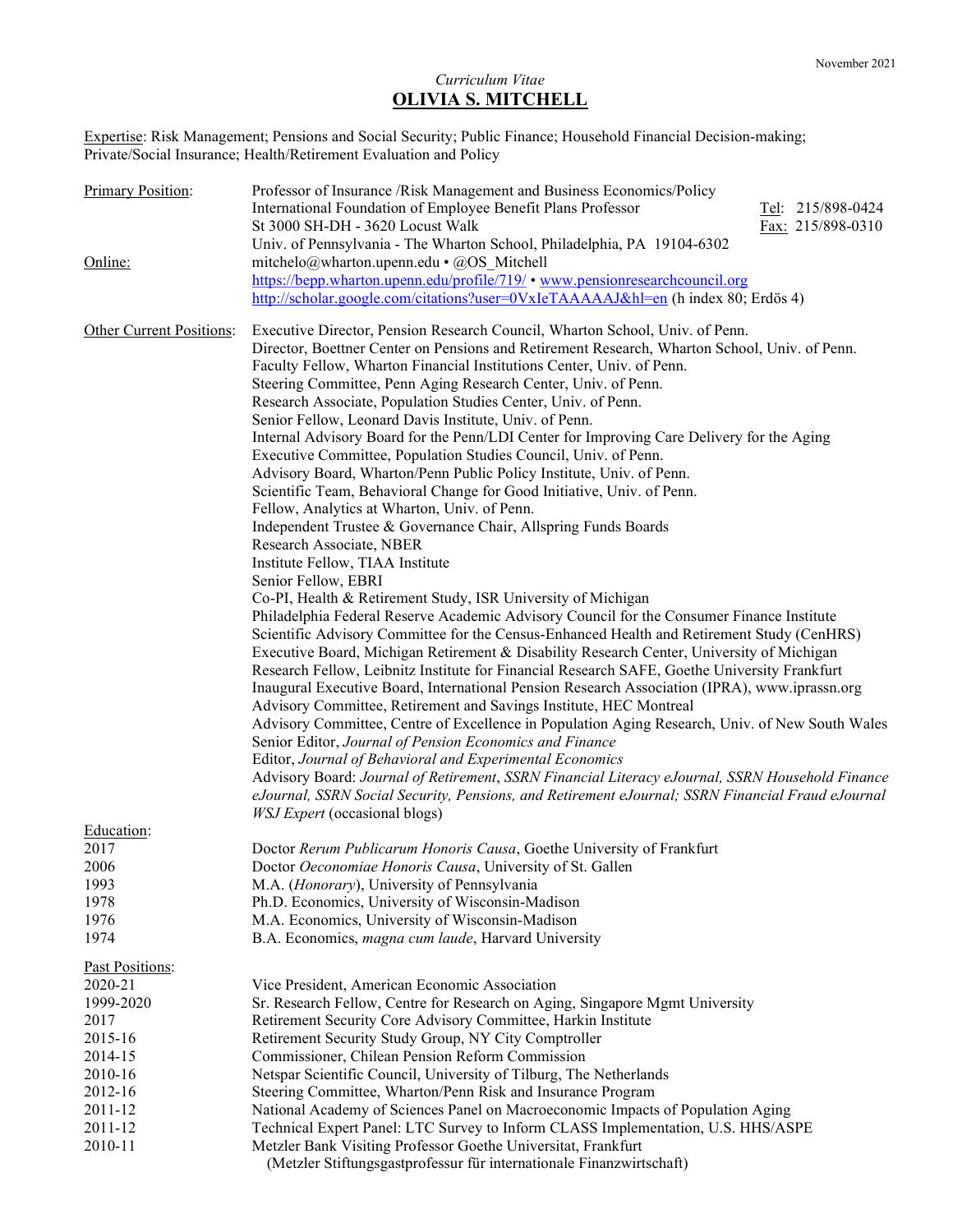November 2021

*Curriculum Vitae*

# OLIVIA S. MITCHELL

Expertise: Risk Management; Pensions and Social Security; Public Finance; Household Financial Decision-making; Private/Social Insurance; Health/Retirement Evaluation and Policy

**Primary Position:**
Professor of Insurance /Risk Management and Business Economics/Policy
International Foundation of Employee Benefit Plans Professor
St 3000 SH-DH - 3620 Locust Walk
Univ. of Pennsylvania - The Wharton School, Philadelphia, PA 19104-6302

Tel: 215/898-0424
Fax: 215/898-0310

**Online:**
mitchelo@wharton.upenn.edu • @OS_Mitchell
https://bepp.wharton.upenn.edu/profile/719/ • www.pensionresearchcouncil.org
http://scholar.google.com/citations?user=0VxIeTAAAAAJ&hl=en (h index 80; Erdös 4)

**Other Current Positions:**
Executive Director, Pension Research Council, Wharton School, Univ. of Penn.
Director, Boettner Center on Pensions and Retirement Research, Wharton School, Univ. of Penn.
Faculty Fellow, Wharton Financial Institutions Center, Univ. of Penn.
Steering Committee, Penn Aging Research Center, Univ. of Penn.
Research Associate, Population Studies Center, Univ. of Penn.
Senior Fellow, Leonard Davis Institute, Univ. of Penn.
Internal Advisory Board for the Penn/LDI Center for Improving Care Delivery for the Aging
Executive Committee, Population Studies Council, Univ. of Penn.
Advisory Board, Wharton/Penn Public Policy Institute, Univ. of Penn.
Scientific Team, Behavioral Change for Good Initiative, Univ. of Penn.
Fellow, Analytics at Wharton, Univ. of Penn.
Independent Trustee & Governance Chair, Allspring Funds Boards
Research Associate, NBER
Institute Fellow, TIAA Institute
Senior Fellow, EBRI
Co-PI, Health & Retirement Study, ISR University of Michigan
Philadelphia Federal Reserve Academic Advisory Council for the Consumer Finance Institute
Scientific Advisory Committee for the Census-Enhanced Health and Retirement Study (CenHRS)
Executive Board, Michigan Retirement & Disability Research Center, University of Michigan
Research Fellow, Leibnitz Institute for Financial Research SAFE, Goethe University Frankfurt
Inaugural Executive Board, International Pension Research Association (IPRA), www.iprassn.org
Advisory Committee, Retirement and Savings Institute, HEC Montreal
Advisory Committee, Centre of Excellence in Population Aging Research, Univ. of New South Wales
Senior Editor, *Journal of Pension Economics and Finance*
Editor, *Journal of Behavioral and Experimental Economics*
Advisory Board: *Journal of Retirement*, *SSRN Financial Literacy eJournal, SSRN Household Finance eJournal, SSRN Social Security, Pensions, and Retirement eJournal; SSRN Financial Fraud eJournal*
*WSJ Expert* (occasional blogs)

**Education:**

| | |
|---|---|
| 2017 | Doctor *Rerum Publicarum Honoris Causa*, Goethe University of Frankfurt |
| 2006 | Doctor *Oeconomiae Honoris Causa*, University of St. Gallen |
| 1993 | M.A. (*Honorary*), University of Pennsylvania |
| 1978 | Ph.D. Economics, University of Wisconsin-Madison |
| 1976 | M.A. Economics, University of Wisconsin-Madison |
| 1974 | B.A. Economics, *magna cum laude*, Harvard University |

**Past Positions:**

| | |
|---|---|
| 2020-21 | Vice President, American Economic Association |
| 1999-2020 | Sr. Research Fellow, Centre for Research on Aging, Singapore Mgmt University |
| 2017 | Retirement Security Core Advisory Committee, Harkin Institute |
| 2015-16 | Retirement Security Study Group, NY City Comptroller |
| 2014-15 | Commissioner, Chilean Pension Reform Commission |
| 2010-16 | Netspar Scientific Council, University of Tilburg, The Netherlands |
| 2012-16 | Steering Committee, Wharton/Penn Risk and Insurance Program |
| 2011-12 | National Academy of Sciences Panel on Macroeconomic Impacts of Population Aging |
| 2011-12 | Technical Expert Panel: LTC Survey to Inform CLASS Implementation, U.S. HHS/ASPE |
| 2010-11 | Metzler Bank Visiting Professor Goethe Universitat, Frankfurt (Metzler Stiftungsgastprofessur für internationale Finanzwirtschaft) |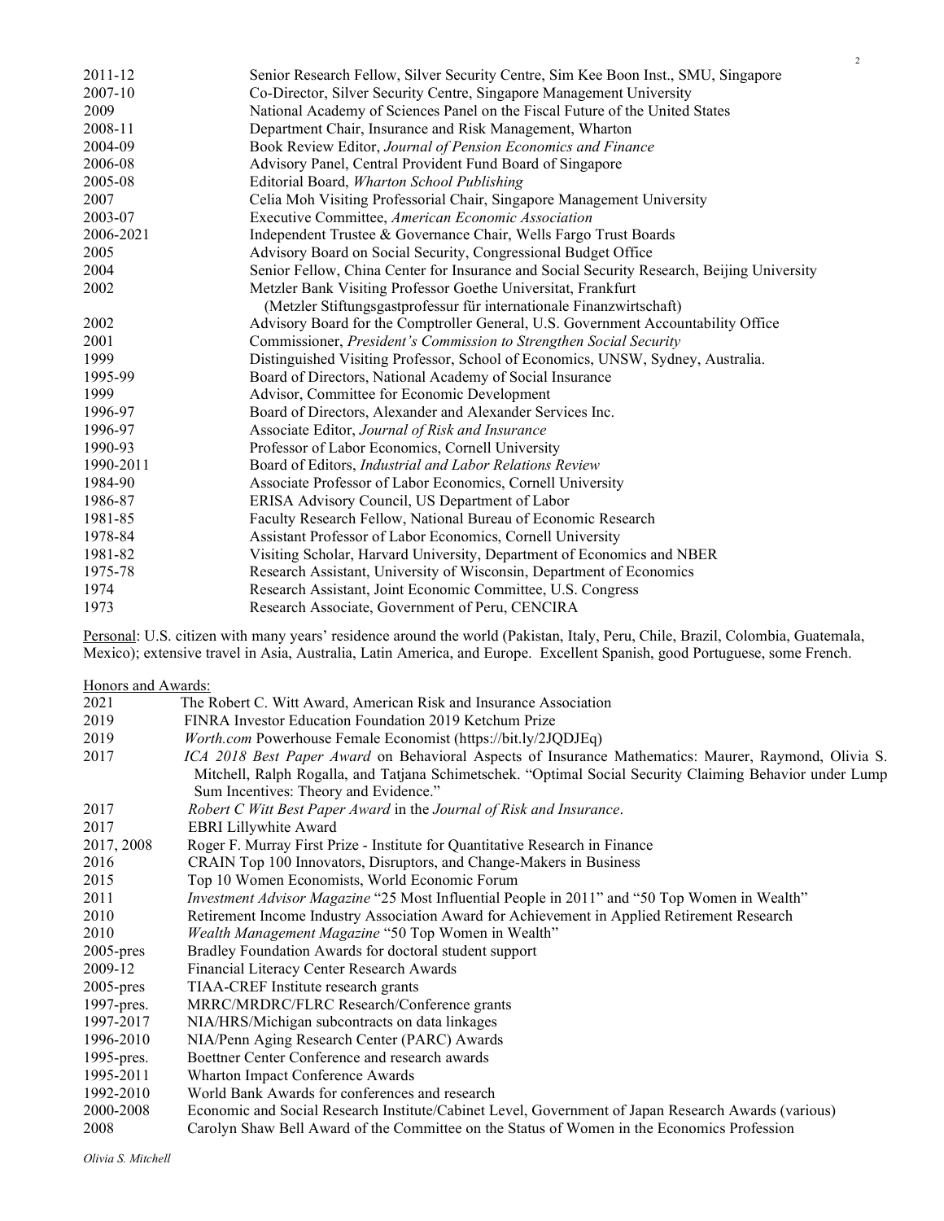| | |
|---|---|
| 2011-12 | Senior Research Fellow, Silver Security Centre, Sim Kee Boon Inst., SMU, Singapore |
| 2007-10 | Co-Director, Silver Security Centre, Singapore Management University |
| 2009 | National Academy of Sciences Panel on the Fiscal Future of the United States |
| 2008-11 | Department Chair, Insurance and Risk Management, Wharton |
| 2004-09 | Book Review Editor, *Journal of Pension Economics and Finance* |
| 2006-08 | Advisory Panel, Central Provident Fund Board of Singapore |
| 2005-08 | Editorial Board, *Wharton School Publishing* |
| 2007 | Celia Moh Visiting Professorial Chair, Singapore Management University |
| 2003-07 | Executive Committee, *American Economic Association* |
| 2006-2021 | Independent Trustee & Governance Chair, Wells Fargo Trust Boards |
| 2005 | Advisory Board on Social Security, Congressional Budget Office |
| 2004 | Senior Fellow, China Center for Insurance and Social Security Research, Beijing University |
| 2002 | Metzler Bank Visiting Professor Goethe Universitat, Frankfurt (Metzler Stiftungsgastprofessur für internationale Finanzwirtschaft) |
| 2002 | Advisory Board for the Comptroller General, U.S. Government Accountability Office |
| 2001 | Commissioner, *President's Commission to Strengthen Social Security* |
| 1999 | Distinguished Visiting Professor, School of Economics, UNSW, Sydney, Australia. |
| 1995-99 | Board of Directors, National Academy of Social Insurance |
| 1999 | Advisor, Committee for Economic Development |
| 1996-97 | Board of Directors, Alexander and Alexander Services Inc. |
| 1996-97 | Associate Editor, *Journal of Risk and Insurance* |
| 1990-93 | Professor of Labor Economics, Cornell University |
| 1990-2011 | Board of Editors, *Industrial and Labor Relations Review* |
| 1984-90 | Associate Professor of Labor Economics, Cornell University |
| 1986-87 | ERISA Advisory Council, US Department of Labor |
| 1981-85 | Faculty Research Fellow, National Bureau of Economic Research |
| 1978-84 | Assistant Professor of Labor Economics, Cornell University |
| 1981-82 | Visiting Scholar, Harvard University, Department of Economics and NBER |
| 1975-78 | Research Assistant, University of Wisconsin, Department of Economics |
| 1974 | Research Assistant, Joint Economic Committee, U.S. Congress |
| 1973 | Research Associate, Government of Peru, CENCIRA |

Personal: U.S. citizen with many years' residence around the world (Pakistan, Italy, Peru, Chile, Brazil, Colombia, Guatemala, Mexico); extensive travel in Asia, Australia, Latin America, and Europe. Excellent Spanish, good Portuguese, some French.

Honors and Awards:

| | |
|---|---|
| 2021 | The Robert C. Witt Award, American Risk and Insurance Association |
| 2019 | FINRA Investor Education Foundation 2019 Ketchum Prize |
| 2019 | *Worth.com* Powerhouse Female Economist (https://bit.ly/2JQDJEq) |
| 2017 | *ICA 2018 Best Paper Award* on Behavioral Aspects of Insurance Mathematics: Maurer, Raymond, Olivia S. Mitchell, Ralph Rogalla, and Tatjana Schimetschek. "Optimal Social Security Claiming Behavior under Lump Sum Incentives: Theory and Evidence." |
| 2017 | *Robert C Witt Best Paper Award* in the *Journal of Risk and Insurance*. |
| 2017 | EBRI Lillywhite Award |
| 2017, 2008 | Roger F. Murray First Prize - Institute for Quantitative Research in Finance |
| 2016 | CRAIN Top 100 Innovators, Disruptors, and Change-Makers in Business |
| 2015 | Top 10 Women Economists, World Economic Forum |
| 2011 | *Investment Advisor Magazine* "25 Most Influential People in 2011" and "50 Top Women in Wealth" |
| 2010 | Retirement Income Industry Association Award for Achievement in Applied Retirement Research |
| 2010 | *Wealth Management Magazine* "50 Top Women in Wealth" |
| 2005-pres | Bradley Foundation Awards for doctoral student support |
| 2009-12 | Financial Literacy Center Research Awards |
| 2005-pres | TIAA-CREF Institute research grants |
| 1997-pres. | MRRC/MRDRC/FLRC Research/Conference grants |
| 1997-2017 | NIA/HRS/Michigan subcontracts on data linkages |
| 1996-2010 | NIA/Penn Aging Research Center (PARC) Awards |
| 1995-pres. | Boettner Center Conference and research awards |
| 1995-2011 | Wharton Impact Conference Awards |
| 1992-2010 | World Bank Awards for conferences and research |
| 2000-2008 | Economic and Social Research Institute/Cabinet Level, Government of Japan Research Awards (various) |
| 2008 | Carolyn Shaw Bell Award of the Committee on the Status of Women in the Economics Profession |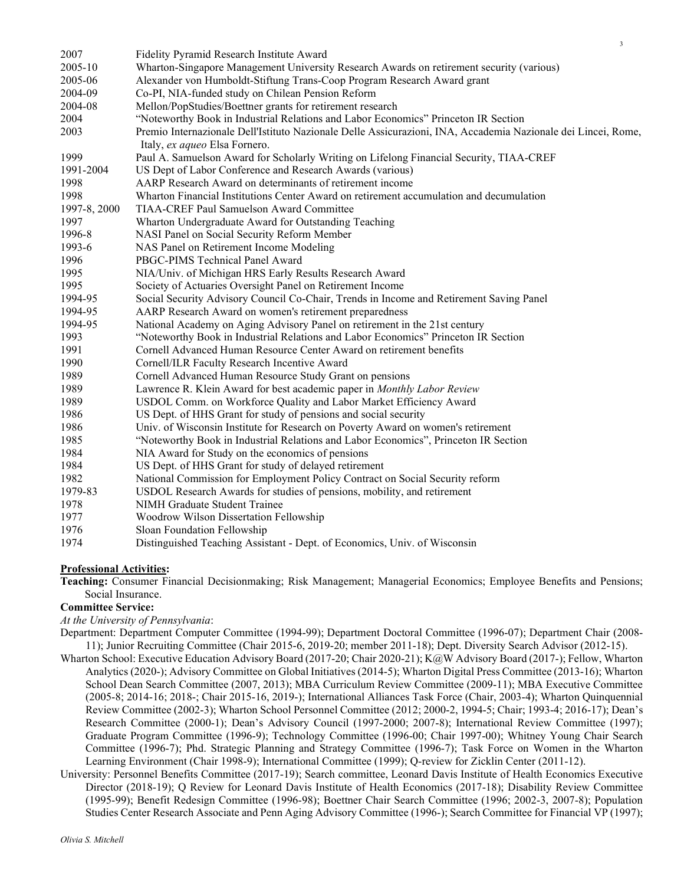| | |
|---|---|
| 2007 | Fidelity Pyramid Research Institute Award |
| 2005-10 | Wharton-Singapore Management University Research Awards on retirement security (various) |
| 2005-06 | Alexander von Humboldt-Stiftung Trans-Coop Program Research Award grant |
| 2004-09 | Co-PI, NIA-funded study on Chilean Pension Reform |
| 2004-08 | Mellon/PopStudies/Boettner grants for retirement research |
| 2004 | "Noteworthy Book in Industrial Relations and Labor Economics" Princeton IR Section |
| 2003 | Premio Internazionale Dell'Istituto Nazionale Delle Assicurazioni, INA, Accademia Nazionale dei Lincei, Rome, Italy, *ex aequo* Elsa Fornero. |
| 1999 | Paul A. Samuelson Award for Scholarly Writing on Lifelong Financial Security, TIAA-CREF |
| 1991-2004 | US Dept of Labor Conference and Research Awards (various) |
| 1998 | AARP Research Award on determinants of retirement income |
| 1998 | Wharton Financial Institutions Center Award on retirement accumulation and decumulation |
| 1997-8, 2000 | TIAA-CREF Paul Samuelson Award Committee |
| 1997 | Wharton Undergraduate Award for Outstanding Teaching |
| 1996-8 | NASI Panel on Social Security Reform Member |
| 1993-6 | NAS Panel on Retirement Income Modeling |
| 1996 | PBGC-PIMS Technical Panel Award |
| 1995 | NIA/Univ. of Michigan HRS Early Results Research Award |
| 1995 | Society of Actuaries Oversight Panel on Retirement Income |
| 1994-95 | Social Security Advisory Council Co-Chair, Trends in Income and Retirement Saving Panel |
| 1994-95 | AARP Research Award on women's retirement preparedness |
| 1994-95 | National Academy on Aging Advisory Panel on retirement in the 21st century |
| 1993 | "Noteworthy Book in Industrial Relations and Labor Economics" Princeton IR Section |
| 1991 | Cornell Advanced Human Resource Center Award on retirement benefits |
| 1990 | Cornell/ILR Faculty Research Incentive Award |
| 1989 | Cornell Advanced Human Resource Study Grant on pensions |
| 1989 | Lawrence R. Klein Award for best academic paper in *Monthly Labor Review* |
| 1989 | USDOL Comm. on Workforce Quality and Labor Market Efficiency Award |
| 1986 | US Dept. of HHS Grant for study of pensions and social security |
| 1986 | Univ. of Wisconsin Institute for Research on Poverty Award on women's retirement |
| 1985 | "Noteworthy Book in Industrial Relations and Labor Economics", Princeton IR Section |
| 1984 | NIA Award for Study on the economics of pensions |
| 1984 | US Dept. of HHS Grant for study of delayed retirement |
| 1982 | National Commission for Employment Policy Contract on Social Security reform |
| 1979-83 | USDOL Research Awards for studies of pensions, mobility, and retirement |
| 1978 | NIMH Graduate Student Trainee |
| 1977 | Woodrow Wilson Dissertation Fellowship |
| 1976 | Sloan Foundation Fellowship |
| 1974 | Distinguished Teaching Assistant - Dept. of Economics, Univ. of Wisconsin |

**Professional Activities:**

**Teaching:** Consumer Financial Decisionmaking; Risk Management; Managerial Economics; Employee Benefits and Pensions; Social Insurance.

**Committee Service:**

*At the University of Pennsylvania*:

Department: Department Computer Committee (1994-99); Department Doctoral Committee (1996-07); Department Chair (2008-11); Junior Recruiting Committee (Chair 2015-6, 2019-20; member 2011-18); Dept. Diversity Search Advisor (2012-15).

Wharton School: Executive Education Advisory Board (2017-20; Chair 2020-21); K@W Advisory Board (2017-); Fellow, Wharton Analytics (2020-); Advisory Committee on Global Initiatives (2014-5); Wharton Digital Press Committee (2013-16); Wharton School Dean Search Committee (2007, 2013); MBA Curriculum Review Committee (2009-11); MBA Executive Committee (2005-8; 2014-16; 2018-; Chair 2015-16, 2019-); International Alliances Task Force (Chair, 2003-4); Wharton Quinquennial Review Committee (2002-3); Wharton School Personnel Committee (2012; 2000-2, 1994-5; Chair; 1993-4; 2016-17); Dean's Research Committee (2000-1); Dean's Advisory Council (1997-2000; 2007-8); International Review Committee (1997); Graduate Program Committee (1996-9); Technology Committee (1996-00; Chair 1997-00); Whitney Young Chair Search Committee (1996-7); Phd. Strategic Planning and Strategy Committee (1996-7); Task Force on Women in the Wharton Learning Environment (Chair 1998-9); International Committee (1999); Q-review for Zicklin Center (2011-12).

University: Personnel Benefits Committee (2017-19); Search committee, Leonard Davis Institute of Health Economics Executive Director (2018-19); Q Review for Leonard Davis Institute of Health Economics (2017-18); Disability Review Committee (1995-99); Benefit Redesign Committee (1996-98); Boettner Chair Search Committee (1996; 2002-3, 2007-8); Population Studies Center Research Associate and Penn Aging Advisory Committee (1996-); Search Committee for Financial VP (1997);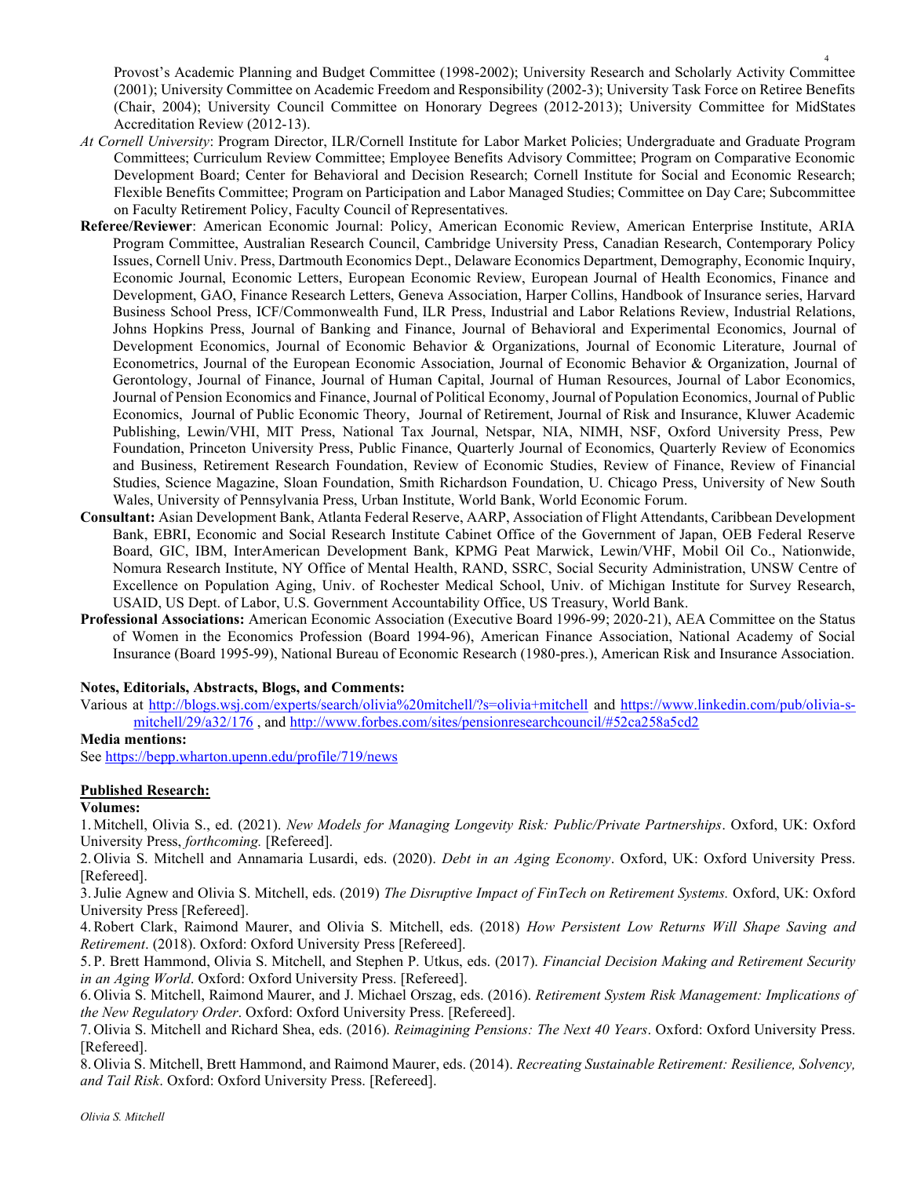Provost's Academic Planning and Budget Committee (1998-2002); University Research and Scholarly Activity Committee (2001); University Committee on Academic Freedom and Responsibility (2002-3); University Task Force on Retiree Benefits (Chair, 2004); University Council Committee on Honorary Degrees (2012-2013); University Committee for MidStates Accreditation Review (2012-13).

*At Cornell University*: Program Director, ILR/Cornell Institute for Labor Market Policies; Undergraduate and Graduate Program Committees; Curriculum Review Committee; Employee Benefits Advisory Committee; Program on Comparative Economic Development Board; Center for Behavioral and Decision Research; Cornell Institute for Social and Economic Research; Flexible Benefits Committee; Program on Participation and Labor Managed Studies; Committee on Day Care; Subcommittee on Faculty Retirement Policy, Faculty Council of Representatives.

**Referee/Reviewer**: American Economic Journal: Policy, American Economic Review, American Enterprise Institute, ARIA Program Committee, Australian Research Council, Cambridge University Press, Canadian Research, Contemporary Policy Issues, Cornell Univ. Press, Dartmouth Economics Dept., Delaware Economics Department, Demography, Economic Inquiry, Economic Journal, Economic Letters, European Economic Review, European Journal of Health Economics, Finance and Development, GAO, Finance Research Letters, Geneva Association, Harper Collins, Handbook of Insurance series, Harvard Business School Press, ICF/Commonwealth Fund, ILR Press, Industrial and Labor Relations Review, Industrial Relations, Johns Hopkins Press, Journal of Banking and Finance, Journal of Behavioral and Experimental Economics, Journal of Development Economics, Journal of Economic Behavior & Organizations, Journal of Economic Literature, Journal of Econometrics, Journal of the European Economic Association, Journal of Economic Behavior & Organization, Journal of Gerontology, Journal of Finance, Journal of Human Capital, Journal of Human Resources, Journal of Labor Economics, Journal of Pension Economics and Finance, Journal of Political Economy, Journal of Population Economics, Journal of Public Economics, Journal of Public Economic Theory, Journal of Retirement, Journal of Risk and Insurance, Kluwer Academic Publishing, Lewin/VHI, MIT Press, National Tax Journal, Netspar, NIA, NIMH, NSF, Oxford University Press, Pew Foundation, Princeton University Press, Public Finance, Quarterly Journal of Economics, Quarterly Review of Economics and Business, Retirement Research Foundation, Review of Economic Studies, Review of Finance, Review of Financial Studies, Science Magazine, Sloan Foundation, Smith Richardson Foundation, U. Chicago Press, University of New South Wales, University of Pennsylvania Press, Urban Institute, World Bank, World Economic Forum.

**Consultant:** Asian Development Bank, Atlanta Federal Reserve, AARP, Association of Flight Attendants, Caribbean Development Bank, EBRI, Economic and Social Research Institute Cabinet Office of the Government of Japan, OEB Federal Reserve Board, GIC, IBM, InterAmerican Development Bank, KPMG Peat Marwick, Lewin/VHF, Mobil Oil Co., Nationwide, Nomura Research Institute, NY Office of Mental Health, RAND, SSRC, Social Security Administration, UNSW Centre of Excellence on Population Aging, Univ. of Rochester Medical School, Univ. of Michigan Institute for Survey Research, USAID, US Dept. of Labor, U.S. Government Accountability Office, US Treasury, World Bank.

**Professional Associations:** American Economic Association (Executive Board 1996-99; 2020-21), AEA Committee on the Status of Women in the Economics Profession (Board 1994-96), American Finance Association, National Academy of Social Insurance (Board 1995-99), National Bureau of Economic Research (1980-pres.), American Risk and Insurance Association.

**Notes, Editorials, Abstracts, Blogs, and Comments:**

Various at http://blogs.wsj.com/experts/search/olivia%20mitchell/?s=olivia+mitchell and https://www.linkedin.com/pub/olivia-s-mitchell/29/a32/176 , and http://www.forbes.com/sites/pensionresearchcouncil/#52ca258a5cd2

**Media mentions:**

See https://bepp.wharton.upenn.edu/profile/719/news

**Published Research:**

**Volumes:**

1. Mitchell, Olivia S., ed. (2021). *New Models for Managing Longevity Risk: Public/Private Partnerships*. Oxford, UK: Oxford University Press, *forthcoming.* [Refereed].
2. Olivia S. Mitchell and Annamaria Lusardi, eds. (2020). *Debt in an Aging Economy*. Oxford, UK: Oxford University Press. [Refereed].
3. Julie Agnew and Olivia S. Mitchell, eds. (2019) *The Disruptive Impact of FinTech on Retirement Systems.* Oxford, UK: Oxford University Press [Refereed].
4. Robert Clark, Raimond Maurer, and Olivia S. Mitchell, eds. (2018) *How Persistent Low Returns Will Shape Saving and Retirement*. (2018). Oxford: Oxford University Press [Refereed].
5. P. Brett Hammond, Olivia S. Mitchell, and Stephen P. Utkus, eds. (2017). *Financial Decision Making and Retirement Security in an Aging World*. Oxford: Oxford University Press. [Refereed].
6. Olivia S. Mitchell, Raimond Maurer, and J. Michael Orszag, eds. (2016). *Retirement System Risk Management: Implications of the New Regulatory Order*. Oxford: Oxford University Press. [Refereed].
7. Olivia S. Mitchell and Richard Shea, eds. (2016). *Reimagining Pensions: The Next 40 Years*. Oxford: Oxford University Press. [Refereed].
8. Olivia S. Mitchell, Brett Hammond, and Raimond Maurer, eds. (2014). *Recreating Sustainable Retirement: Resilience, Solvency, and Tail Risk*. Oxford: Oxford University Press. [Refereed].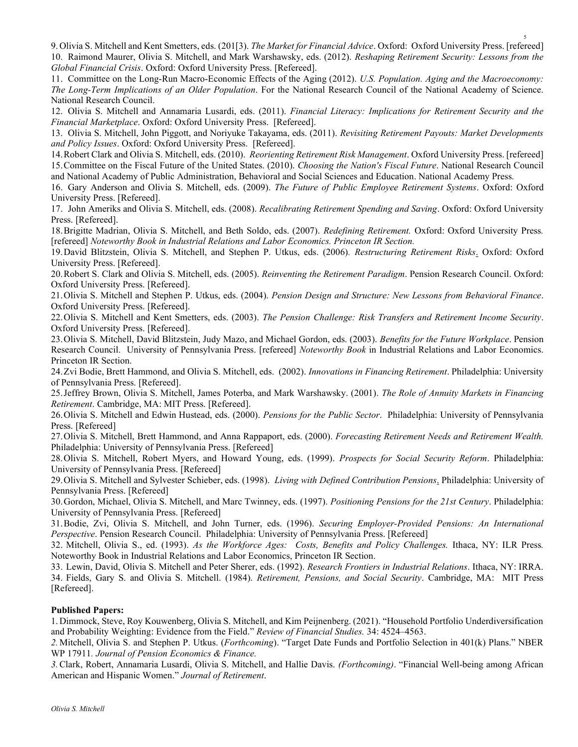9. Olivia S. Mitchell and Kent Smetters, eds. (201[3). *The Market for Financial Advice*. Oxford: Oxford University Press. [refereed]

10. Raimond Maurer, Olivia S. Mitchell, and Mark Warshawsky, eds. (2012). *Reshaping Retirement Security: Lessons from the Global Financial Crisis*. Oxford: Oxford University Press. [Refereed].

11. Committee on the Long-Run Macro-Economic Effects of the Aging (2012). *U.S. Population. Aging and the Macroeconomy: The Long-Term Implications of an Older Population*. For the National Research Council of the National Academy of Science. National Research Council.

12. Olivia S. Mitchell and Annamaria Lusardi, eds. (2011). *Financial Literacy: Implications for Retirement Security and the Financial Marketplace*. Oxford: Oxford University Press. [Refereed].

13. Olivia S. Mitchell, John Piggott, and Noriyuke Takayama, eds. (2011). *Revisiting Retirement Payouts: Market Developments and Policy Issues*. Oxford: Oxford University Press. [Refereed].

14. Robert Clark and Olivia S. Mitchell, eds. (2010). *Reorienting Retirement Risk Management*. Oxford University Press. [refereed]

15. Committee on the Fiscal Future of the United States. (2010). *Choosing the Nation's Fiscal Future*. National Research Council and National Academy of Public Administration, Behavioral and Social Sciences and Education. National Academy Press.

16. Gary Anderson and Olivia S. Mitchell, eds. (2009). *The Future of Public Employee Retirement Systems*. Oxford: Oxford University Press. [Refereed].

17. John Ameriks and Olivia S. Mitchell, eds. (2008). *Recalibrating Retirement Spending and Saving*. Oxford: Oxford University Press. [Refereed].

18. Brigitte Madrian, Olivia S. Mitchell, and Beth Soldo, eds. (2007). *Redefining Retirement.* Oxford: Oxford University Press. [refereed] *Noteworthy Book in Industrial Relations and Labor Economics. Princeton IR Section.*

19. David Blitzstein, Olivia S. Mitchell, and Stephen P. Utkus, eds. (2006). *Restructuring Retirement Risks*. Oxford: Oxford University Press. [Refereed].

20. Robert S. Clark and Olivia S. Mitchell, eds. (2005). *Reinventing the Retirement Paradigm*. Pension Research Council. Oxford: Oxford University Press. [Refereed].

21. Olivia S. Mitchell and Stephen P. Utkus, eds. (2004). *Pension Design and Structure: New Lessons from Behavioral Finance*. Oxford University Press. [Refereed].

22. Olivia S. Mitchell and Kent Smetters, eds. (2003). *The Pension Challenge: Risk Transfers and Retirement Income Security*. Oxford University Press. [Refereed].

23. Olivia S. Mitchell, David Blitzstein, Judy Mazo, and Michael Gordon, eds. (2003). *Benefits for the Future Workplace*. Pension Research Council. University of Pennsylvania Press. [refereed] *Noteworthy Book* in Industrial Relations and Labor Economics. Princeton IR Section.

24. Zvi Bodie, Brett Hammond, and Olivia S. Mitchell, eds. (2002). *Innovations in Financing Retirement*. Philadelphia: University of Pennsylvania Press. [Refereed].

25. Jeffrey Brown, Olivia S. Mitchell, James Poterba, and Mark Warshawsky. (2001). *The Role of Annuity Markets in Financing Retirement*. Cambridge, MA: MIT Press. [Refereed].

26. Olivia S. Mitchell and Edwin Hustead, eds. (2000). *Pensions for the Public Sector*. Philadelphia: University of Pennsylvania Press. [Refereed]

27. Olivia S. Mitchell, Brett Hammond, and Anna Rappaport, eds. (2000). *Forecasting Retirement Needs and Retirement Wealth.* Philadelphia: University of Pennsylvania Press. [Refereed]

28. Olivia S. Mitchell, Robert Myers, and Howard Young, eds. (1999). *Prospects for Social Security Reform*. Philadelphia: University of Pennsylvania Press. [Refereed]

29. Olivia S. Mitchell and Sylvester Schieber, eds. (1998). *Living with Defined Contribution Pensions*. Philadelphia: University of Pennsylvania Press. [Refereed]

30. Gordon, Michael, Olivia S. Mitchell, and Marc Twinney, eds. (1997). *Positioning Pensions for the 21st Century*. Philadelphia: University of Pennsylvania Press. [Refereed]

31. Bodie, Zvi, Olivia S. Mitchell, and John Turner, eds. (1996). *Securing Employer-Provided Pensions: An International Perspective*. Pension Research Council. Philadelphia: University of Pennsylvania Press. [Refereed]

32. Mitchell, Olivia S., ed. (1993). *As the Workforce Ages: Costs, Benefits and Policy Challenges.* Ithaca, NY: ILR Press. Noteworthy Book in Industrial Relations and Labor Economics, Princeton IR Section.

33. Lewin, David, Olivia S. Mitchell and Peter Sherer, eds. (1992). *Research Frontiers in Industrial Relations*. Ithaca, NY: IRRA.

34. Fields, Gary S. and Olivia S. Mitchell. (1984). *Retirement, Pensions, and Social Security*. Cambridge, MA: MIT Press [Refereed].

**Published Papers:**

1. Dimmock, Steve, Roy Kouwenberg, Olivia S. Mitchell, and Kim Peijnenberg. (2021). "Household Portfolio Underdiversification and Probability Weighting: Evidence from the Field." *Review of Financial Studies.* 34: 4524–4563.

*2.* Mitchell, Olivia S. and Stephen P. Utkus. (*Forthcoming*). "Target Date Funds and Portfolio Selection in 401(k) Plans." NBER WP 17911. *Journal of Pension Economics & Finance.*

*3.* Clark, Robert, Annamaria Lusardi, Olivia S. Mitchell, and Hallie Davis. *(Forthcoming)*. "Financial Well-being among African American and Hispanic Women." *Journal of Retirement*.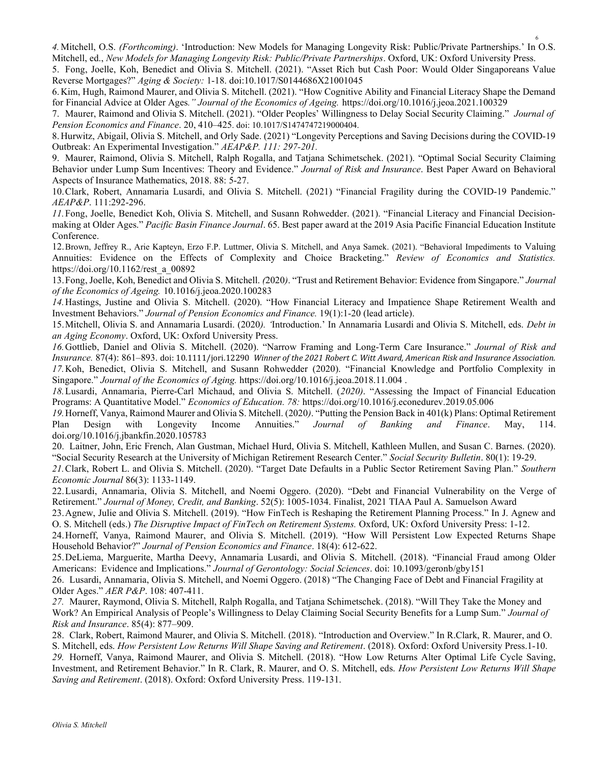4. Mitchell, O.S. *(Forthcoming)*. 'Introduction: New Models for Managing Longevity Risk: Public/Private Partnerships.' In O.S. Mitchell, ed., *New Models for Managing Longevity Risk: Public/Private Partnerships*. Oxford, UK: Oxford University Press.

5. Fong, Joelle, Koh, Benedict and Olivia S. Mitchell. (2021). "Asset Rich but Cash Poor: Would Older Singaporeans Value Reverse Mortgages?" *Aging & Society:* 1-18. doi:10.1017/S0144686X21001045

6. Kim, Hugh, Raimond Maurer, and Olivia S. Mitchell. (2021). "How Cognitive Ability and Financial Literacy Shape the Demand for Financial Advice at Older Ages*." Journal of the Economics of Ageing.* https://doi.org/10.1016/j.jeoa.2021.100329

7. Maurer, Raimond and Olivia S. Mitchell. (2021). "Older Peoples' Willingness to Delay Social Security Claiming." *Journal of Pension Economics and Finance*. 20, 410–425. doi: 10.1017/S1474747219000404.

8. Hurwitz, Abigail, Olivia S. Mitchell, and Orly Sade. (2021) "Longevity Perceptions and Saving Decisions during the COVID-19 Outbreak: An Experimental Investigation." *AEAP&P. 111: 297-201.*

9. Maurer, Raimond, Olivia S. Mitchell, Ralph Rogalla, and Tatjana Schimetschek. (2021). "Optimal Social Security Claiming Behavior under Lump Sum Incentives: Theory and Evidence." *Journal of Risk and Insurance*. Best Paper Award on Behavioral Aspects of Insurance Mathematics, 2018. 88: 5-27.

10. Clark, Robert, Annamaria Lusardi, and Olivia S. Mitchell. (2021) "Financial Fragility during the COVID-19 Pandemic." *AEAP&P*. 111:292-296.

*11.* Fong, Joelle, Benedict Koh, Olivia S. Mitchell, and Susann Rohwedder. (2021). "Financial Literacy and Financial Decision-making at Older Ages." *Pacific Basin Finance Journal*. 65. Best paper award at the 2019 Asia Pacific Financial Education Institute Conference.

12. Brown, Jeffrey R., Arie Kapteyn, Erzo F.P. Luttmer, Olivia S. Mitchell, and Anya Samek. (2021). "Behavioral Impediments to Valuing Annuities: Evidence on the Effects of Complexity and Choice Bracketing." *Review of Economics and Statistics.* https://doi.org/10.1162/rest_a_00892

13. Fong, Joelle, Koh, Benedict and Olivia S. Mitchell. *(*2020*)*. "Trust and Retirement Behavior: Evidence from Singapore." *Journal of the Economics of Ageing.* 10.1016/j.jeoa.2020.100283

*14.* Hastings, Justine and Olivia S. Mitchell. (2020). "How Financial Literacy and Impatience Shape Retirement Wealth and Investment Behaviors." *Journal of Pension Economics and Finance.* 19(1):1-20 (lead article).

15. Mitchell, Olivia S. and Annamaria Lusardi. (2020*). '*Introduction.' In Annamaria Lusardi and Olivia S. Mitchell, eds. *Debt in an Aging Economy*. Oxford, UK: Oxford University Press.

*16.* Gottlieb, Daniel and Olivia S. Mitchell. (2020). "Narrow Framing and Long-Term Care Insurance." *Journal of Risk and Insurance.* 87(4): 861–893. doi: 10.1111/jori.12290 *Winner of the 2021 Robert C. Witt Award, American Risk and Insurance Association.*

*17.* Koh, Benedict, Olivia S. Mitchell, and Susann Rohwedder (2020). "Financial Knowledge and Portfolio Complexity in Singapore." *Journal of the Economics of Aging.* https://doi.org/10.1016/j.jeoa.2018.11.004 .

*18.* Lusardi, Annamaria, Pierre-Carl Michaud, and Olivia S. Mitchell. (*2020)*. "Assessing the Impact of Financial Education Programs: A Quantitative Model." *Economics of Education. 78:* https://doi.org/10.1016/j.econedurev.2019.05.006

*19.* Horneff, Vanya, Raimond Maurer and Olivia S. Mitchell. (2020*)*. "Putting the Pension Back in 401(k) Plans: Optimal Retirement Plan Design with Longevity Income Annuities." *Journal of Banking and Finance*. May, 114. doi.org/10.1016/j.jbankfin.2020.105783

20. Laitner, John, Eric French, Alan Gustman, Michael Hurd, Olivia S. Mitchell, Kathleen Mullen, and Susan C. Barnes. (2020). "Social Security Research at the University of Michigan Retirement Research Center." *Social Security Bulletin*. 80(1): 19-29.

*21.* Clark, Robert L. and Olivia S. Mitchell. (2020). "Target Date Defaults in a Public Sector Retirement Saving Plan." *Southern Economic Journal* 86(3): 1133-1149.

22. Lusardi, Annamaria, Olivia S. Mitchell, and Noemi Oggero. (2020). "Debt and Financial Vulnerability on the Verge of Retirement." *Journal of Money, Credit, and Banking*. 52(5): 1005-1034. Finalist, 2021 TIAA Paul A. Samuelson Award

23. Agnew, Julie and Olivia S. Mitchell. (2019). "How FinTech is Reshaping the Retirement Planning Process." In J. Agnew and O. S. Mitchell (eds.) *The Disruptive Impact of FinTech on Retirement Systems.* Oxford, UK: Oxford University Press: 1-12.

24. Horneff, Vanya, Raimond Maurer, and Olivia S. Mitchell. (2019). "How Will Persistent Low Expected Returns Shape Household Behavior?" *Journal of Pension Economics and Finance*. 18(4): 612-622.

25. DeLiema, Marguerite, Martha Deevy, Annamaria Lusardi, and Olivia S. Mitchell. (2018). "Financial Fraud among Older Americans: Evidence and Implications." *Journal of Gerontology: Social Sciences*. doi: 10.1093/geronb/gby151

26. Lusardi, Annamaria, Olivia S. Mitchell, and Noemi Oggero. (2018) "The Changing Face of Debt and Financial Fragility at Older Ages." *AER P&P*. 108: 407-411.

*27.* Maurer, Raymond, Olivia S. Mitchell, Ralph Rogalla, and Tatjana Schimetschek. (2018). "Will They Take the Money and Work? An Empirical Analysis of People's Willingness to Delay Claiming Social Security Benefits for a Lump Sum." *Journal of Risk and Insurance*. 85(4): 877–909.

28. Clark, Robert, Raimond Maurer, and Olivia S. Mitchell. (2018). "Introduction and Overview." In R.Clark, R. Maurer, and O. S. Mitchell, eds. *How Persistent Low Returns Will Shape Saving and Retirement*. (2018). Oxford: Oxford University Press.1-10.

*29.* Horneff, Vanya, Raimond Maurer, and Olivia S. Mitchell. (2018). "How Low Returns Alter Optimal Life Cycle Saving, Investment, and Retirement Behavior." In R. Clark, R. Maurer, and O. S. Mitchell, eds. *How Persistent Low Returns Will Shape Saving and Retirement*. (2018). Oxford: Oxford University Press. 119-131.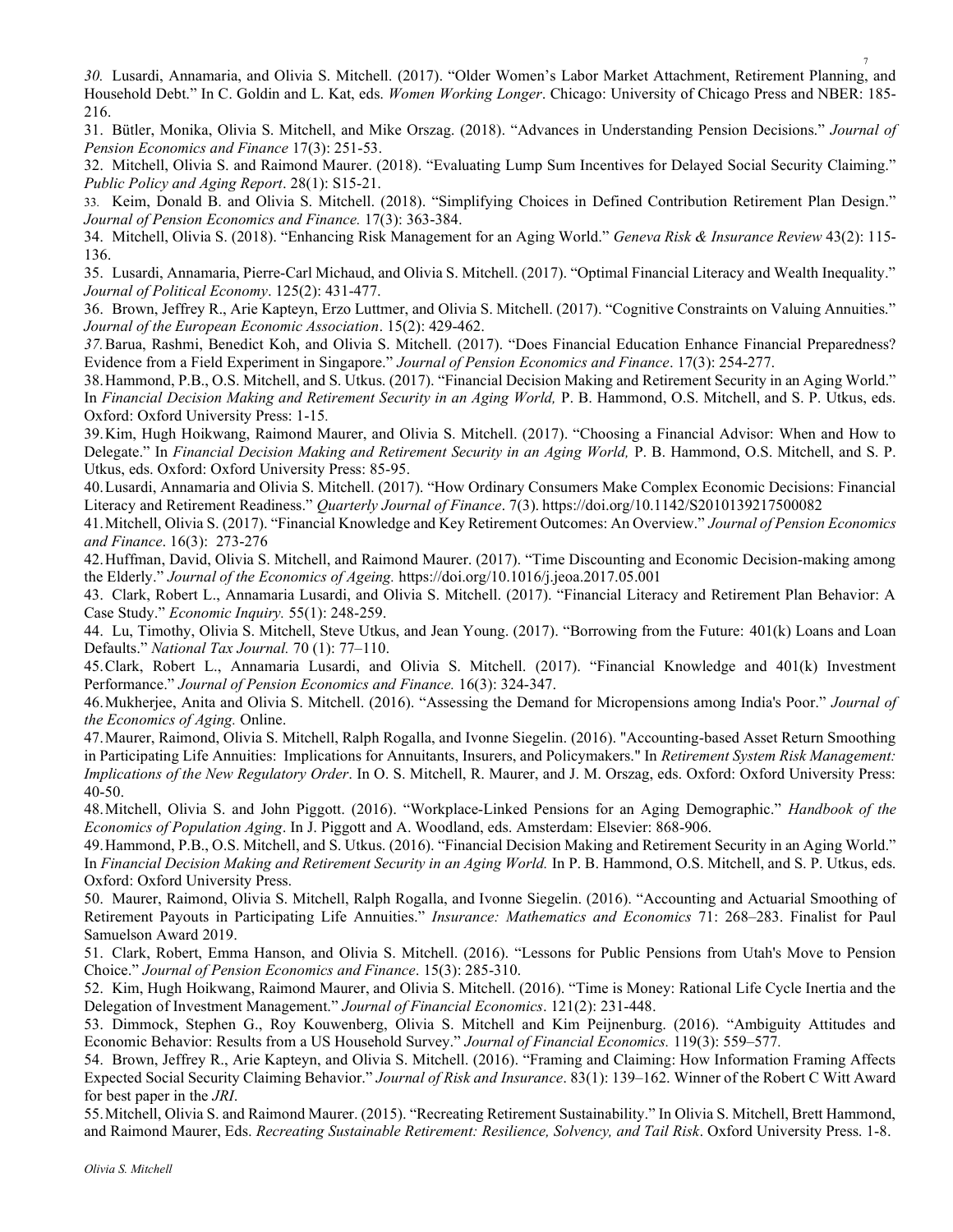*30.* Lusardi, Annamaria, and Olivia S. Mitchell. (2017). "Older Women's Labor Market Attachment, Retirement Planning, and Household Debt." In C. Goldin and L. Kat, eds. *Women Working Longer*. Chicago: University of Chicago Press and NBER: 185-216.

31. Bütler, Monika, Olivia S. Mitchell, and Mike Orszag. (2018). "Advances in Understanding Pension Decisions." *Journal of Pension Economics and Finance* 17(3): 251-53.

32. Mitchell, Olivia S. and Raimond Maurer. (2018). "Evaluating Lump Sum Incentives for Delayed Social Security Claiming." *Public Policy and Aging Report*. 28(1): S15-21.

33. Keim, Donald B. and Olivia S. Mitchell. (2018). "Simplifying Choices in Defined Contribution Retirement Plan Design." *Journal of Pension Economics and Finance.* 17(3): 363-384.

34. Mitchell, Olivia S. (2018). "Enhancing Risk Management for an Aging World." *Geneva Risk & Insurance Review* 43(2): 115-136.

35. Lusardi, Annamaria, Pierre-Carl Michaud, and Olivia S. Mitchell. (2017). "Optimal Financial Literacy and Wealth Inequality." *Journal of Political Economy*. 125(2): 431-477.

36. Brown, Jeffrey R., Arie Kapteyn, Erzo Luttmer, and Olivia S. Mitchell. (2017). "Cognitive Constraints on Valuing Annuities." *Journal of the European Economic Association*. 15(2): 429-462.

*37.* Barua, Rashmi, Benedict Koh, and Olivia S. Mitchell. (2017). "Does Financial Education Enhance Financial Preparedness? Evidence from a Field Experiment in Singapore." *Journal of Pension Economics and Finance*. 17(3): 254-277.

38. Hammond, P.B., O.S. Mitchell, and S. Utkus. (2017). "Financial Decision Making and Retirement Security in an Aging World." In *Financial Decision Making and Retirement Security in an Aging World,* P. B. Hammond, O.S. Mitchell, and S. P. Utkus, eds. Oxford: Oxford University Press: 1-15.

39. Kim, Hugh Hoikwang, Raimond Maurer, and Olivia S. Mitchell. (2017). "Choosing a Financial Advisor: When and How to Delegate." In *Financial Decision Making and Retirement Security in an Aging World,* P. B. Hammond, O.S. Mitchell, and S. P. Utkus, eds. Oxford: Oxford University Press: 85-95.

40. Lusardi, Annamaria and Olivia S. Mitchell. (2017). "How Ordinary Consumers Make Complex Economic Decisions: Financial Literacy and Retirement Readiness." *Quarterly Journal of Finance*. 7(3). https://doi.org/10.1142/S2010139217500082

41. Mitchell, Olivia S. (2017). "Financial Knowledge and Key Retirement Outcomes: An Overview." *Journal of Pension Economics and Finance*. 16(3): 273-276

42. Huffman, David, Olivia S. Mitchell, and Raimond Maurer. (2017). "Time Discounting and Economic Decision-making among the Elderly." *Journal of the Economics of Ageing.* https://doi.org/10.1016/j.jeoa.2017.05.001

43. Clark, Robert L., Annamaria Lusardi, and Olivia S. Mitchell. (2017). "Financial Literacy and Retirement Plan Behavior: A Case Study." *Economic Inquiry.* 55(1): 248-259.

44. Lu, Timothy, Olivia S. Mitchell, Steve Utkus, and Jean Young. (2017). "Borrowing from the Future: 401(k) Loans and Loan Defaults." *National Tax Journal.* 70 (1): 77–110.

45. Clark, Robert L., Annamaria Lusardi, and Olivia S. Mitchell. (2017). "Financial Knowledge and 401(k) Investment Performance." *Journal of Pension Economics and Finance.* 16(3): 324-347.

46. Mukherjee, Anita and Olivia S. Mitchell. (2016). "Assessing the Demand for Micropensions among India's Poor." *Journal of the Economics of Aging.* Online.

47. Maurer, Raimond, Olivia S. Mitchell, Ralph Rogalla, and Ivonne Siegelin. (2016). "Accounting-based Asset Return Smoothing in Participating Life Annuities: Implications for Annuitants, Insurers, and Policymakers." In *Retirement System Risk Management: Implications of the New Regulatory Order*. In O. S. Mitchell, R. Maurer, and J. M. Orszag, eds. Oxford: Oxford University Press: 40-50.

48. Mitchell, Olivia S. and John Piggott. (2016). "Workplace-Linked Pensions for an Aging Demographic." *Handbook of the Economics of Population Aging*. In J. Piggott and A. Woodland, eds. Amsterdam: Elsevier: 868-906.

49. Hammond, P.B., O.S. Mitchell, and S. Utkus. (2016). "Financial Decision Making and Retirement Security in an Aging World." In *Financial Decision Making and Retirement Security in an Aging World.* In P. B. Hammond, O.S. Mitchell, and S. P. Utkus, eds. Oxford: Oxford University Press.

50. Maurer, Raimond, Olivia S. Mitchell, Ralph Rogalla, and Ivonne Siegelin. (2016). "Accounting and Actuarial Smoothing of Retirement Payouts in Participating Life Annuities." *Insurance: Mathematics and Economics* 71: 268–283. Finalist for Paul Samuelson Award 2019.

51. Clark, Robert, Emma Hanson, and Olivia S. Mitchell. (2016). "Lessons for Public Pensions from Utah's Move to Pension Choice." *Journal of Pension Economics and Finance*. 15(3): 285-310.

52. Kim, Hugh Hoikwang, Raimond Maurer, and Olivia S. Mitchell. (2016). "Time is Money: Rational Life Cycle Inertia and the Delegation of Investment Management." *Journal of Financial Economics*. 121(2): 231-448.

53. Dimmock, Stephen G., Roy Kouwenberg, Olivia S. Mitchell and Kim Peijnenburg. (2016). "Ambiguity Attitudes and Economic Behavior: Results from a US Household Survey." *Journal of Financial Economics.* 119(3): 559–577.

54. Brown, Jeffrey R., Arie Kapteyn, and Olivia S. Mitchell. (2016). "Framing and Claiming: How Information Framing Affects Expected Social Security Claiming Behavior." *Journal of Risk and Insurance*. 83(1): 139–162. Winner of the Robert C Witt Award for best paper in the *JRI*.

55. Mitchell, Olivia S. and Raimond Maurer. (2015). "Recreating Retirement Sustainability." In Olivia S. Mitchell, Brett Hammond, and Raimond Maurer, Eds. *Recreating Sustainable Retirement: Resilience, Solvency, and Tail Risk*. Oxford University Press. 1-8.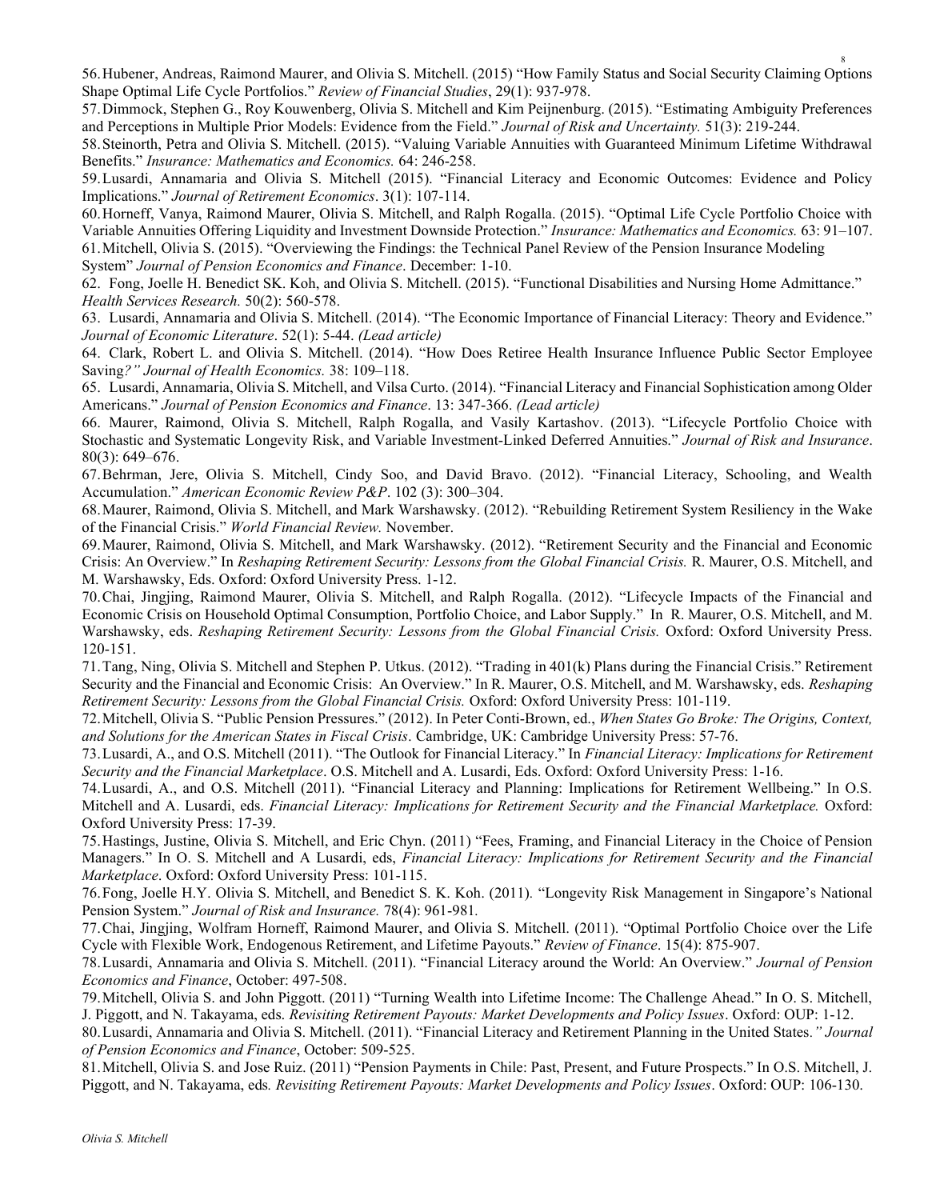56. Hubener, Andreas, Raimond Maurer, and Olivia S. Mitchell. (2015) "How Family Status and Social Security Claiming Options Shape Optimal Life Cycle Portfolios." *Review of Financial Studies*, 29(1): 937-978.

57. Dimmock, Stephen G., Roy Kouwenberg, Olivia S. Mitchell and Kim Peijnenburg. (2015). "Estimating Ambiguity Preferences and Perceptions in Multiple Prior Models: Evidence from the Field." *Journal of Risk and Uncertainty.* 51(3): 219-244.

58. Steinorth, Petra and Olivia S. Mitchell. (2015). "Valuing Variable Annuities with Guaranteed Minimum Lifetime Withdrawal Benefits." *Insurance: Mathematics and Economics.* 64: 246-258.

59. Lusardi, Annamaria and Olivia S. Mitchell (2015). "Financial Literacy and Economic Outcomes: Evidence and Policy Implications." *Journal of Retirement Economics*. 3(1): 107-114.

60. Horneff, Vanya, Raimond Maurer, Olivia S. Mitchell, and Ralph Rogalla. (2015). "Optimal Life Cycle Portfolio Choice with Variable Annuities Offering Liquidity and Investment Downside Protection." *Insurance: Mathematics and Economics.* 63: 91–107.

61. Mitchell, Olivia S. (2015). "Overviewing the Findings: the Technical Panel Review of the Pension Insurance Modeling System" *Journal of Pension Economics and Finance*. December: 1-10.

62. Fong, Joelle H. Benedict SK. Koh, and Olivia S. Mitchell. (2015). "Functional Disabilities and Nursing Home Admittance." *Health Services Research.* 50(2): 560-578.

63. Lusardi, Annamaria and Olivia S. Mitchell. (2014). "The Economic Importance of Financial Literacy: Theory and Evidence." *Journal of Economic Literature*. 52(1): 5-44. *(Lead article)*

64. Clark, Robert L. and Olivia S. Mitchell. (2014). "How Does Retiree Health Insurance Influence Public Sector Employee Saving*?" Journal of Health Economics.* 38: 109–118.

65. Lusardi, Annamaria, Olivia S. Mitchell, and Vilsa Curto. (2014). "Financial Literacy and Financial Sophistication among Older Americans." *Journal of Pension Economics and Finance*. 13: 347-366. *(Lead article)*

66. Maurer, Raimond, Olivia S. Mitchell, Ralph Rogalla, and Vasily Kartashov. (2013). "Lifecycle Portfolio Choice with Stochastic and Systematic Longevity Risk, and Variable Investment-Linked Deferred Annuities." *Journal of Risk and Insurance*. 80(3): 649–676.

67. Behrman, Jere, Olivia S. Mitchell, Cindy Soo, and David Bravo. (2012). "Financial Literacy, Schooling, and Wealth Accumulation." *American Economic Review P&P*. 102 (3): 300–304.

68. Maurer, Raimond, Olivia S. Mitchell, and Mark Warshawsky. (2012). "Rebuilding Retirement System Resiliency in the Wake of the Financial Crisis." *World Financial Review.* November.

69. Maurer, Raimond, Olivia S. Mitchell, and Mark Warshawsky. (2012). "Retirement Security and the Financial and Economic Crisis: An Overview." In *Reshaping Retirement Security: Lessons from the Global Financial Crisis.* R. Maurer, O.S. Mitchell, and M. Warshawsky, Eds. Oxford: Oxford University Press. 1-12.

70. Chai, Jingjing, Raimond Maurer, Olivia S. Mitchell, and Ralph Rogalla. (2012). "Lifecycle Impacts of the Financial and Economic Crisis on Household Optimal Consumption, Portfolio Choice, and Labor Supply." In R. Maurer, O.S. Mitchell, and M. Warshawsky, eds. *Reshaping Retirement Security: Lessons from the Global Financial Crisis.* Oxford: Oxford University Press. 120-151.

71. Tang, Ning, Olivia S. Mitchell and Stephen P. Utkus. (2012). "Trading in 401(k) Plans during the Financial Crisis." Retirement Security and the Financial and Economic Crisis: An Overview." In R. Maurer, O.S. Mitchell, and M. Warshawsky, eds. *Reshaping Retirement Security: Lessons from the Global Financial Crisis.* Oxford: Oxford University Press: 101-119.

72. Mitchell, Olivia S. "Public Pension Pressures." (2012). In Peter Conti-Brown, ed., *When States Go Broke: The Origins, Context, and Solutions for the American States in Fiscal Crisis*. Cambridge, UK: Cambridge University Press: 57-76.

73. Lusardi, A., and O.S. Mitchell (2011). "The Outlook for Financial Literacy." In *Financial Literacy: Implications for Retirement Security and the Financial Marketplace*. O.S. Mitchell and A. Lusardi, Eds. Oxford: Oxford University Press: 1-16.

74. Lusardi, A., and O.S. Mitchell (2011). "Financial Literacy and Planning: Implications for Retirement Wellbeing." In O.S. Mitchell and A. Lusardi, eds. *Financial Literacy: Implications for Retirement Security and the Financial Marketplace.* Oxford: Oxford University Press: 17-39.

75. Hastings, Justine, Olivia S. Mitchell, and Eric Chyn. (2011) "Fees, Framing, and Financial Literacy in the Choice of Pension Managers." In O. S. Mitchell and A Lusardi, eds, *Financial Literacy: Implications for Retirement Security and the Financial Marketplace*. Oxford: Oxford University Press: 101-115.

76. Fong, Joelle H.Y. Olivia S. Mitchell, and Benedict S. K. Koh. (2011). "Longevity Risk Management in Singapore's National Pension System." *Journal of Risk and Insurance.* 78(4): 961-981.

77. Chai, Jingjing, Wolfram Horneff, Raimond Maurer, and Olivia S. Mitchell. (2011). "Optimal Portfolio Choice over the Life Cycle with Flexible Work, Endogenous Retirement, and Lifetime Payouts." *Review of Finance*. 15(4): 875-907.

78. Lusardi, Annamaria and Olivia S. Mitchell. (2011). "Financial Literacy around the World: An Overview." *Journal of Pension Economics and Finance*, October: 497-508.

79. Mitchell, Olivia S. and John Piggott. (2011) "Turning Wealth into Lifetime Income: The Challenge Ahead." In O. S. Mitchell, J. Piggott, and N. Takayama, eds. *Revisiting Retirement Payouts: Market Developments and Policy Issues*. Oxford: OUP: 1-12.

80. Lusardi, Annamaria and Olivia S. Mitchell. (2011). "Financial Literacy and Retirement Planning in the United States.*" Journal of Pension Economics and Finance*, October: 509-525.

81. Mitchell, Olivia S. and Jose Ruiz. (2011) "Pension Payments in Chile: Past, Present, and Future Prospects." In O.S. Mitchell, J. Piggott, and N. Takayama, eds*. Revisiting Retirement Payouts: Market Developments and Policy Issues*. Oxford: OUP: 106-130.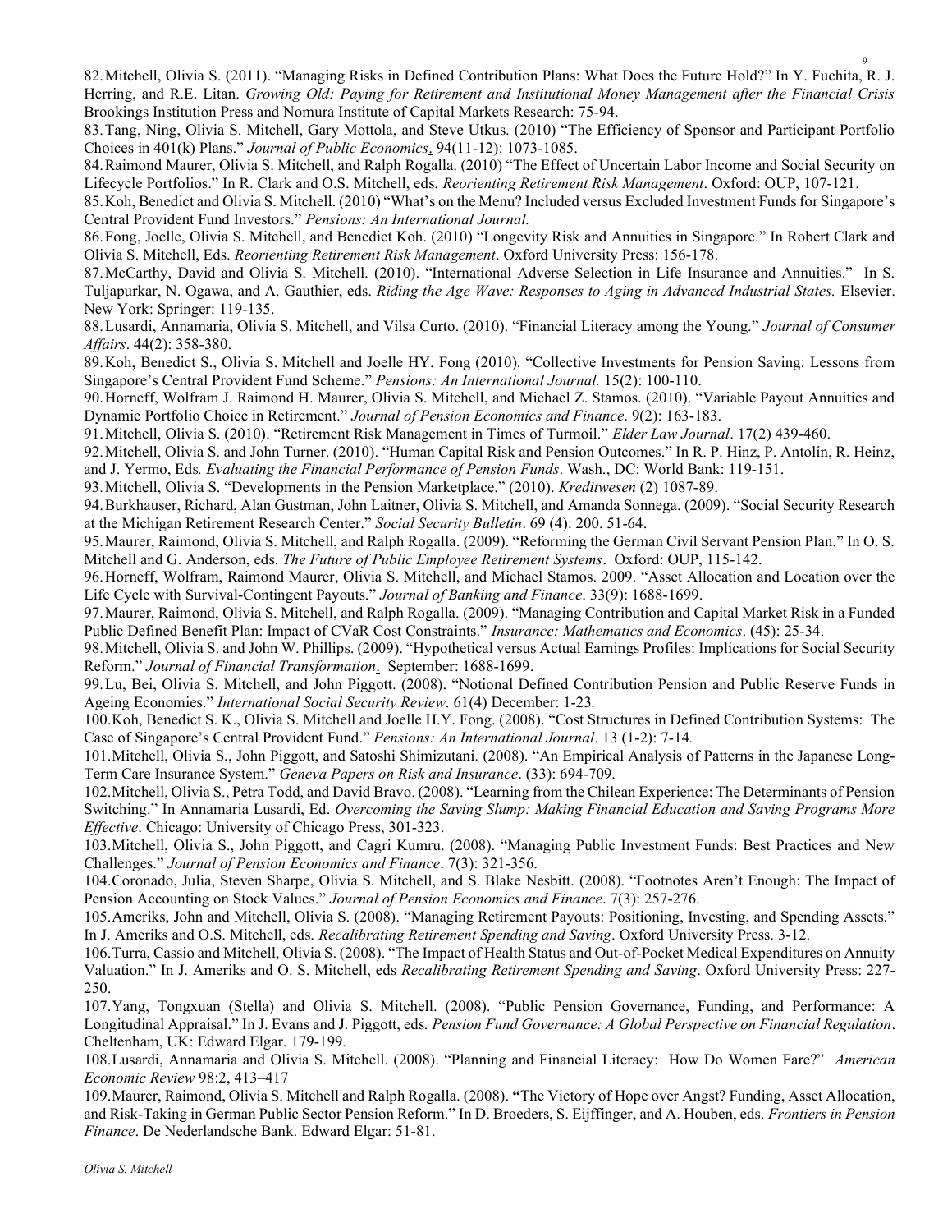82. Mitchell, Olivia S. (2011). "Managing Risks in Defined Contribution Plans: What Does the Future Hold?" In Y. Fuchita, R. J. Herring, and R.E. Litan. *Growing Old: Paying for Retirement and Institutional Money Management after the Financial Crisis* Brookings Institution Press and Nomura Institute of Capital Markets Research: 75-94.

83. Tang, Ning, Olivia S. Mitchell, Gary Mottola, and Steve Utkus. (2010) "The Efficiency of Sponsor and Participant Portfolio Choices in 401(k) Plans." *Journal of Public Economics*. 94(11-12): 1073-1085.

84. Raimond Maurer, Olivia S. Mitchell, and Ralph Rogalla. (2010) "The Effect of Uncertain Labor Income and Social Security on Lifecycle Portfolios." In R. Clark and O.S. Mitchell, eds. *Reorienting Retirement Risk Management*. Oxford: OUP, 107-121.

85. Koh, Benedict and Olivia S. Mitchell. (2010) "What's on the Menu? Included versus Excluded Investment Funds for Singapore's Central Provident Fund Investors." *Pensions: An International Journal.*

86. Fong, Joelle, Olivia S. Mitchell, and Benedict Koh. (2010) "Longevity Risk and Annuities in Singapore." In Robert Clark and Olivia S. Mitchell, Eds. *Reorienting Retirement Risk Management*. Oxford University Press: 156-178.

87. McCarthy, David and Olivia S. Mitchell. (2010). "International Adverse Selection in Life Insurance and Annuities." In S. Tuljapurkar, N. Ogawa, and A. Gauthier, eds. *Riding the Age Wave: Responses to Aging in Advanced Industrial States.* Elsevier. New York: Springer: 119-135.

88. Lusardi, Annamaria, Olivia S. Mitchell, and Vilsa Curto. (2010). "Financial Literacy among the Young." *Journal of Consumer Affairs*. 44(2): 358-380.

89. Koh, Benedict S., Olivia S. Mitchell and Joelle HY. Fong (2010). "Collective Investments for Pension Saving: Lessons from Singapore's Central Provident Fund Scheme." *Pensions: An International Journal.* 15(2): 100-110.

90. Horneff, Wolfram J. Raimond H. Maurer, Olivia S. Mitchell, and Michael Z. Stamos. (2010). "Variable Payout Annuities and Dynamic Portfolio Choice in Retirement." *Journal of Pension Economics and Finance*. 9(2): 163-183.

91. Mitchell, Olivia S. (2010). "Retirement Risk Management in Times of Turmoil." *Elder Law Journal*. 17(2) 439-460.

92. Mitchell, Olivia S. and John Turner. (2010). "Human Capital Risk and Pension Outcomes." In R. P. Hinz, P. Antolín, R. Heinz, and J. Yermo, Eds*. Evaluating the Financial Performance of Pension Funds*. Wash., DC: World Bank: 119-151.

93. Mitchell, Olivia S. "Developments in the Pension Marketplace." (2010). *Kreditwesen* (2) 1087-89.

94. Burkhauser, Richard, Alan Gustman, John Laitner, Olivia S. Mitchell, and Amanda Sonnega. (2009). "Social Security Research at the Michigan Retirement Research Center." *Social Security Bulletin*. 69 (4): 200. 51-64.

95. Maurer, Raimond, Olivia S. Mitchell, and Ralph Rogalla. (2009). "Reforming the German Civil Servant Pension Plan." In O. S. Mitchell and G. Anderson, eds. *The Future of Public Employee Retirement Systems*. Oxford: OUP, 115-142.

96. Horneff, Wolfram, Raimond Maurer, Olivia S. Mitchell, and Michael Stamos. 2009. "Asset Allocation and Location over the Life Cycle with Survival-Contingent Payouts." *Journal of Banking and Finance*. 33(9): 1688-1699.

97. Maurer, Raimond, Olivia S. Mitchell, and Ralph Rogalla. (2009). "Managing Contribution and Capital Market Risk in a Funded Public Defined Benefit Plan: Impact of CVaR Cost Constraints." *Insurance: Mathematics and Economics*. (45): 25-34.

98. Mitchell, Olivia S. and John W. Phillips. (2009). "Hypothetical versus Actual Earnings Profiles: Implications for Social Security Reform." *Journal of Financial Transformation*. September: 1688-1699.

99. Lu, Bei, Olivia S. Mitchell, and John Piggott. (2008). "Notional Defined Contribution Pension and Public Reserve Funds in Ageing Economies." *International Social Security Review*. 61(4) December: 1-23*.*

100. Koh, Benedict S. K., Olivia S. Mitchell and Joelle H.Y. Fong. (2008). "Cost Structures in Defined Contribution Systems: The Case of Singapore's Central Provident Fund." *Pensions: An International Journal*. 13 (1-2): 7-14*.*

101. Mitchell, Olivia S., John Piggott, and Satoshi Shimizutani. (2008). "An Empirical Analysis of Patterns in the Japanese Long-Term Care Insurance System." *Geneva Papers on Risk and Insurance*. (33): 694-709.

102. Mitchell, Olivia S., Petra Todd, and David Bravo. (2008). "Learning from the Chilean Experience: The Determinants of Pension Switching." In Annamaria Lusardi, Ed. *Overcoming the Saving Slump: Making Financial Education and Saving Programs More Effective*. Chicago: University of Chicago Press, 301-323.

103. Mitchell, Olivia S., John Piggott, and Cagri Kumru. (2008). "Managing Public Investment Funds: Best Practices and New Challenges." *Journal of Pension Economics and Finance*. 7(3): 321-356.

104. Coronado, Julia, Steven Sharpe, Olivia S. Mitchell, and S. Blake Nesbitt. (2008). "Footnotes Aren't Enough: The Impact of Pension Accounting on Stock Values." *Journal of Pension Economics and Finance*. 7(3): 257-276.

105. Ameriks, John and Mitchell, Olivia S. (2008). "Managing Retirement Payouts: Positioning, Investing, and Spending Assets." In J. Ameriks and O.S. Mitchell, eds. *Recalibrating Retirement Spending and Saving*. Oxford University Press. 3-12.

106. Turra, Cassio and Mitchell, Olivia S. (2008). "The Impact of Health Status and Out-of-Pocket Medical Expenditures on Annuity Valuation." In J. Ameriks and O. S. Mitchell, eds *Recalibrating Retirement Spending and Saving*. Oxford University Press: 227-250.

107. Yang, Tongxuan (Stella) and Olivia S. Mitchell. (2008). "Public Pension Governance, Funding, and Performance: A Longitudinal Appraisal." In J. Evans and J. Piggott, eds*. Pension Fund Governance: A Global Perspective on Financial Regulation*. Cheltenham, UK: Edward Elgar. 179-199*.*

108. Lusardi, Annamaria and Olivia S. Mitchell. (2008). "Planning and Financial Literacy: How Do Women Fare?" *American Economic Review* 98:2, 413–417

109. Maurer, Raimond, Olivia S. Mitchell and Ralph Rogalla. (2008). **"**The Victory of Hope over Angst? Funding, Asset Allocation, and Risk-Taking in German Public Sector Pension Reform." In D. Broeders, S. Eijffinger, and A. Houben, eds. *Frontiers in Pension Finance*. De Nederlandsche Bank. Edward Elgar: 51-81.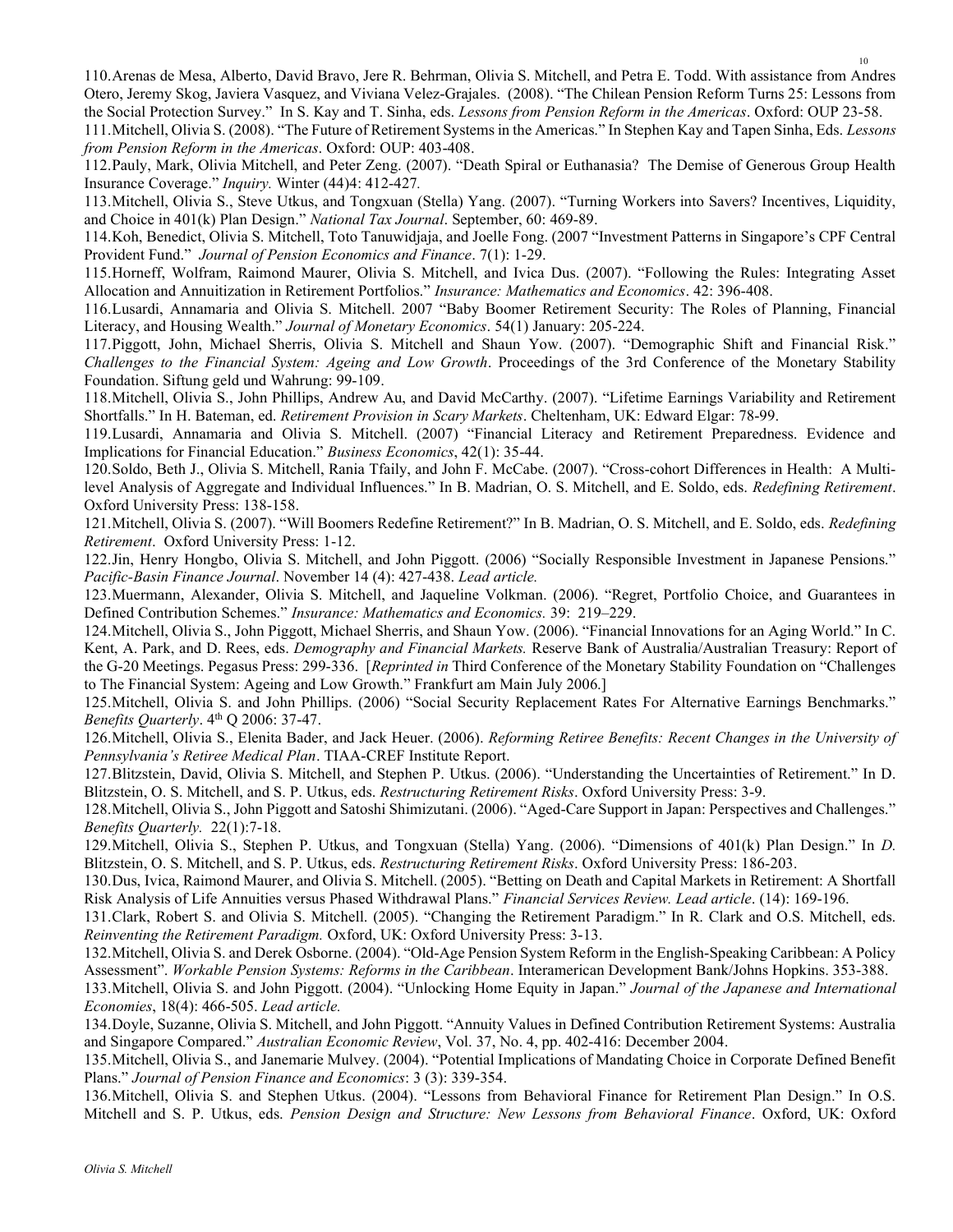110.Arenas de Mesa, Alberto, David Bravo, Jere R. Behrman, Olivia S. Mitchell, and Petra E. Todd. With assistance from Andres Otero, Jeremy Skog, Javiera Vasquez, and Viviana Velez-Grajales. (2008). "The Chilean Pension Reform Turns 25: Lessons from the Social Protection Survey." In S. Kay and T. Sinha, eds. *Lessons from Pension Reform in the Americas*. Oxford: OUP 23-58.

111.Mitchell, Olivia S. (2008). "The Future of Retirement Systems in the Americas." In Stephen Kay and Tapen Sinha, Eds. *Lessons from Pension Reform in the Americas*. Oxford: OUP: 403-408.

112.Pauly, Mark, Olivia Mitchell, and Peter Zeng. (2007). "Death Spiral or Euthanasia? The Demise of Generous Group Health Insurance Coverage." *Inquiry.* Winter (44)4: 412-427*.*

113.Mitchell, Olivia S., Steve Utkus, and Tongxuan (Stella) Yang. (2007). "Turning Workers into Savers? Incentives, Liquidity, and Choice in 401(k) Plan Design." *National Tax Journal*. September, 60: 469-89.

114.Koh, Benedict, Olivia S. Mitchell, Toto Tanuwidjaja, and Joelle Fong. (2007 "Investment Patterns in Singapore's CPF Central Provident Fund." *Journal of Pension Economics and Finance*. 7(1): 1-29.

115.Horneff, Wolfram, Raimond Maurer, Olivia S. Mitchell, and Ivica Dus. (2007). "Following the Rules: Integrating Asset Allocation and Annuitization in Retirement Portfolios." *Insurance: Mathematics and Economics*. 42: 396-408.

116.Lusardi, Annamaria and Olivia S. Mitchell. 2007 "Baby Boomer Retirement Security: The Roles of Planning, Financial Literacy, and Housing Wealth." *Journal of Monetary Economics*. 54(1) January: 205-224.

117.Piggott, John, Michael Sherris, Olivia S. Mitchell and Shaun Yow. (2007). "Demographic Shift and Financial Risk." *Challenges to the Financial System: Ageing and Low Growth*. Proceedings of the 3rd Conference of the Monetary Stability Foundation. Siftung geld und Wahrung: 99-109.

118.Mitchell, Olivia S., John Phillips, Andrew Au, and David McCarthy. (2007). "Lifetime Earnings Variability and Retirement Shortfalls." In H. Bateman, ed. *Retirement Provision in Scary Markets*. Cheltenham, UK: Edward Elgar: 78-99.

119.Lusardi, Annamaria and Olivia S. Mitchell. (2007) "Financial Literacy and Retirement Preparedness. Evidence and Implications for Financial Education." *Business Economics*, 42(1): 35-44.

120.Soldo, Beth J., Olivia S. Mitchell, Rania Tfaily, and John F. McCabe. (2007). "Cross-cohort Differences in Health: A Multi-level Analysis of Aggregate and Individual Influences." In B. Madrian, O. S. Mitchell, and E. Soldo, eds. *Redefining Retirement*. Oxford University Press: 138-158.

121.Mitchell, Olivia S. (2007). "Will Boomers Redefine Retirement?" In B. Madrian, O. S. Mitchell, and E. Soldo, eds. *Redefining Retirement*. Oxford University Press: 1-12.

122.Jin, Henry Hongbo, Olivia S. Mitchell, and John Piggott. (2006) "Socially Responsible Investment in Japanese Pensions." *Pacific-Basin Finance Journal*. November 14 (4): 427-438. *Lead article.*

123.Muermann, Alexander, Olivia S. Mitchell, and Jaqueline Volkman. (2006). "Regret, Portfolio Choice, and Guarantees in Defined Contribution Schemes." *Insurance: Mathematics and Economics.* 39: 219–229.

124.Mitchell, Olivia S., John Piggott, Michael Sherris, and Shaun Yow. (2006). "Financial Innovations for an Aging World." In C. Kent, A. Park, and D. Rees, eds. *Demography and Financial Markets.* Reserve Bank of Australia/Australian Treasury: Report of the G-20 Meetings. Pegasus Press: 299-336. [*Reprinted in* Third Conference of the Monetary Stability Foundation on "Challenges to The Financial System: Ageing and Low Growth." Frankfurt am Main July 2006.]

125.Mitchell, Olivia S. and John Phillips. (2006) "Social Security Replacement Rates For Alternative Earnings Benchmarks." *Benefits Quarterly*. 4th Q 2006: 37-47.

126.Mitchell, Olivia S., Elenita Bader, and Jack Heuer. (2006). *Reforming Retiree Benefits: Recent Changes in the University of Pennsylvania's Retiree Medical Plan*. TIAA-CREF Institute Report.

127.Blitzstein, David, Olivia S. Mitchell, and Stephen P. Utkus. (2006). "Understanding the Uncertainties of Retirement." In D. Blitzstein, O. S. Mitchell, and S. P. Utkus, eds. *Restructuring Retirement Risks*. Oxford University Press: 3-9.

128.Mitchell, Olivia S., John Piggott and Satoshi Shimizutani. (2006). "Aged-Care Support in Japan: Perspectives and Challenges." *Benefits Quarterly.* 22(1):7-18.

129.Mitchell, Olivia S., Stephen P. Utkus, and Tongxuan (Stella) Yang. (2006). "Dimensions of 401(k) Plan Design." In *D.* Blitzstein, O. S. Mitchell, and S. P. Utkus, eds. *Restructuring Retirement Risks*. Oxford University Press: 186-203.

130.Dus, Ivica, Raimond Maurer, and Olivia S. Mitchell. (2005). "Betting on Death and Capital Markets in Retirement: A Shortfall Risk Analysis of Life Annuities versus Phased Withdrawal Plans." *Financial Services Review. Lead article*. (14): 169-196.

131.Clark, Robert S. and Olivia S. Mitchell. (2005). "Changing the Retirement Paradigm." In R. Clark and O.S. Mitchell, eds. *Reinventing the Retirement Paradigm.* Oxford, UK: Oxford University Press: 3-13.

132.Mitchell, Olivia S. and Derek Osborne. (2004). "Old-Age Pension System Reform in the English-Speaking Caribbean: A Policy Assessment". *Workable Pension Systems: Reforms in the Caribbean*. Interamerican Development Bank/Johns Hopkins. 353-388.

133.Mitchell, Olivia S. and John Piggott. (2004). "Unlocking Home Equity in Japan." *Journal of the Japanese and International Economies*, 18(4): 466-505. *Lead article.*

134.Doyle, Suzanne, Olivia S. Mitchell, and John Piggott. "Annuity Values in Defined Contribution Retirement Systems: Australia and Singapore Compared." *Australian Economic Review*, Vol. 37, No. 4, pp. 402-416: December 2004.

135.Mitchell, Olivia S., and Janemarie Mulvey. (2004). "Potential Implications of Mandating Choice in Corporate Defined Benefit Plans." *Journal of Pension Finance and Economics*: 3 (3): 339-354.

136.Mitchell, Olivia S. and Stephen Utkus. (2004). "Lessons from Behavioral Finance for Retirement Plan Design." In O.S. Mitchell and S. P. Utkus, eds. *Pension Design and Structure: New Lessons from Behavioral Finance*. Oxford, UK: Oxford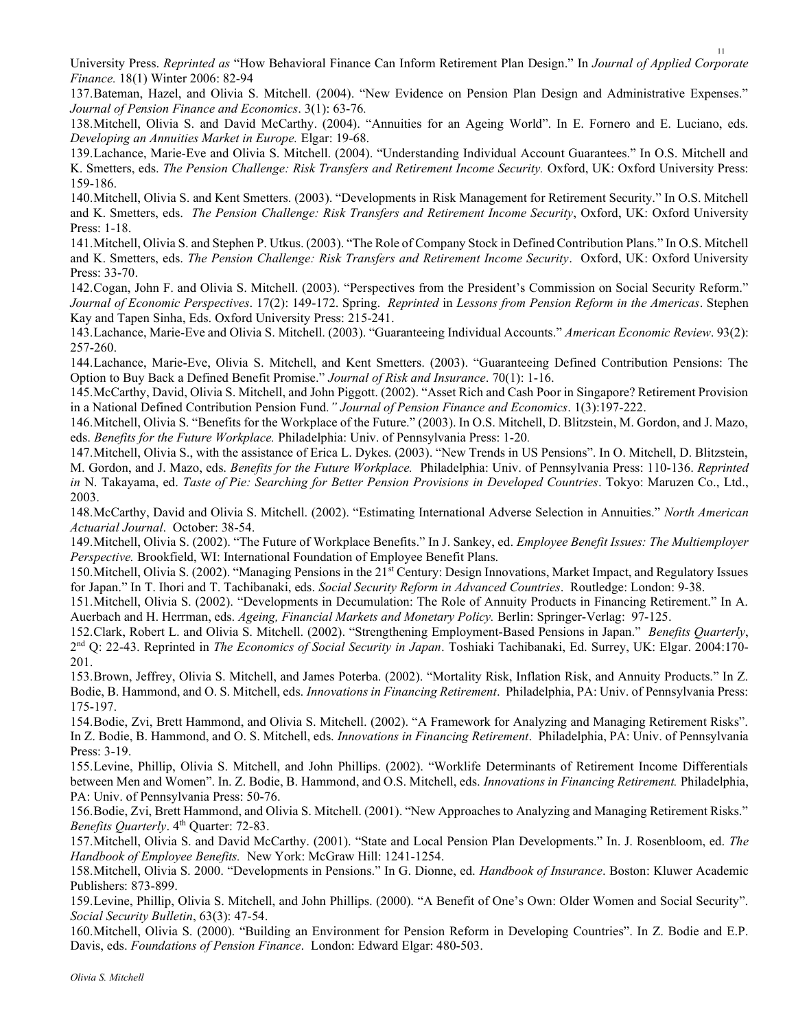University Press. *Reprinted as* "How Behavioral Finance Can Inform Retirement Plan Design." In *Journal of Applied Corporate Finance.* 18(1) Winter 2006: 82-94

137.Bateman, Hazel, and Olivia S. Mitchell. (2004). "New Evidence on Pension Plan Design and Administrative Expenses." *Journal of Pension Finance and Economics*. 3(1): 63-76.

138.Mitchell, Olivia S. and David McCarthy. (2004). "Annuities for an Ageing World". In E. Fornero and E. Luciano, eds. *Developing an Annuities Market in Europe.* Elgar: 19-68.

139.Lachance, Marie-Eve and Olivia S. Mitchell. (2004). "Understanding Individual Account Guarantees." In O.S. Mitchell and K. Smetters, eds. *The Pension Challenge: Risk Transfers and Retirement Income Security.* Oxford, UK: Oxford University Press: 159-186.

140.Mitchell, Olivia S. and Kent Smetters. (2003). "Developments in Risk Management for Retirement Security." In O.S. Mitchell and K. Smetters, eds. *The Pension Challenge: Risk Transfers and Retirement Income Security*, Oxford, UK: Oxford University Press: 1-18.

141.Mitchell, Olivia S. and Stephen P. Utkus. (2003). "The Role of Company Stock in Defined Contribution Plans." In O.S. Mitchell and K. Smetters, eds. *The Pension Challenge: Risk Transfers and Retirement Income Security*. Oxford, UK: Oxford University Press: 33-70.

142.Cogan, John F. and Olivia S. Mitchell. (2003). "Perspectives from the President's Commission on Social Security Reform." *Journal of Economic Perspectives*. 17(2): 149-172. Spring. *Reprinted* in *Lessons from Pension Reform in the Americas*. Stephen Kay and Tapen Sinha, Eds. Oxford University Press: 215-241.

143.Lachance, Marie-Eve and Olivia S. Mitchell. (2003). "Guaranteeing Individual Accounts." *American Economic Review*. 93(2): 257-260.

144.Lachance, Marie-Eve, Olivia S. Mitchell, and Kent Smetters. (2003). "Guaranteeing Defined Contribution Pensions: The Option to Buy Back a Defined Benefit Promise." *Journal of Risk and Insurance*. 70(1): 1-16.

145.McCarthy, David, Olivia S. Mitchell, and John Piggott. (2002). "Asset Rich and Cash Poor in Singapore? Retirement Provision in a National Defined Contribution Pension Fund*." Journal of Pension Finance and Economics*. 1(3):197-222.

146.Mitchell, Olivia S. "Benefits for the Workplace of the Future." (2003). In O.S. Mitchell, D. Blitzstein, M. Gordon, and J. Mazo, eds. *Benefits for the Future Workplace.* Philadelphia: Univ. of Pennsylvania Press: 1-20.

147.Mitchell, Olivia S., with the assistance of Erica L. Dykes. (2003). "New Trends in US Pensions". In O. Mitchell, D. Blitzstein, M. Gordon, and J. Mazo, eds. *Benefits for the Future Workplace.* Philadelphia: Univ. of Pennsylvania Press: 110-136. *Reprinted in* N. Takayama, ed. *Taste of Pie: Searching for Better Pension Provisions in Developed Countries*. Tokyo: Maruzen Co., Ltd., 2003.

148.McCarthy, David and Olivia S. Mitchell. (2002). "Estimating International Adverse Selection in Annuities." *North American Actuarial Journal*. October: 38-54.

149.Mitchell, Olivia S. (2002). "The Future of Workplace Benefits." In J. Sankey, ed. *Employee Benefit Issues: The Multiemployer Perspective.* Brookfield, WI: International Foundation of Employee Benefit Plans.

150.Mitchell, Olivia S. (2002). "Managing Pensions in the 21st Century: Design Innovations, Market Impact, and Regulatory Issues for Japan." In T. Ihori and T. Tachibanaki, eds. *Social Security Reform in Advanced Countries*. Routledge: London: 9-38.

151.Mitchell, Olivia S. (2002). "Developments in Decumulation: The Role of Annuity Products in Financing Retirement." In A. Auerbach and H. Herrman, eds. *Ageing, Financial Markets and Monetary Policy.* Berlin: Springer-Verlag: 97-125.

152.Clark, Robert L. and Olivia S. Mitchell. (2002). "Strengthening Employment-Based Pensions in Japan." *Benefits Quarterly*, 2nd Q: 22-43. Reprinted in *The Economics of Social Security in Japan*. Toshiaki Tachibanaki, Ed. Surrey, UK: Elgar. 2004:170-201.

153.Brown, Jeffrey, Olivia S. Mitchell, and James Poterba. (2002). "Mortality Risk, Inflation Risk, and Annuity Products." In Z. Bodie, B. Hammond, and O. S. Mitchell, eds. *Innovations in Financing Retirement*. Philadelphia, PA: Univ. of Pennsylvania Press: 175-197.

154.Bodie, Zvi, Brett Hammond, and Olivia S. Mitchell. (2002). "A Framework for Analyzing and Managing Retirement Risks". In Z. Bodie, B. Hammond, and O. S. Mitchell, eds. *Innovations in Financing Retirement*. Philadelphia, PA: Univ. of Pennsylvania Press: 3-19.

155.Levine, Phillip, Olivia S. Mitchell, and John Phillips. (2002). "Worklife Determinants of Retirement Income Differentials between Men and Women". In. Z. Bodie, B. Hammond, and O.S. Mitchell, eds. *Innovations in Financing Retirement.* Philadelphia, PA: Univ. of Pennsylvania Press: 50-76.

156.Bodie, Zvi, Brett Hammond, and Olivia S. Mitchell. (2001). "New Approaches to Analyzing and Managing Retirement Risks." *Benefits Quarterly*. 4th Quarter: 72-83.

157.Mitchell, Olivia S. and David McCarthy. (2001). "State and Local Pension Plan Developments." In. J. Rosenbloom, ed. *The Handbook of Employee Benefits.* New York: McGraw Hill: 1241-1254.

158.Mitchell, Olivia S. 2000. "Developments in Pensions." In G. Dionne, ed. *Handbook of Insurance*. Boston: Kluwer Academic Publishers: 873-899.

159.Levine, Phillip, Olivia S. Mitchell, and John Phillips. (2000). "A Benefit of One's Own: Older Women and Social Security". *Social Security Bulletin*, 63(3): 47-54.

160.Mitchell, Olivia S. (2000). "Building an Environment for Pension Reform in Developing Countries". In Z. Bodie and E.P. Davis, eds. *Foundations of Pension Finance*. London: Edward Elgar: 480-503.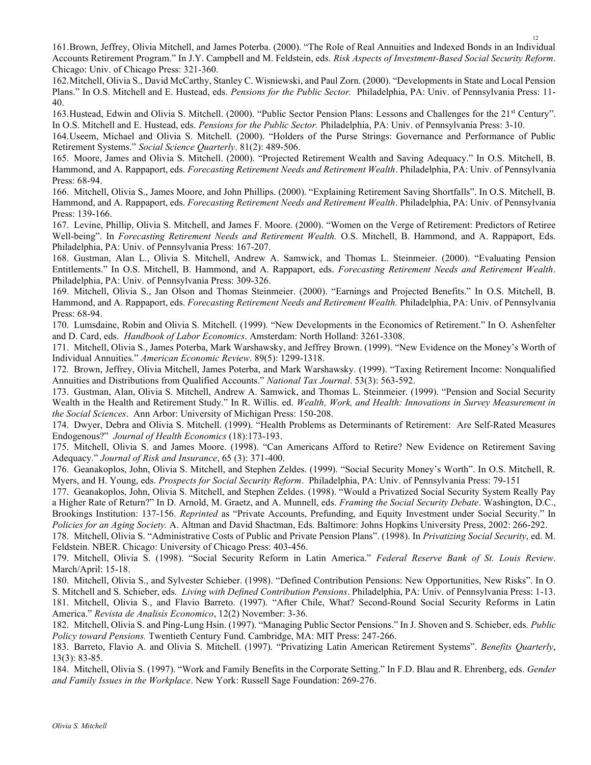161.Brown, Jeffrey, Olivia Mitchell, and James Poterba. (2000). "The Role of Real Annuities and Indexed Bonds in an Individual Accounts Retirement Program." In J.Y. Campbell and M. Feldstein, eds. *Risk Aspects of Investment-Based Social Security Reform*. Chicago: Univ. of Chicago Press: 321-360.

162.Mitchell, Olivia S., David McCarthy, Stanley C. Wisniewski, and Paul Zorn. (2000). "Developments in State and Local Pension Plans." In O.S. Mitchell and E. Hustead, eds. *Pensions for the Public Sector.* Philadelphia, PA: Univ. of Pennsylvania Press: 11-40.

163.Hustead, Edwin and Olivia S. Mitchell. (2000). "Public Sector Pension Plans: Lessons and Challenges for the 21st Century". In O.S. Mitchell and E. Hustead, eds. *Pensions for the Public Sector.* Philadelphia, PA: Univ. of Pennsylvania Press: 3-10.

164.Useem, Michael and Olivia S. Mitchell. (2000). "Holders of the Purse Strings: Governance and Performance of Public Retirement Systems." *Social Science Quarterly*. 81(2): 489-506.

165. Moore, James and Olivia S. Mitchell. (2000). "Projected Retirement Wealth and Saving Adequacy." In O.S. Mitchell, B. Hammond, and A. Rappaport, eds. *Forecasting Retirement Needs and Retirement Wealth*. Philadelphia, PA: Univ. of Pennsylvania Press: 68-94.

166. Mitchell, Olivia S., James Moore, and John Phillips. (2000). "Explaining Retirement Saving Shortfalls". In O.S. Mitchell, B. Hammond, and A. Rappaport, eds. *Forecasting Retirement Needs and Retirement Wealth*. Philadelphia, PA: Univ. of Pennsylvania Press: 139-166.

167. Levine, Phillip, Olivia S. Mitchell, and James F. Moore. (2000). "Women on the Verge of Retirement: Predictors of Retiree Well-being". In *Forecasting Retirement Needs and Retirement Wealth.* O.S. Mitchell, B. Hammond, and A. Rappaport, Eds. Philadelphia, PA: Univ. of Pennsylvania Press: 167-207.

168. Gustman, Alan L., Olivia S. Mitchell, Andrew A. Samwick, and Thomas L. Steinmeier. (2000). "Evaluating Pension Entitlements." In O.S. Mitchell, B. Hammond, and A. Rappaport, eds. *Forecasting Retirement Needs and Retirement Wealth*. Philadelphia, PA: Univ. of Pennsylvania Press: 309-326.

169. Mitchell, Olivia S., Jan Olson and Thomas Steinmeier. (2000). "Earnings and Projected Benefits." In O.S. Mitchell, B. Hammond, and A. Rappaport, eds. *Forecasting Retirement Needs and Retirement Wealth.* Philadelphia, PA: Univ. of Pennsylvania Press: 68-94.

170. Lumsdaine, Robin and Olivia S. Mitchell. (1999). "New Developments in the Economics of Retirement." In O. Ashenfelter and D. Card, eds. *Handbook of Labor Economics*. Amsterdam: North Holland: 3261-3308.

171. Mitchell, Olivia S., James Poterba, Mark Warshawsky, and Jeffrey Brown. (1999). "New Evidence on the Money's Worth of Individual Annuities." *American Economic Review*. 89(5): 1299-1318.

172. Brown, Jeffrey, Olivia Mitchell, James Poterba, and Mark Warshawsky. (1999). "Taxing Retirement Income: Nonqualified Annuities and Distributions from Qualified Accounts." *National Tax Journal*. 53(3): 563-592.

173. Gustman, Alan, Olivia S. Mitchell, Andrew A. Samwick, and Thomas L. Steinmeier. (1999). "Pension and Social Security Wealth in the Health and Retirement Study." In R. Willis. ed. *Wealth, Work, and Health: Innovations in Survey Measurement in the Social Sciences*. Ann Arbor: University of Michigan Press: 150-208.

174. Dwyer, Debra and Olivia S. Mitchell. (1999). "Health Problems as Determinants of Retirement: Are Self-Rated Measures Endogenous?" *Journal of Health Economics* (18):173-193.

175. Mitchell, Olivia S. and James Moore. (1998). "Can Americans Afford to Retire? New Evidence on Retirement Saving Adequacy." *Journal of Risk and Insurance*, 65 (3): 371-400.

176. Geanakoplos, John, Olivia S. Mitchell, and Stephen Zeldes. (1999). "Social Security Money's Worth". In O.S. Mitchell, R. Myers, and H. Young, eds. *Prospects for Social Security Reform*. Philadelphia, PA: Univ. of Pennsylvania Press: 79-151

177. Geanakoplos, John, Olivia S. Mitchell, and Stephen Zeldes. (1998). "Would a Privatized Social Security System Really Pay a Higher Rate of Return?" In D. Arnold, M. Graetz, and A. Munnell, eds. *Framing the Social Security Debate*. Washington, D.C., Brookings Institution: 137-156. *Reprinted* as "Private Accounts, Prefunding, and Equity Investment under Social Security." In *Policies for an Aging Society.* A. Altman and David Shactman, Eds. Baltimore: Johns Hopkins University Press, 2002: 266-292.

178. Mitchell, Olivia S. "Administrative Costs of Public and Private Pension Plans". (1998). In *Privatizing Social Security*, ed. M. Feldstein. NBER. Chicago: University of Chicago Press: 403-456.

179. Mitchell, Olivia S. (1998). "Social Security Reform in Latin America." *Federal Reserve Bank of St. Louis Review*. March/April: 15-18.

180. Mitchell, Olivia S., and Sylvester Schieber. (1998). "Defined Contribution Pensions: New Opportunities, New Risks". In O. S. Mitchell and S. Schieber, eds. *Living with Defined Contribution Pensions*. Philadelphia, PA: Univ. of Pennsylvania Press: 1-13.

181. Mitchell, Olivia S., and Flavio Barreto. (1997). "After Chile, What? Second-Round Social Security Reforms in Latin America." *Revista de Analisis Economico*, 12(2) November: 3-36.

182. Mitchell, Olivia S. and Ping-Lung Hsin. (1997). "Managing Public Sector Pensions." In J. Shoven and S. Schieber, eds. *Public Policy toward Pensions.* Twentieth Century Fund. Cambridge, MA: MIT Press: 247-266.

183. Barreto, Flavio A. and Olivia S. Mitchell. (1997). "Privatizing Latin American Retirement Systems". *Benefits Quarterly*, 13(3): 83-85.

184. Mitchell, Olivia S. (1997). "Work and Family Benefits in the Corporate Setting." In F.D. Blau and R. Ehrenberg, eds. *Gender and Family Issues in the Workplace*. New York: Russell Sage Foundation: 269-276.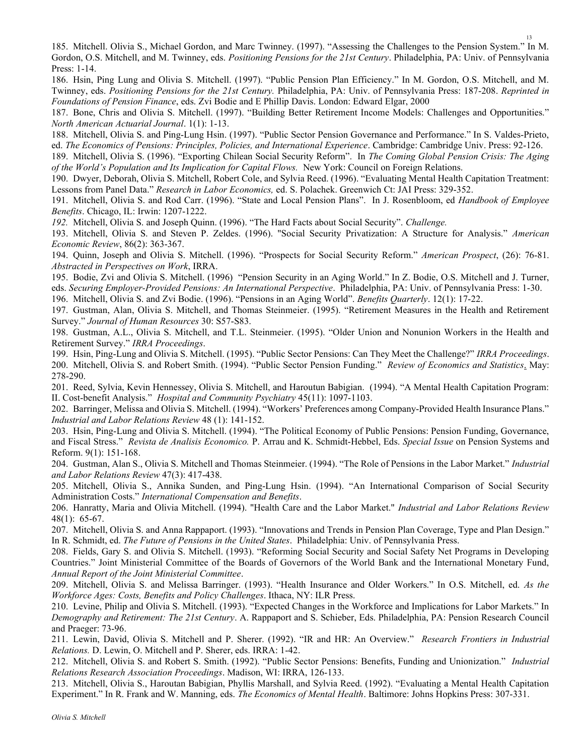185. Mitchell. Olivia S., Michael Gordon, and Marc Twinney. (1997). "Assessing the Challenges to the Pension System." In M. Gordon, O.S. Mitchell, and M. Twinney, eds. *Positioning Pensions for the 21st Century*. Philadelphia, PA: Univ. of Pennsylvania Press: 1-14.

186. Hsin, Ping Lung and Olivia S. Mitchell. (1997). "Public Pension Plan Efficiency." In M. Gordon, O.S. Mitchell, and M. Twinney, eds. *Positioning Pensions for the 21st Century.* Philadelphia, PA: Univ. of Pennsylvania Press: 187-208. *Reprinted in Foundations of Pension Finance*, eds. Zvi Bodie and E Phillip Davis. London: Edward Elgar, 2000

187. Bone, Chris and Olivia S. Mitchell. (1997). "Building Better Retirement Income Models: Challenges and Opportunities." *North American Actuarial Journal*. 1(1): 1-13.

188. Mitchell, Olivia S. and Ping-Lung Hsin. (1997). "Public Sector Pension Governance and Performance." In S. Valdes-Prieto, ed. *The Economics of Pensions: Principles, Policies, and International Experience*. Cambridge: Cambridge Univ. Press: 92-126.

189. Mitchell, Olivia S. (1996). "Exporting Chilean Social Security Reform". In *The Coming Global Pension Crisis: The Aging of the World's Population and Its Implication for Capital Flows.* New York: Council on Foreign Relations.

190. Dwyer, Deborah, Olivia S. Mitchell, Robert Cole, and Sylvia Reed. (1996). "Evaluating Mental Health Capitation Treatment: Lessons from Panel Data." *Research in Labor Economics,* ed. S. Polachek. Greenwich Ct: JAI Press: 329-352.

191. Mitchell, Olivia S. and Rod Carr. (1996). "State and Local Pension Plans". In J. Rosenbloom, ed *Handbook of Employee Benefits*. Chicago, IL: Irwin: 1207-1222.

*192.* Mitchell, Olivia S. and Joseph Quinn. (1996). "The Hard Facts about Social Security". *Challenge.*

193. Mitchell, Olivia S. and Steven P. Zeldes. (1996). "Social Security Privatization: A Structure for Analysis." *American Economic Review*, 86(2): 363-367.

194. Quinn, Joseph and Olivia S. Mitchell. (1996). "Prospects for Social Security Reform." *American Prospect*, (26): 76-81. *Abstracted in Perspectives on Work*, IRRA.

195. Bodie, Zvi and Olivia S. Mitchell. (1996) "Pension Security in an Aging World." In Z. Bodie, O.S. Mitchell and J. Turner, eds. *Securing Employer-Provided Pensions: An International Perspective*. Philadelphia, PA: Univ. of Pennsylvania Press: 1-30.

196. Mitchell, Olivia S. and Zvi Bodie. (1996). "Pensions in an Aging World". *Benefits Quarterly*. 12(1): 17-22.

197. Gustman, Alan, Olivia S. Mitchell, and Thomas Steinmeier. (1995). "Retirement Measures in the Health and Retirement Survey." *Journal of Human Resources* 30: S57-S83.

198. Gustman, A.L., Olivia S. Mitchell, and T.L. Steinmeier. (1995). "Older Union and Nonunion Workers in the Health and Retirement Survey." *IRRA Proceedings*.

199. Hsin, Ping-Lung and Olivia S. Mitchell. (1995). "Public Sector Pensions: Can They Meet the Challenge?" *IRRA Proceedings*.

200. Mitchell, Olivia S. and Robert Smith. (1994). "Public Sector Pension Funding." *Review of Economics and Statistics*. May: 278-290.

201. Reed, Sylvia, Kevin Hennessey, Olivia S. Mitchell, and Haroutun Babigian. (1994). "A Mental Health Capitation Program: II. Cost-benefit Analysis." *Hospital and Community Psychiatry* 45(11): 1097-1103.

202. Barringer, Melissa and Olivia S. Mitchell. (1994). "Workers' Preferences among Company-Provided Health Insurance Plans." *Industrial and Labor Relations Review* 48 (1): 141-152.

203. Hsin, Ping-Lung and Olivia S. Mitchell. (1994). "The Political Economy of Public Pensions: Pension Funding, Governance, and Fiscal Stress." *Revista de Analisis Economico.* P. Arrau and K. Schmidt-Hebbel, Eds. *Special Issue* on Pension Systems and Reform. 9(1): 151-168.

204. Gustman, Alan S., Olivia S. Mitchell and Thomas Steinmeier. (1994). "The Role of Pensions in the Labor Market." *Industrial and Labor Relations Review* 47(3): 417-438.

205. Mitchell, Olivia S., Annika Sunden, and Ping-Lung Hsin. (1994). "An International Comparison of Social Security Administration Costs." *International Compensation and Benefits*.

206. Hanratty, Maria and Olivia Mitchell. (1994). "Health Care and the Labor Market." *Industrial and Labor Relations Review* 48(1): 65-67.

207. Mitchell, Olivia S. and Anna Rappaport. (1993). "Innovations and Trends in Pension Plan Coverage, Type and Plan Design." In R. Schmidt, ed. *The Future of Pensions in the United States*. Philadelphia: Univ. of Pennsylvania Press.

208. Fields, Gary S. and Olivia S. Mitchell. (1993). "Reforming Social Security and Social Safety Net Programs in Developing Countries." Joint Ministerial Committee of the Boards of Governors of the World Bank and the International Monetary Fund, *Annual Report of the Joint Ministerial Committee*.

209. Mitchell, Olivia S. and Melissa Barringer. (1993). "Health Insurance and Older Workers." In O.S. Mitchell, ed. *As the Workforce Ages: Costs, Benefits and Policy Challenges*. Ithaca, NY: ILR Press.

210. Levine, Philip and Olivia S. Mitchell. (1993). "Expected Changes in the Workforce and Implications for Labor Markets." In *Demography and Retirement: The 21st Century*. A. Rappaport and S. Schieber, Eds. Philadelphia, PA: Pension Research Council and Praeger: 73-96.

211. Lewin, David, Olivia S. Mitchell and P. Sherer. (1992). "IR and HR: An Overview." *Research Frontiers in Industrial Relations.* D. Lewin, O. Mitchell and P. Sherer, eds. IRRA: 1-42.

212. Mitchell, Olivia S. and Robert S. Smith. (1992). "Public Sector Pensions: Benefits, Funding and Unionization." *Industrial Relations Research Association Proceedings*. Madison, WI: IRRA, 126-133.

213. Mitchell, Olivia S., Haroutan Babigian, Phyllis Marshall, and Sylvia Reed. (1992). "Evaluating a Mental Health Capitation Experiment." In R. Frank and W. Manning, eds. *The Economics of Mental Health*. Baltimore: Johns Hopkins Press: 307-331.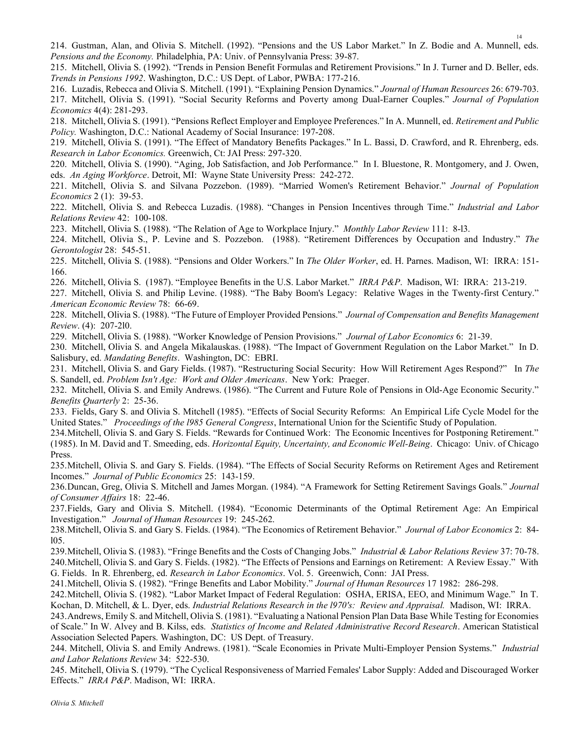214. Gustman, Alan, and Olivia S. Mitchell. (1992). "Pensions and the US Labor Market." In Z. Bodie and A. Munnell, eds. *Pensions and the Economy.* Philadelphia, PA: Univ. of Pennsylvania Press: 39-87.

215. Mitchell, Olivia S. (1992). "Trends in Pension Benefit Formulas and Retirement Provisions." In J. Turner and D. Beller, eds. *Trends in Pensions 1992*. Washington, D.C.: US Dept. of Labor, PWBA: 177-216.

216. Luzadis, Rebecca and Olivia S. Mitchell. (1991). "Explaining Pension Dynamics." *Journal of Human Resources* 26: 679-703.

217. Mitchell, Olivia S. (1991). "Social Security Reforms and Poverty among Dual-Earner Couples." *Journal of Population Economics* 4(4): 281-293.

218. Mitchell, Olivia S. (1991). "Pensions Reflect Employer and Employee Preferences." In A. Munnell, ed. *Retirement and Public Policy.* Washington, D.C.: National Academy of Social Insurance: 197-208.

219. Mitchell, Olivia S. (1991). "The Effect of Mandatory Benefits Packages." In L. Bassi, D. Crawford, and R. Ehrenberg, eds. *Research in Labor Economics.* Greenwich, Ct: JAI Press: 297-320.

220. Mitchell, Olivia S. (1990). "Aging, Job Satisfaction, and Job Performance." In I. Bluestone, R. Montgomery, and J. Owen, eds. *An Aging Workforce*. Detroit, MI: Wayne State University Press: 242-272.

221. Mitchell, Olivia S. and Silvana Pozzebon. (1989). "Married Women's Retirement Behavior." *Journal of Population Economics* 2 (1): 39-53.

222. Mitchell, Olivia S. and Rebecca Luzadis. (1988). "Changes in Pension Incentives through Time." *Industrial and Labor Relations Review* 42: 100-108.

223. Mitchell, Olivia S. (1988). "The Relation of Age to Workplace Injury." *Monthly Labor Review* 111: 8-l3.

224. Mitchell, Olivia S., P. Levine and S. Pozzebon. (1988). "Retirement Differences by Occupation and Industry." *The Gerontologist* 28: 545-51.

225. Mitchell, Olivia S. (1988). "Pensions and Older Workers." In *The Older Worker*, ed. H. Parnes. Madison, WI: IRRA: 151-166.

226. Mitchell, Olivia S. (1987). "Employee Benefits in the U.S. Labor Market." *IRRA P&P*. Madison, WI: IRRA: 213-219.

227. Mitchell, Olivia S. and Philip Levine. (1988). "The Baby Boom's Legacy: Relative Wages in the Twenty-first Century." *American Economic Review* 78: 66-69.

228. Mitchell, Olivia S. (1988). "The Future of Employer Provided Pensions." *Journal of Compensation and Benefits Management Review*. (4): 207-2l0.

229. Mitchell, Olivia S. (1988). "Worker Knowledge of Pension Provisions." *Journal of Labor Economics* 6: 21-39.

230. Mitchell, Olivia S. and Angela Mikalauskas. (1988). "The Impact of Government Regulation on the Labor Market." In D. Salisbury, ed. *Mandating Benefits*. Washington, DC: EBRI.

231. Mitchell, Olivia S. and Gary Fields. (1987). "Restructuring Social Security: How Will Retirement Ages Respond?" In *The* S. Sandell, ed. *Problem Isn't Age: Work and Older Americans*. New York: Praeger.

232. Mitchell, Olivia S. and Emily Andrews. (1986). "The Current and Future Role of Pensions in Old-Age Economic Security." *Benefits Quarterly* 2: 25-36.

233. Fields, Gary S. and Olivia S. Mitchell (1985). "Effects of Social Security Reforms: An Empirical Life Cycle Model for the United States." *Proceedings of the l985 General Congress*, International Union for the Scientific Study of Population.

234. Mitchell, Olivia S. and Gary S. Fields. "Rewards for Continued Work: The Economic Incentives for Postponing Retirement." (1985). In M. David and T. Smeeding, eds. *Horizontal Equity, Uncertainty, and Economic Well-Being*. Chicago: Univ. of Chicago Press.

235. Mitchell, Olivia S. and Gary S. Fields. (1984). "The Effects of Social Security Reforms on Retirement Ages and Retirement Incomes." *Journal of Public Economics* 25: 143-159.

236. Duncan, Greg, Olivia S. Mitchell and James Morgan. (1984). "A Framework for Setting Retirement Savings Goals." *Journal of Consumer Affairs* 18: 22-46.

237. Fields, Gary and Olivia S. Mitchell. (1984). "Economic Determinants of the Optimal Retirement Age: An Empirical Investigation." *Journal of Human Resources* 19: 245-262.

238. Mitchell, Olivia S. and Gary S. Fields. (1984). "The Economics of Retirement Behavior." *Journal of Labor Economics* 2: 84-l05.

239. Mitchell, Olivia S. (1983). "Fringe Benefits and the Costs of Changing Jobs." *Industrial & Labor Relations Review* 37: 70-78.

240. Mitchell, Olivia S. and Gary S. Fields. (1982). "The Effects of Pensions and Earnings on Retirement: A Review Essay." With G. Fields. In R. Ehrenberg, ed. *Research in Labor Economics*. Vol. 5. Greenwich, Conn: JAI Press.

241. Mitchell, Olivia S. (1982). "Fringe Benefits and Labor Mobility." *Journal of Human Resources* 17 1982: 286-298.

242. Mitchell, Olivia S. (1982). "Labor Market Impact of Federal Regulation: OSHA, ERISA, EEO, and Minimum Wage." In T. Kochan, D. Mitchell, & L. Dyer, eds. *Industrial Relations Research in the l970's: Review and Appraisal.* Madison, WI: IRRA.

243. Andrews, Emily S. and Mitchell, Olivia S. (1981). "Evaluating a National Pension Plan Data Base While Testing for Economies of Scale." In W. Alvey and B. Kilss, eds. *Statistics of Income and Related Administrative Record Research*. American Statistical Association Selected Papers. Washington, DC: US Dept. of Treasury.

244. Mitchell, Olivia S. and Emily Andrews. (1981). "Scale Economies in Private Multi-Employer Pension Systems." *Industrial and Labor Relations Review* 34: 522-530.

245. Mitchell, Olivia S. (1979). "The Cyclical Responsiveness of Married Females' Labor Supply: Added and Discouraged Worker Effects." *IRRA P&P*. Madison, WI: IRRA.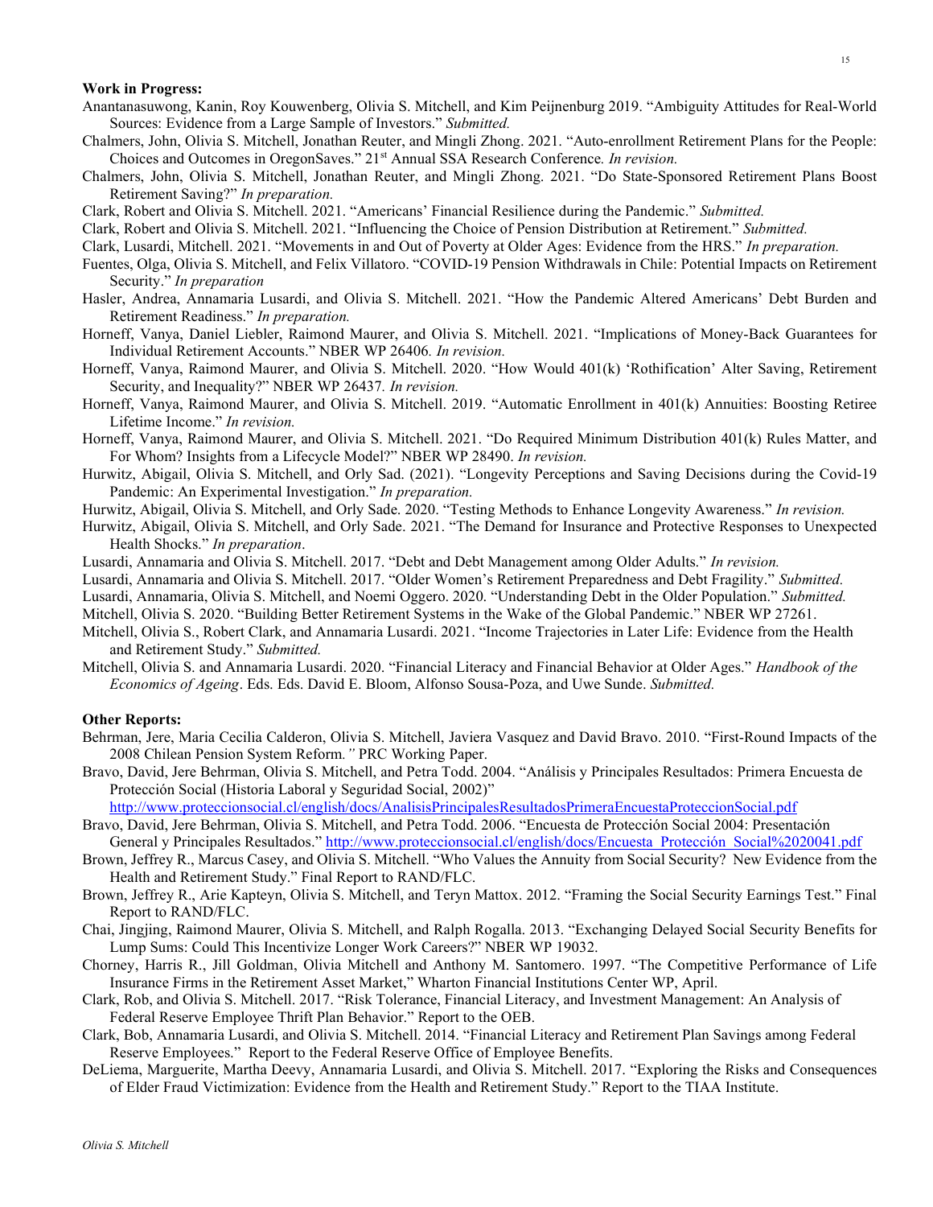**Work in Progress:**

Anantanasuwong, Kanin, Roy Kouwenberg, Olivia S. Mitchell, and Kim Peijnenburg 2019. "Ambiguity Attitudes for Real-World Sources: Evidence from a Large Sample of Investors." *Submitted.*

Chalmers, John, Olivia S. Mitchell, Jonathan Reuter, and Mingli Zhong. 2021. "Auto-enrollment Retirement Plans for the People: Choices and Outcomes in OregonSaves." 21st Annual SSA Research Conference*. In revision.*

Chalmers, John, Olivia S. Mitchell, Jonathan Reuter, and Mingli Zhong. 2021. "Do State-Sponsored Retirement Plans Boost Retirement Saving?" *In preparation.*

Clark, Robert and Olivia S. Mitchell. 2021. "Americans' Financial Resilience during the Pandemic." *Submitted.*

Clark, Robert and Olivia S. Mitchell. 2021. "Influencing the Choice of Pension Distribution at Retirement." *Submitted.*

Clark, Lusardi, Mitchell. 2021. "Movements in and Out of Poverty at Older Ages: Evidence from the HRS." *In preparation.*

Fuentes, Olga, Olivia S. Mitchell, and Felix Villatoro. "COVID-19 Pension Withdrawals in Chile: Potential Impacts on Retirement Security." *In preparation*

Hasler, Andrea, Annamaria Lusardi, and Olivia S. Mitchell. 2021. "How the Pandemic Altered Americans' Debt Burden and Retirement Readiness." *In preparation.*

Horneff, Vanya, Daniel Liebler, Raimond Maurer, and Olivia S. Mitchell. 2021. "Implications of Money-Back Guarantees for Individual Retirement Accounts." NBER WP 26406*. In revision.*

Horneff, Vanya, Raimond Maurer, and Olivia S. Mitchell. 2020. "How Would 401(k) 'Rothification' Alter Saving, Retirement Security, and Inequality?" NBER WP 26437*. In revision.*

Horneff, Vanya, Raimond Maurer, and Olivia S. Mitchell. 2019. "Automatic Enrollment in 401(k) Annuities: Boosting Retiree Lifetime Income." *In revision.*

Horneff, Vanya, Raimond Maurer, and Olivia S. Mitchell. 2021. "Do Required Minimum Distribution 401(k) Rules Matter, and For Whom? Insights from a Lifecycle Model?" NBER WP 28490. *In revision.*

Hurwitz, Abigail, Olivia S. Mitchell, and Orly Sad. (2021). "Longevity Perceptions and Saving Decisions during the Covid-19 Pandemic: An Experimental Investigation." *In preparation.*

Hurwitz, Abigail, Olivia S. Mitchell, and Orly Sade. 2020. "Testing Methods to Enhance Longevity Awareness." *In revision.*

Hurwitz, Abigail, Olivia S. Mitchell, and Orly Sade. 2021. "The Demand for Insurance and Protective Responses to Unexpected Health Shocks." *In preparation*.

Lusardi, Annamaria and Olivia S. Mitchell. 2017. "Debt and Debt Management among Older Adults." *In revision.*

Lusardi, Annamaria and Olivia S. Mitchell. 2017. "Older Women's Retirement Preparedness and Debt Fragility." *Submitted.*

Lusardi, Annamaria, Olivia S. Mitchell, and Noemi Oggero. 2020. "Understanding Debt in the Older Population." *Submitted.*

Mitchell, Olivia S. 2020. "Building Better Retirement Systems in the Wake of the Global Pandemic." NBER WP 27261.

Mitchell, Olivia S., Robert Clark, and Annamaria Lusardi. 2021. "Income Trajectories in Later Life: Evidence from the Health and Retirement Study." *Submitted.*

Mitchell, Olivia S. and Annamaria Lusardi. 2020. "Financial Literacy and Financial Behavior at Older Ages." *Handbook of the Economics of Ageing*. Eds. Eds. David E. Bloom, Alfonso Sousa-Poza, and Uwe Sunde. *Submitted.*

**Other Reports:**

Behrman, Jere, Maria Cecilia Calderon, Olivia S. Mitchell, Javiera Vasquez and David Bravo. 2010. "First-Round Impacts of the 2008 Chilean Pension System Reform*."* PRC Working Paper.

Bravo, David, Jere Behrman, Olivia S. Mitchell, and Petra Todd. 2004. "Análisis y Principales Resultados: Primera Encuesta de Protección Social (Historia Laboral y Seguridad Social, 2002)" http://www.proteccionsocial.cl/english/docs/AnalisisPrincipalesResultadosPrimeraEncuestaProteccionSocial.pdf

Bravo, David, Jere Behrman, Olivia S. Mitchell, and Petra Todd. 2006. "Encuesta de Protección Social 2004: Presentación General y Principales Resultados." http://www.proteccionsocial.cl/english/docs/Encuesta_Protección_Social%2020041.pdf

Brown, Jeffrey R., Marcus Casey, and Olivia S. Mitchell. "Who Values the Annuity from Social Security? New Evidence from the Health and Retirement Study." Final Report to RAND/FLC.

Brown, Jeffrey R., Arie Kapteyn, Olivia S. Mitchell, and Teryn Mattox. 2012. "Framing the Social Security Earnings Test." Final Report to RAND/FLC.

Chai, Jingjing, Raimond Maurer, Olivia S. Mitchell, and Ralph Rogalla. 2013. "Exchanging Delayed Social Security Benefits for Lump Sums: Could This Incentivize Longer Work Careers?" NBER WP 19032.

Chorney, Harris R., Jill Goldman, Olivia Mitchell and Anthony M. Santomero. 1997. "The Competitive Performance of Life Insurance Firms in the Retirement Asset Market," Wharton Financial Institutions Center WP, April.

Clark, Rob, and Olivia S. Mitchell. 2017. "Risk Tolerance, Financial Literacy, and Investment Management: An Analysis of Federal Reserve Employee Thrift Plan Behavior." Report to the OEB.

Clark, Bob, Annamaria Lusardi, and Olivia S. Mitchell. 2014. "Financial Literacy and Retirement Plan Savings among Federal Reserve Employees." Report to the Federal Reserve Office of Employee Benefits.

DeLiema, Marguerite, Martha Deevy, Annamaria Lusardi, and Olivia S. Mitchell. 2017. "Exploring the Risks and Consequences of Elder Fraud Victimization: Evidence from the Health and Retirement Study." Report to the TIAA Institute.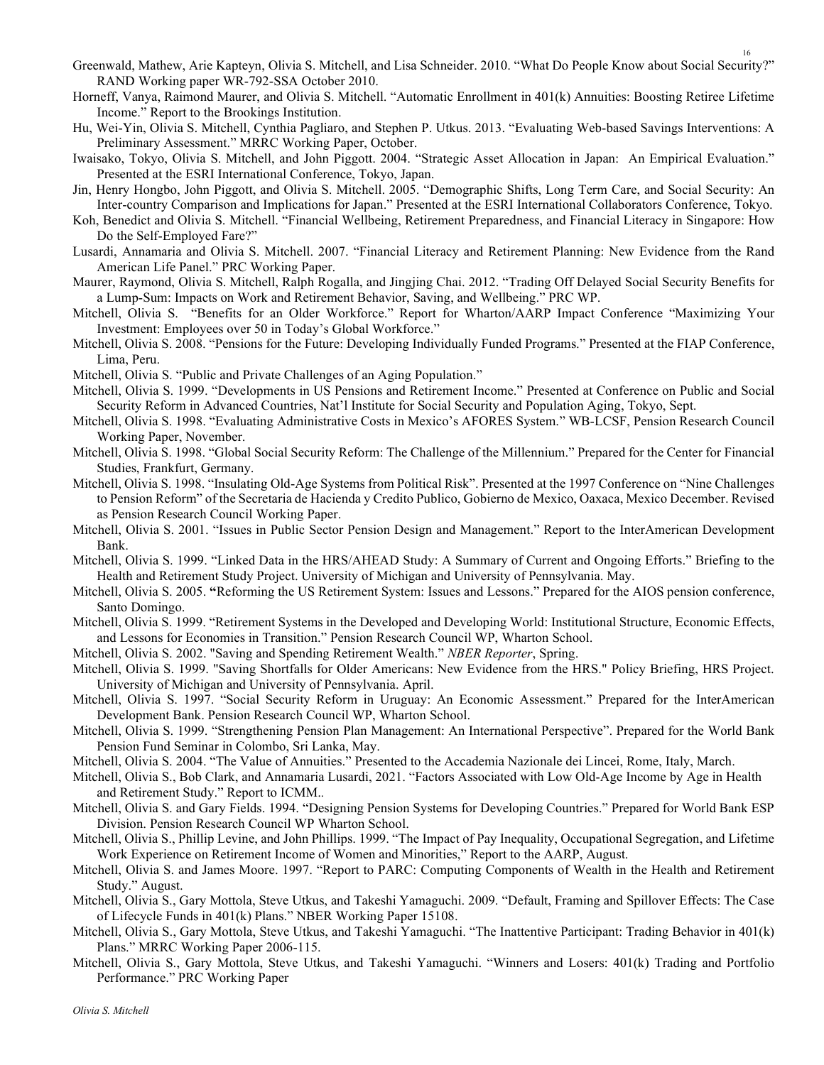Greenwald, Mathew, Arie Kapteyn, Olivia S. Mitchell, and Lisa Schneider. 2010. "What Do People Know about Social Security?" RAND Working paper WR-792-SSA October 2010.

Horneff, Vanya, Raimond Maurer, and Olivia S. Mitchell. "Automatic Enrollment in 401(k) Annuities: Boosting Retiree Lifetime Income." Report to the Brookings Institution.

Hu, Wei-Yin, Olivia S. Mitchell, Cynthia Pagliaro, and Stephen P. Utkus. 2013. "Evaluating Web-based Savings Interventions: A Preliminary Assessment." MRRC Working Paper, October.

Iwaisako, Tokyo, Olivia S. Mitchell, and John Piggott. 2004. "Strategic Asset Allocation in Japan: An Empirical Evaluation." Presented at the ESRI International Conference, Tokyo, Japan.

Jin, Henry Hongbo, John Piggott, and Olivia S. Mitchell. 2005. "Demographic Shifts, Long Term Care, and Social Security: An Inter-country Comparison and Implications for Japan." Presented at the ESRI International Collaborators Conference, Tokyo.

Koh, Benedict and Olivia S. Mitchell. "Financial Wellbeing, Retirement Preparedness, and Financial Literacy in Singapore: How Do the Self-Employed Fare?"

Lusardi, Annamaria and Olivia S. Mitchell. 2007. "Financial Literacy and Retirement Planning: New Evidence from the Rand American Life Panel." PRC Working Paper.

Maurer, Raymond, Olivia S. Mitchell, Ralph Rogalla, and Jingjing Chai. 2012. "Trading Off Delayed Social Security Benefits for a Lump-Sum: Impacts on Work and Retirement Behavior, Saving, and Wellbeing." PRC WP.

Mitchell, Olivia S. "Benefits for an Older Workforce." Report for Wharton/AARP Impact Conference "Maximizing Your Investment: Employees over 50 in Today's Global Workforce."

Mitchell, Olivia S. 2008. "Pensions for the Future: Developing Individually Funded Programs." Presented at the FIAP Conference, Lima, Peru.

Mitchell, Olivia S. "Public and Private Challenges of an Aging Population."

Mitchell, Olivia S. 1999. "Developments in US Pensions and Retirement Income." Presented at Conference on Public and Social Security Reform in Advanced Countries, Nat'l Institute for Social Security and Population Aging, Tokyo, Sept.

Mitchell, Olivia S. 1998. "Evaluating Administrative Costs in Mexico's AFORES System." WB-LCSF, Pension Research Council Working Paper, November.

Mitchell, Olivia S. 1998. "Global Social Security Reform: The Challenge of the Millennium." Prepared for the Center for Financial Studies, Frankfurt, Germany.

Mitchell, Olivia S. 1998. "Insulating Old-Age Systems from Political Risk". Presented at the 1997 Conference on "Nine Challenges to Pension Reform" of the Secretaria de Hacienda y Credito Publico, Gobierno de Mexico, Oaxaca, Mexico December. Revised as Pension Research Council Working Paper.

Mitchell, Olivia S. 2001. "Issues in Public Sector Pension Design and Management." Report to the InterAmerican Development Bank.

Mitchell, Olivia S. 1999. "Linked Data in the HRS/AHEAD Study: A Summary of Current and Ongoing Efforts." Briefing to the Health and Retirement Study Project. University of Michigan and University of Pennsylvania. May.

Mitchell, Olivia S. 2005. "Reforming the US Retirement System: Issues and Lessons." Prepared for the AIOS pension conference, Santo Domingo.

Mitchell, Olivia S. 1999. "Retirement Systems in the Developed and Developing World: Institutional Structure, Economic Effects, and Lessons for Economies in Transition." Pension Research Council WP, Wharton School.

Mitchell, Olivia S. 2002. "Saving and Spending Retirement Wealth." *NBER Reporter*, Spring.

Mitchell, Olivia S. 1999. "Saving Shortfalls for Older Americans: New Evidence from the HRS." Policy Briefing, HRS Project. University of Michigan and University of Pennsylvania. April.

Mitchell, Olivia S. 1997. "Social Security Reform in Uruguay: An Economic Assessment." Prepared for the InterAmerican Development Bank. Pension Research Council WP, Wharton School.

Mitchell, Olivia S. 1999. "Strengthening Pension Plan Management: An International Perspective". Prepared for the World Bank Pension Fund Seminar in Colombo, Sri Lanka, May.

Mitchell, Olivia S. 2004. "The Value of Annuities." Presented to the Accademia Nazionale dei Lincei, Rome, Italy, March.

Mitchell, Olivia S., Bob Clark, and Annamaria Lusardi, 2021. "Factors Associated with Low Old-Age Income by Age in Health and Retirement Study." Report to ICMM..

Mitchell, Olivia S. and Gary Fields. 1994. "Designing Pension Systems for Developing Countries." Prepared for World Bank ESP Division. Pension Research Council WP Wharton School.

Mitchell, Olivia S., Phillip Levine, and John Phillips. 1999. "The Impact of Pay Inequality, Occupational Segregation, and Lifetime Work Experience on Retirement Income of Women and Minorities," Report to the AARP, August.

Mitchell, Olivia S. and James Moore. 1997. "Report to PARC: Computing Components of Wealth in the Health and Retirement Study." August.

Mitchell, Olivia S., Gary Mottola, Steve Utkus, and Takeshi Yamaguchi. 2009. "Default, Framing and Spillover Effects: The Case of Lifecycle Funds in 401(k) Plans." NBER Working Paper 15108.

Mitchell, Olivia S., Gary Mottola, Steve Utkus, and Takeshi Yamaguchi. "The Inattentive Participant: Trading Behavior in 401(k) Plans." MRRC Working Paper 2006-115.

Mitchell, Olivia S., Gary Mottola, Steve Utkus, and Takeshi Yamaguchi. "Winners and Losers: 401(k) Trading and Portfolio Performance." PRC Working Paper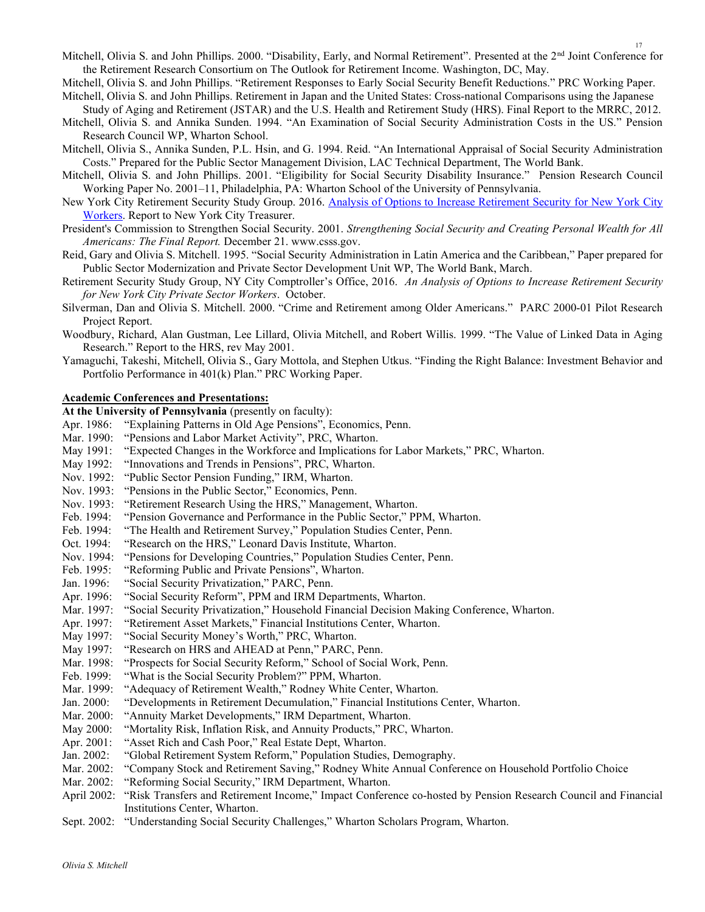Mitchell, Olivia S. and John Phillips. 2000. "Disability, Early, and Normal Retirement". Presented at the 2nd Joint Conference for the Retirement Research Consortium on The Outlook for Retirement Income. Washington, DC, May.

Mitchell, Olivia S. and John Phillips. "Retirement Responses to Early Social Security Benefit Reductions." PRC Working Paper.

Mitchell, Olivia S. and John Phillips. Retirement in Japan and the United States: Cross-national Comparisons using the Japanese Study of Aging and Retirement (JSTAR) and the U.S. Health and Retirement Study (HRS). Final Report to the MRRC, 2012.

Mitchell, Olivia S. and Annika Sunden. 1994. "An Examination of Social Security Administration Costs in the US." Pension Research Council WP, Wharton School.

Mitchell, Olivia S., Annika Sunden, P.L. Hsin, and G. 1994. Reid. "An International Appraisal of Social Security Administration Costs." Prepared for the Public Sector Management Division, LAC Technical Department, The World Bank.

Mitchell, Olivia S. and John Phillips. 2001. "Eligibility for Social Security Disability Insurance." Pension Research Council Working Paper No. 2001–11, Philadelphia, PA: Wharton School of the University of Pennsylvania.

New York City Retirement Security Study Group. 2016. [Analysis of Options to Increase Retirement Security for New York City Workers](). Report to New York City Treasurer.

President's Commission to Strengthen Social Security. 2001. *Strengthening Social Security and Creating Personal Wealth for All Americans: The Final Report.* December 21. www.csss.gov.

Reid, Gary and Olivia S. Mitchell. 1995. "Social Security Administration in Latin America and the Caribbean," Paper prepared for Public Sector Modernization and Private Sector Development Unit WP, The World Bank, March.

Retirement Security Study Group, NY City Comptroller's Office, 2016. *An Analysis of Options to Increase Retirement Security for New York City Private Sector Workers*. October.

Silverman, Dan and Olivia S. Mitchell. 2000. "Crime and Retirement among Older Americans." PARC 2000-01 Pilot Research Project Report.

Woodbury, Richard, Alan Gustman, Lee Lillard, Olivia Mitchell, and Robert Willis. 1999. "The Value of Linked Data in Aging Research." Report to the HRS, rev May 2001.

Yamaguchi, Takeshi, Mitchell, Olivia S., Gary Mottola, and Stephen Utkus. "Finding the Right Balance: Investment Behavior and Portfolio Performance in 401(k) Plan." PRC Working Paper.

## Academic Conferences and Presentations:

**At the University of Pennsylvania** (presently on faculty):

- Apr. 1986: "Explaining Patterns in Old Age Pensions", Economics, Penn.
- Mar. 1990: "Pensions and Labor Market Activity", PRC, Wharton.
- May 1991: "Expected Changes in the Workforce and Implications for Labor Markets," PRC, Wharton.
- May 1992: "Innovations and Trends in Pensions", PRC, Wharton.
- Nov. 1992: "Public Sector Pension Funding," IRM, Wharton.
- Nov. 1993: "Pensions in the Public Sector," Economics, Penn.
- Nov. 1993: "Retirement Research Using the HRS," Management, Wharton.
- Feb. 1994: "Pension Governance and Performance in the Public Sector," PPM, Wharton.
- Feb. 1994: "The Health and Retirement Survey," Population Studies Center, Penn.
- Oct. 1994: "Research on the HRS," Leonard Davis Institute, Wharton.
- Nov. 1994: "Pensions for Developing Countries," Population Studies Center, Penn.
- Feb. 1995: "Reforming Public and Private Pensions", Wharton.
- Jan. 1996: "Social Security Privatization," PARC, Penn.
- Apr. 1996: "Social Security Reform", PPM and IRM Departments, Wharton.
- Mar. 1997: "Social Security Privatization," Household Financial Decision Making Conference, Wharton.
- Apr. 1997: "Retirement Asset Markets," Financial Institutions Center, Wharton.
- May 1997: "Social Security Money's Worth," PRC, Wharton.
- May 1997: "Research on HRS and AHEAD at Penn," PARC, Penn.
- Mar. 1998: "Prospects for Social Security Reform," School of Social Work, Penn.
- Feb. 1999: "What is the Social Security Problem?" PPM, Wharton.
- Mar. 1999: "Adequacy of Retirement Wealth," Rodney White Center, Wharton.
- Jan. 2000: "Developments in Retirement Decumulation," Financial Institutions Center, Wharton.
- Mar. 2000: "Annuity Market Developments," IRM Department, Wharton.
- May 2000: "Mortality Risk, Inflation Risk, and Annuity Products," PRC, Wharton.
- Apr. 2001: "Asset Rich and Cash Poor," Real Estate Dept, Wharton.
- Jan. 2002: "Global Retirement System Reform," Population Studies, Demography.
- Mar. 2002: "Company Stock and Retirement Saving," Rodney White Annual Conference on Household Portfolio Choice
- Mar. 2002: "Reforming Social Security," IRM Department, Wharton.
- April 2002: "Risk Transfers and Retirement Income," Impact Conference co-hosted by Pension Research Council and Financial Institutions Center, Wharton.
- Sept. 2002: "Understanding Social Security Challenges," Wharton Scholars Program, Wharton.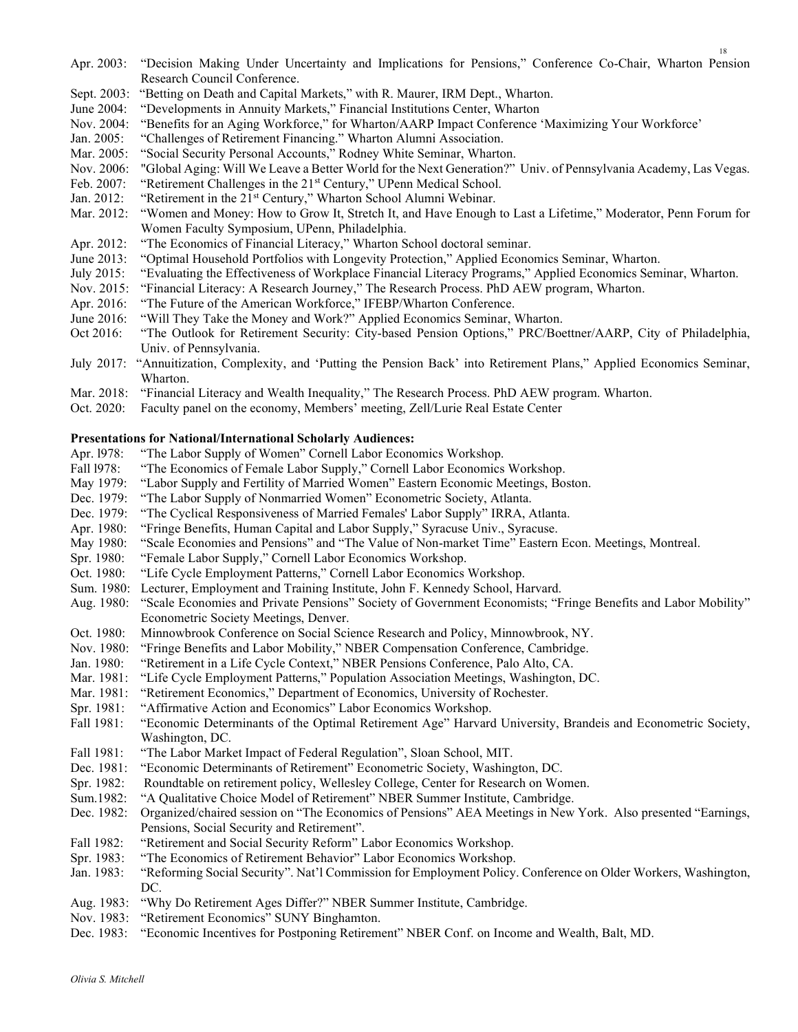Apr. 2003: "Decision Making Under Uncertainty and Implications for Pensions," Conference Co-Chair, Wharton Pension Research Council Conference.
Sept. 2003: "Betting on Death and Capital Markets," with R. Maurer, IRM Dept., Wharton.
June 2004: "Developments in Annuity Markets," Financial Institutions Center, Wharton
Nov. 2004: "Benefits for an Aging Workforce," for Wharton/AARP Impact Conference 'Maximizing Your Workforce'
Jan. 2005: "Challenges of Retirement Financing." Wharton Alumni Association.
Mar. 2005: "Social Security Personal Accounts," Rodney White Seminar, Wharton.
Nov. 2006: "Global Aging: Will We Leave a Better World for the Next Generation?" Univ. of Pennsylvania Academy, Las Vegas.
Feb. 2007: "Retirement Challenges in the 21st Century," UPenn Medical School.
Jan. 2012: "Retirement in the 21st Century," Wharton School Alumni Webinar.
Mar. 2012: "Women and Money: How to Grow It, Stretch It, and Have Enough to Last a Lifetime," Moderator, Penn Forum for Women Faculty Symposium, UPenn, Philadelphia.
Apr. 2012: "The Economics of Financial Literacy," Wharton School doctoral seminar.
June 2013: "Optimal Household Portfolios with Longevity Protection," Applied Economics Seminar, Wharton.
July 2015: "Evaluating the Effectiveness of Workplace Financial Literacy Programs," Applied Economics Seminar, Wharton.
Nov. 2015: "Financial Literacy: A Research Journey," The Research Process. PhD AEW program, Wharton.
Apr. 2016: "The Future of the American Workforce," IFEBP/Wharton Conference.
June 2016: "Will They Take the Money and Work?" Applied Economics Seminar, Wharton.
Oct 2016: "The Outlook for Retirement Security: City-based Pension Options," PRC/Boettner/AARP, City of Philadelphia, Univ. of Pennsylvania.
July 2017: "Annuitization, Complexity, and 'Putting the Pension Back' into Retirement Plans," Applied Economics Seminar, Wharton.
Mar. 2018: "Financial Literacy and Wealth Inequality," The Research Process. PhD AEW program. Wharton.
Oct. 2020: Faculty panel on the economy, Members' meeting, Zell/Lurie Real Estate Center

**Presentations for National/International Scholarly Audiences:**

Apr. l978: "The Labor Supply of Women" Cornell Labor Economics Workshop.
Fall l978: "The Economics of Female Labor Supply," Cornell Labor Economics Workshop.
May 1979: "Labor Supply and Fertility of Married Women" Eastern Economic Meetings, Boston.
Dec. 1979: "The Labor Supply of Nonmarried Women" Econometric Society, Atlanta.
Dec. 1979: "The Cyclical Responsiveness of Married Females' Labor Supply" IRRA, Atlanta.
Apr. 1980: "Fringe Benefits, Human Capital and Labor Supply," Syracuse Univ., Syracuse.
May 1980: "Scale Economies and Pensions" and "The Value of Non-market Time" Eastern Econ. Meetings, Montreal.
Spr. 1980: "Female Labor Supply," Cornell Labor Economics Workshop.
Oct. 1980: "Life Cycle Employment Patterns," Cornell Labor Economics Workshop.
Sum. 1980: Lecturer, Employment and Training Institute, John F. Kennedy School, Harvard.
Aug. 1980: "Scale Economies and Private Pensions" Society of Government Economists; "Fringe Benefits and Labor Mobility" Econometric Society Meetings, Denver.
Oct. 1980: Minnowbrook Conference on Social Science Research and Policy, Minnowbrook, NY.
Nov. 1980: "Fringe Benefits and Labor Mobility," NBER Compensation Conference, Cambridge.
Jan. 1980: "Retirement in a Life Cycle Context," NBER Pensions Conference, Palo Alto, CA.
Mar. 1981: "Life Cycle Employment Patterns," Population Association Meetings, Washington, DC.
Mar. 1981: "Retirement Economics," Department of Economics, University of Rochester.
Spr. 1981: "Affirmative Action and Economics" Labor Economics Workshop.
Fall 1981: "Economic Determinants of the Optimal Retirement Age" Harvard University, Brandeis and Econometric Society, Washington, DC.
Fall 1981: "The Labor Market Impact of Federal Regulation", Sloan School, MIT.
Dec. 1981: "Economic Determinants of Retirement" Econometric Society, Washington, DC.
Spr. 1982: Roundtable on retirement policy, Wellesley College, Center for Research on Women.
Sum.1982: "A Qualitative Choice Model of Retirement" NBER Summer Institute, Cambridge.
Dec. 1982: Organized/chaired session on "The Economics of Pensions" AEA Meetings in New York. Also presented "Earnings, Pensions, Social Security and Retirement".
Fall 1982: "Retirement and Social Security Reform" Labor Economics Workshop.
Spr. 1983: "The Economics of Retirement Behavior" Labor Economics Workshop.
Jan. 1983: "Reforming Social Security". Nat'l Commission for Employment Policy. Conference on Older Workers, Washington, DC.
Aug. 1983: "Why Do Retirement Ages Differ?" NBER Summer Institute, Cambridge.
Nov. 1983: "Retirement Economics" SUNY Binghamton.
Dec. 1983: "Economic Incentives for Postponing Retirement" NBER Conf. on Income and Wealth, Balt, MD.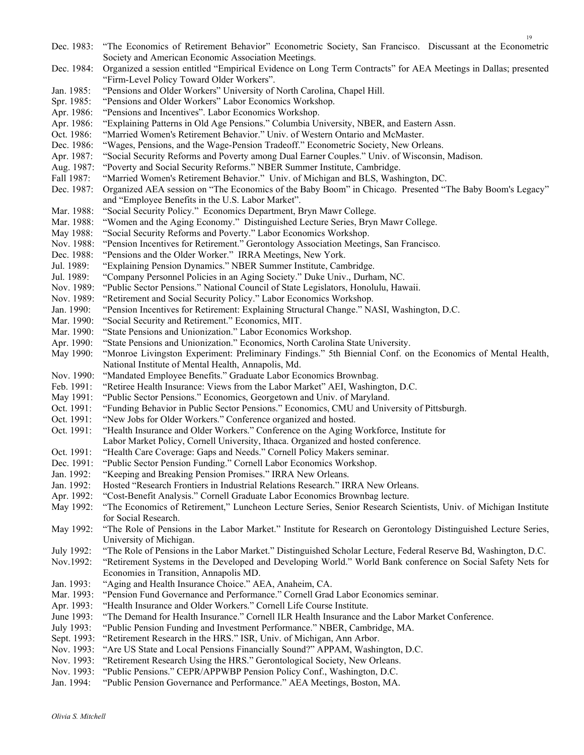Dec. 1983: "The Economics of Retirement Behavior" Econometric Society, San Francisco. Discussant at the Econometric Society and American Economic Association Meetings.

Dec. 1984: Organized a session entitled "Empirical Evidence on Long Term Contracts" for AEA Meetings in Dallas; presented "Firm-Level Policy Toward Older Workers".

Jan. 1985: "Pensions and Older Workers" University of North Carolina, Chapel Hill.

Spr. 1985: "Pensions and Older Workers" Labor Economics Workshop.

Apr. 1986: "Pensions and Incentives". Labor Economics Workshop.

Apr. 1986: "Explaining Patterns in Old Age Pensions." Columbia University, NBER, and Eastern Assn.

Oct. 1986: "Married Women's Retirement Behavior." Univ. of Western Ontario and McMaster.

Dec. 1986: "Wages, Pensions, and the Wage-Pension Tradeoff." Econometric Society, New Orleans.

Apr. 1987: "Social Security Reforms and Poverty among Dual Earner Couples." Univ. of Wisconsin, Madison.

Aug. 1987: "Poverty and Social Security Reforms." NBER Summer Institute, Cambridge.

Fall 1987: "Married Women's Retirement Behavior." Univ. of Michigan and BLS, Washington, DC.

Dec. 1987: Organized AEA session on "The Economics of the Baby Boom" in Chicago. Presented "The Baby Boom's Legacy" and "Employee Benefits in the U.S. Labor Market".

Mar. 1988: "Social Security Policy." Economics Department, Bryn Mawr College.

Mar. 1988: "Women and the Aging Economy." Distinguished Lecture Series, Bryn Mawr College.

May 1988: "Social Security Reforms and Poverty." Labor Economics Workshop.

Nov. 1988: "Pension Incentives for Retirement." Gerontology Association Meetings, San Francisco.

Dec. 1988: "Pensions and the Older Worker." IRRA Meetings, New York.

Jul. 1989: "Explaining Pension Dynamics." NBER Summer Institute, Cambridge.

Jul. 1989: "Company Personnel Policies in an Aging Society." Duke Univ., Durham, NC.

Nov. 1989: "Public Sector Pensions." National Council of State Legislators, Honolulu, Hawaii.

Nov. 1989: "Retirement and Social Security Policy." Labor Economics Workshop.

Jan. 1990: "Pension Incentives for Retirement: Explaining Structural Change." NASI, Washington, D.C.

Mar. 1990: "Social Security and Retirement." Economics, MIT.

Mar. 1990: "State Pensions and Unionization." Labor Economics Workshop.

Apr. 1990: "State Pensions and Unionization." Economics, North Carolina State University.

May 1990: "Monroe Livingston Experiment: Preliminary Findings." 5th Biennial Conf. on the Economics of Mental Health, National Institute of Mental Health, Annapolis, Md.

Nov. 1990: "Mandated Employee Benefits." Graduate Labor Economics Brownbag.

Feb. 1991: "Retiree Health Insurance: Views from the Labor Market" AEI, Washington, D.C.

May 1991: "Public Sector Pensions." Economics, Georgetown and Univ. of Maryland.

Oct. 1991: "Funding Behavior in Public Sector Pensions." Economics, CMU and University of Pittsburgh.

Oct. 1991: "New Jobs for Older Workers." Conference organized and hosted.

Oct. 1991: "Health Insurance and Older Workers." Conference on the Aging Workforce, Institute for Labor Market Policy, Cornell University, Ithaca. Organized and hosted conference.

Oct. 1991: "Health Care Coverage: Gaps and Needs." Cornell Policy Makers seminar.

Dec. 1991: "Public Sector Pension Funding." Cornell Labor Economics Workshop.

Jan. 1992: "Keeping and Breaking Pension Promises." IRRA New Orleans.

Jan. 1992: Hosted "Research Frontiers in Industrial Relations Research." IRRA New Orleans.

Apr. 1992: "Cost-Benefit Analysis." Cornell Graduate Labor Economics Brownbag lecture.

May 1992: "The Economics of Retirement," Luncheon Lecture Series, Senior Research Scientists, Univ. of Michigan Institute for Social Research.

May 1992: "The Role of Pensions in the Labor Market." Institute for Research on Gerontology Distinguished Lecture Series, University of Michigan.

July 1992: "The Role of Pensions in the Labor Market." Distinguished Scholar Lecture, Federal Reserve Bd, Washington, D.C.

Nov.1992: "Retirement Systems in the Developed and Developing World." World Bank conference on Social Safety Nets for Economies in Transition, Annapolis MD.

Jan. 1993: "Aging and Health Insurance Choice." AEA, Anaheim, CA.

Mar. 1993: "Pension Fund Governance and Performance." Cornell Grad Labor Economics seminar.

Apr. 1993: "Health Insurance and Older Workers." Cornell Life Course Institute.

June 1993: "The Demand for Health Insurance." Cornell ILR Health Insurance and the Labor Market Conference.

July 1993: "Public Pension Funding and Investment Performance." NBER, Cambridge, MA.

Sept. 1993: "Retirement Research in the HRS." ISR, Univ. of Michigan, Ann Arbor.

Nov. 1993: "Are US State and Local Pensions Financially Sound?" APPAM, Washington, D.C.

Nov. 1993: "Retirement Research Using the HRS." Gerontological Society, New Orleans.

Nov. 1993: "Public Pensions." CEPR/APPWBP Pension Policy Conf., Washington, D.C.

Jan. 1994: "Public Pension Governance and Performance." AEA Meetings, Boston, MA.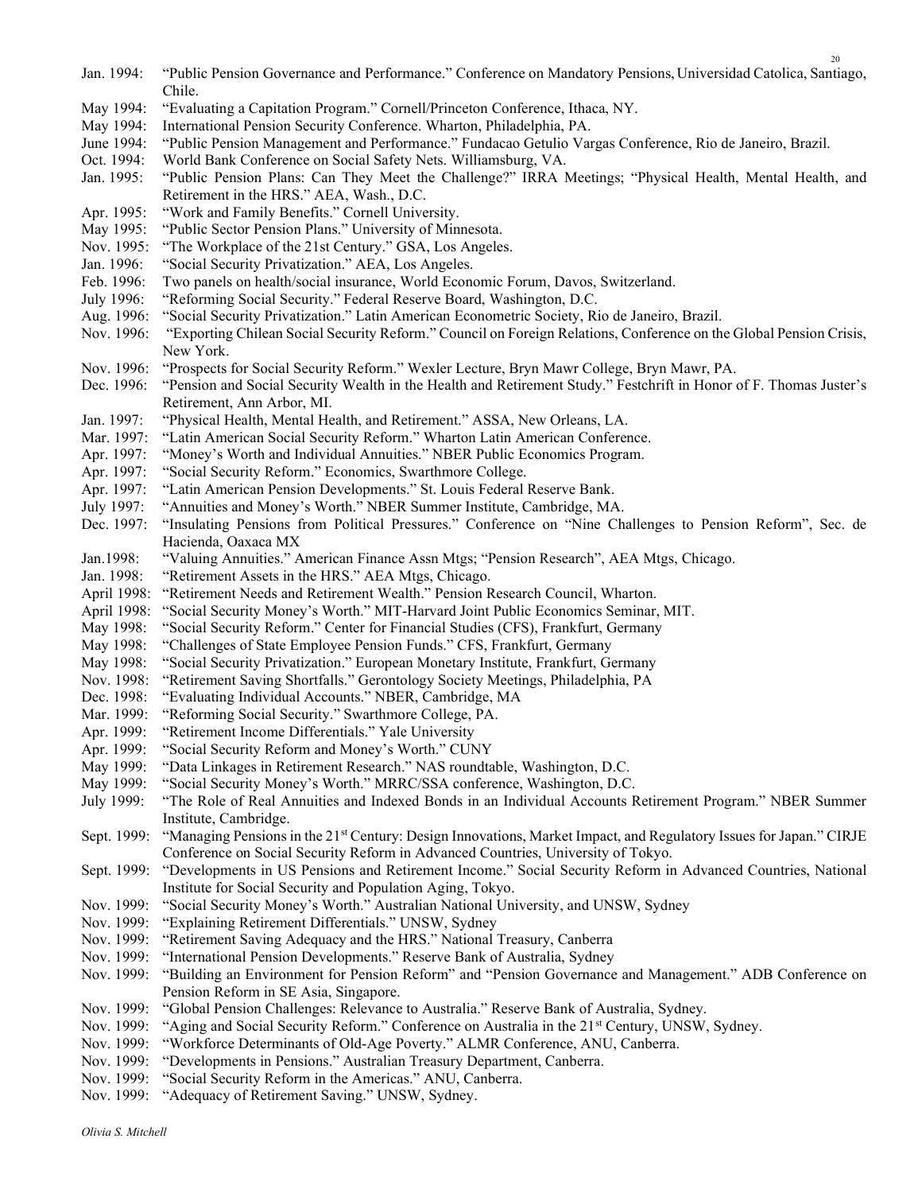Jan. 1994: "Public Pension Governance and Performance." Conference on Mandatory Pensions, Universidad Catolica, Santiago, Chile.

May 1994: "Evaluating a Capitation Program." Cornell/Princeton Conference, Ithaca, NY.

May 1994: International Pension Security Conference. Wharton, Philadelphia, PA.

June 1994: "Public Pension Management and Performance." Fundacao Getulio Vargas Conference, Rio de Janeiro, Brazil.

Oct. 1994: World Bank Conference on Social Safety Nets. Williamsburg, VA.

Jan. 1995: "Public Pension Plans: Can They Meet the Challenge?" IRRA Meetings; "Physical Health, Mental Health, and Retirement in the HRS." AEA, Wash., D.C.

Apr. 1995: "Work and Family Benefits." Cornell University.

May 1995: "Public Sector Pension Plans." University of Minnesota.

Nov. 1995: "The Workplace of the 21st Century." GSA, Los Angeles.

Jan. 1996: "Social Security Privatization." AEA, Los Angeles.

Feb. 1996: Two panels on health/social insurance, World Economic Forum, Davos, Switzerland.

July 1996: "Reforming Social Security." Federal Reserve Board, Washington, D.C.

Aug. 1996: "Social Security Privatization." Latin American Econometric Society, Rio de Janeiro, Brazil.

Nov. 1996: "Exporting Chilean Social Security Reform." Council on Foreign Relations, Conference on the Global Pension Crisis, New York.

Nov. 1996: "Prospects for Social Security Reform." Wexler Lecture, Bryn Mawr College, Bryn Mawr, PA.

Dec. 1996: "Pension and Social Security Wealth in the Health and Retirement Study." Festchrift in Honor of F. Thomas Juster's Retirement, Ann Arbor, MI.

Jan. 1997: "Physical Health, Mental Health, and Retirement." ASSA, New Orleans, LA.

Mar. 1997: "Latin American Social Security Reform." Wharton Latin American Conference.

Apr. 1997: "Money's Worth and Individual Annuities." NBER Public Economics Program.

Apr. 1997: "Social Security Reform." Economics, Swarthmore College.

Apr. 1997: "Latin American Pension Developments." St. Louis Federal Reserve Bank.

July 1997: "Annuities and Money's Worth." NBER Summer Institute, Cambridge, MA.

Dec. 1997: "Insulating Pensions from Political Pressures." Conference on "Nine Challenges to Pension Reform", Sec. de Hacienda, Oaxaca MX

Jan.1998: "Valuing Annuities." American Finance Assn Mtgs; "Pension Research", AEA Mtgs, Chicago.

Jan. 1998: "Retirement Assets in the HRS." AEA Mtgs, Chicago.

April 1998: "Retirement Needs and Retirement Wealth." Pension Research Council, Wharton.

April 1998: "Social Security Money's Worth." MIT-Harvard Joint Public Economics Seminar, MIT.

May 1998: "Social Security Reform." Center for Financial Studies (CFS), Frankfurt, Germany

May 1998: "Challenges of State Employee Pension Funds." CFS, Frankfurt, Germany

May 1998: "Social Security Privatization." European Monetary Institute, Frankfurt, Germany

Nov. 1998: "Retirement Saving Shortfalls." Gerontology Society Meetings, Philadelphia, PA

Dec. 1998: "Evaluating Individual Accounts." NBER, Cambridge, MA

Mar. 1999: "Reforming Social Security." Swarthmore College, PA.

Apr. 1999: "Retirement Income Differentials." Yale University

Apr. 1999: "Social Security Reform and Money's Worth." CUNY

May 1999: "Data Linkages in Retirement Research." NAS roundtable, Washington, D.C.

May 1999: "Social Security Money's Worth." MRRC/SSA conference, Washington, D.C.

July 1999: "The Role of Real Annuities and Indexed Bonds in an Individual Accounts Retirement Program." NBER Summer Institute, Cambridge.

Sept. 1999: "Managing Pensions in the 21st Century: Design Innovations, Market Impact, and Regulatory Issues for Japan." CIRJE Conference on Social Security Reform in Advanced Countries, University of Tokyo.

Sept. 1999: "Developments in US Pensions and Retirement Income." Social Security Reform in Advanced Countries, National Institute for Social Security and Population Aging, Tokyo.

Nov. 1999: "Social Security Money's Worth." Australian National University, and UNSW, Sydney

Nov. 1999: "Explaining Retirement Differentials." UNSW, Sydney

Nov. 1999: "Retirement Saving Adequacy and the HRS." National Treasury, Canberra

Nov. 1999: "International Pension Developments." Reserve Bank of Australia, Sydney

Nov. 1999: "Building an Environment for Pension Reform" and "Pension Governance and Management." ADB Conference on Pension Reform in SE Asia, Singapore.

Nov. 1999: "Global Pension Challenges: Relevance to Australia." Reserve Bank of Australia, Sydney.

Nov. 1999: "Aging and Social Security Reform." Conference on Australia in the 21st Century, UNSW, Sydney.

Nov. 1999: "Workforce Determinants of Old-Age Poverty." ALMR Conference, ANU, Canberra.

Nov. 1999: "Developments in Pensions." Australian Treasury Department, Canberra.

Nov. 1999: "Social Security Reform in the Americas." ANU, Canberra.

Nov. 1999: "Adequacy of Retirement Saving." UNSW, Sydney.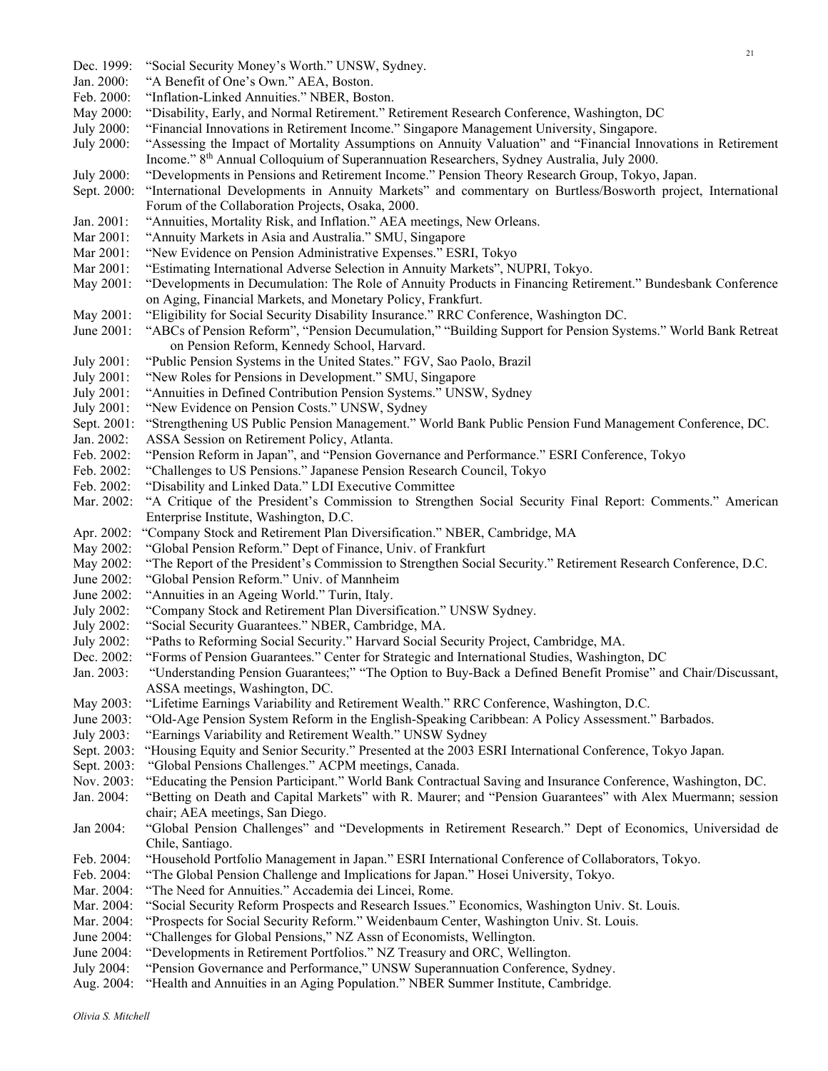Dec. 1999: "Social Security Money's Worth." UNSW, Sydney.
Jan. 2000: "A Benefit of One's Own." AEA, Boston.
Feb. 2000: "Inflation-Linked Annuities." NBER, Boston.
May 2000: "Disability, Early, and Normal Retirement." Retirement Research Conference, Washington, DC
July 2000: "Financial Innovations in Retirement Income." Singapore Management University, Singapore.
July 2000: "Assessing the Impact of Mortality Assumptions on Annuity Valuation" and "Financial Innovations in Retirement Income." 8th Annual Colloquium of Superannuation Researchers, Sydney Australia, July 2000.
July 2000: "Developments in Pensions and Retirement Income." Pension Theory Research Group, Tokyo, Japan.
Sept. 2000: "International Developments in Annuity Markets" and commentary on Burtless/Bosworth project, International Forum of the Collaboration Projects, Osaka, 2000.
Jan. 2001: "Annuities, Mortality Risk, and Inflation." AEA meetings, New Orleans.
Mar 2001: "Annuity Markets in Asia and Australia." SMU, Singapore
Mar 2001: "New Evidence on Pension Administrative Expenses." ESRI, Tokyo
Mar 2001: "Estimating International Adverse Selection in Annuity Markets", NUPRI, Tokyo.
May 2001: "Developments in Decumulation: The Role of Annuity Products in Financing Retirement." Bundesbank Conference on Aging, Financial Markets, and Monetary Policy, Frankfurt.
May 2001: "Eligibility for Social Security Disability Insurance." RRC Conference, Washington DC.
June 2001: "ABCs of Pension Reform", "Pension Decumulation," "Building Support for Pension Systems." World Bank Retreat on Pension Reform, Kennedy School, Harvard.
July 2001: "Public Pension Systems in the United States." FGV, Sao Paolo, Brazil
July 2001: "New Roles for Pensions in Development." SMU, Singapore
July 2001: "Annuities in Defined Contribution Pension Systems." UNSW, Sydney
July 2001: "New Evidence on Pension Costs." UNSW, Sydney
Sept. 2001: "Strengthening US Public Pension Management." World Bank Public Pension Fund Management Conference, DC.
Jan. 2002: ASSA Session on Retirement Policy, Atlanta.
Feb. 2002: "Pension Reform in Japan", and "Pension Governance and Performance." ESRI Conference, Tokyo
Feb. 2002: "Challenges to US Pensions." Japanese Pension Research Council, Tokyo
Feb. 2002: "Disability and Linked Data." LDI Executive Committee
Mar. 2002: "A Critique of the President's Commission to Strengthen Social Security Final Report: Comments." American Enterprise Institute, Washington, D.C.
Apr. 2002: "Company Stock and Retirement Plan Diversification." NBER, Cambridge, MA
May 2002: "Global Pension Reform." Dept of Finance, Univ. of Frankfurt
May 2002: "The Report of the President's Commission to Strengthen Social Security." Retirement Research Conference, D.C.
June 2002: "Global Pension Reform." Univ. of Mannheim
June 2002: "Annuities in an Ageing World." Turin, Italy.
July 2002: "Company Stock and Retirement Plan Diversification." UNSW Sydney.
July 2002: "Social Security Guarantees." NBER, Cambridge, MA.
July 2002: "Paths to Reforming Social Security." Harvard Social Security Project, Cambridge, MA.
Dec. 2002: "Forms of Pension Guarantees." Center for Strategic and International Studies, Washington, DC
Jan. 2003: "Understanding Pension Guarantees;" "The Option to Buy-Back a Defined Benefit Promise" and Chair/Discussant, ASSA meetings, Washington, DC.
May 2003: "Lifetime Earnings Variability and Retirement Wealth." RRC Conference, Washington, D.C.
June 2003: "Old-Age Pension System Reform in the English-Speaking Caribbean: A Policy Assessment." Barbados.
July 2003: "Earnings Variability and Retirement Wealth." UNSW Sydney
Sept. 2003: "Housing Equity and Senior Security." Presented at the 2003 ESRI International Conference, Tokyo Japan.
Sept. 2003: "Global Pensions Challenges." ACPM meetings, Canada.
Nov. 2003: "Educating the Pension Participant." World Bank Contractual Saving and Insurance Conference, Washington, DC.
Jan. 2004: "Betting on Death and Capital Markets" with R. Maurer; and "Pension Guarantees" with Alex Muermann; session chair; AEA meetings, San Diego.
Jan 2004: "Global Pension Challenges" and "Developments in Retirement Research." Dept of Economics, Universidad de Chile, Santiago.
Feb. 2004: "Household Portfolio Management in Japan." ESRI International Conference of Collaborators, Tokyo.
Feb. 2004: "The Global Pension Challenge and Implications for Japan." Hosei University, Tokyo.
Mar. 2004: "The Need for Annuities." Accademia dei Lincei, Rome.
Mar. 2004: "Social Security Reform Prospects and Research Issues." Economics, Washington Univ. St. Louis.
Mar. 2004: "Prospects for Social Security Reform." Weidenbaum Center, Washington Univ. St. Louis.
June 2004: "Challenges for Global Pensions," NZ Assn of Economists, Wellington.
June 2004: "Developments in Retirement Portfolios." NZ Treasury and ORC, Wellington.
July 2004: "Pension Governance and Performance," UNSW Superannuation Conference, Sydney.
Aug. 2004: "Health and Annuities in an Aging Population." NBER Summer Institute, Cambridge.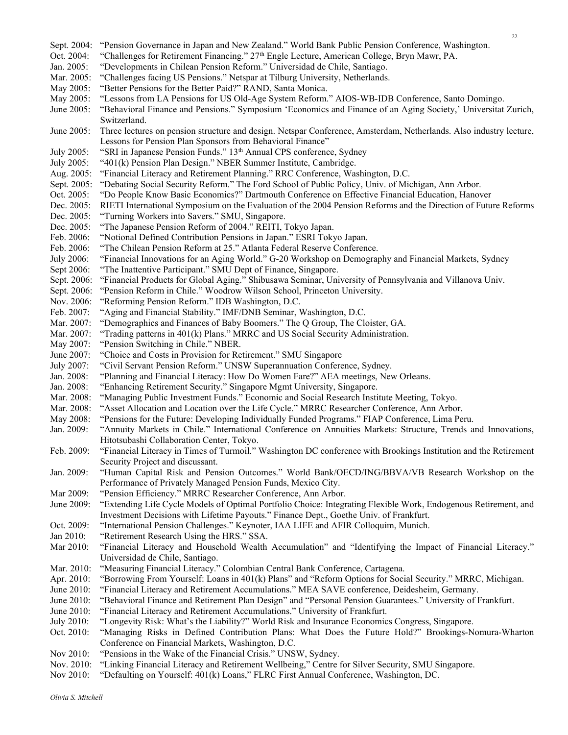Sept. 2004: "Pension Governance in Japan and New Zealand." World Bank Public Pension Conference, Washington.
Oct. 2004: "Challenges for Retirement Financing." 27th Engle Lecture, American College, Bryn Mawr, PA.
Jan. 2005: "Developments in Chilean Pension Reform." Universidad de Chile, Santiago.
Mar. 2005: "Challenges facing US Pensions." Netspar at Tilburg University, Netherlands.
May 2005: "Better Pensions for the Better Paid?" RAND, Santa Monica.
May 2005: "Lessons from LA Pensions for US Old-Age System Reform." AIOS-WB-IDB Conference, Santo Domingo.
June 2005: "Behavioral Finance and Pensions." Symposium 'Economics and Finance of an Aging Society,' Universitat Zurich, Switzerland.
June 2005: Three lectures on pension structure and design. Netspar Conference, Amsterdam, Netherlands. Also industry lecture, Lessons for Pension Plan Sponsors from Behavioral Finance"
July 2005: "SRI in Japanese Pension Funds." 13th Annual CPS conference, Sydney
July 2005: "401(k) Pension Plan Design." NBER Summer Institute, Cambridge.
Aug. 2005: "Financial Literacy and Retirement Planning." RRC Conference, Washington, D.C.
Sept. 2005: "Debating Social Security Reform." The Ford School of Public Policy, Univ. of Michigan, Ann Arbor.
Oct. 2005: "Do People Know Basic Economics?" Dartmouth Conference on Effective Financial Education, Hanover
Dec. 2005: RIETI International Symposium on the Evaluation of the 2004 Pension Reforms and the Direction of Future Reforms
Dec. 2005: "Turning Workers into Savers." SMU, Singapore.
Dec. 2005: "The Japanese Pension Reform of 2004." REITI, Tokyo Japan.
Feb. 2006: "Notional Defined Contribution Pensions in Japan." ESRI Tokyo Japan.
Feb. 2006: "The Chilean Pension Reform at 25." Atlanta Federal Reserve Conference.
July 2006: "Financial Innovations for an Aging World." G-20 Workshop on Demography and Financial Markets, Sydney
Sept 2006: "The Inattentive Participant." SMU Dept of Finance, Singapore.
Sept. 2006: "Financial Products for Global Aging." Shibusawa Seminar, University of Pennsylvania and Villanova Univ.
Sept. 2006: "Pension Reform in Chile." Woodrow Wilson School, Princeton University.
Nov. 2006: "Reforming Pension Reform." IDB Washington, D.C.
Feb. 2007: "Aging and Financial Stability." IMF/DNB Seminar, Washington, D.C.
Mar. 2007: "Demographics and Finances of Baby Boomers." The Q Group, The Cloister, GA.
Mar. 2007: "Trading patterns in 401(k) Plans." MRRC and US Social Security Administration.
May 2007: "Pension Switching in Chile." NBER.
June 2007: "Choice and Costs in Provision for Retirement." SMU Singapore
July 2007: "Civil Servant Pension Reform." UNSW Superannuation Conference, Sydney.
Jan. 2008: "Planning and Financial Literacy: How Do Women Fare?" AEA meetings, New Orleans.
Jan. 2008: "Enhancing Retirement Security." Singapore Mgmt University, Singapore.
Mar. 2008: "Managing Public Investment Funds." Economic and Social Research Institute Meeting, Tokyo.
Mar. 2008: "Asset Allocation and Location over the Life Cycle." MRRC Researcher Conference, Ann Arbor.
May 2008: "Pensions for the Future: Developing Individually Funded Programs." FIAP Conference, Lima Peru.
Jan. 2009: "Annuity Markets in Chile." International Conference on Annuities Markets: Structure, Trends and Innovations, Hitotsubashi Collaboration Center, Tokyo.
Feb. 2009: "Financial Literacy in Times of Turmoil." Washington DC conference with Brookings Institution and the Retirement Security Project and discussant.
Jan. 2009: "Human Capital Risk and Pension Outcomes." World Bank/OECD/ING/BBVA/VB Research Workshop on the Performance of Privately Managed Pension Funds, Mexico City.
Mar 2009: "Pension Efficiency." MRRC Researcher Conference, Ann Arbor.
June 2009: "Extending Life Cycle Models of Optimal Portfolio Choice: Integrating Flexible Work, Endogenous Retirement, and Investment Decisions with Lifetime Payouts." Finance Dept., Goethe Univ. of Frankfurt.
Oct. 2009: "International Pension Challenges." Keynoter, IAA LIFE and AFIR Colloquim, Munich.
Jan 2010: "Retirement Research Using the HRS." SSA.
Mar 2010: "Financial Literacy and Household Wealth Accumulation" and "Identifying the Impact of Financial Literacy." Universidad de Chile, Santiago.
Mar. 2010: "Measuring Financial Literacy." Colombian Central Bank Conference, Cartagena.
Apr. 2010: "Borrowing From Yourself: Loans in 401(k) Plans" and "Reform Options for Social Security." MRRC, Michigan.
June 2010: "Financial Literacy and Retirement Accumulations." MEA SAVE conference, Deidesheim, Germany.
June 2010: "Behavioral Finance and Retirement Plan Design" and "Personal Pension Guarantees." University of Frankfurt.
June 2010: "Financial Literacy and Retirement Accumulations." University of Frankfurt.
July 2010: "Longevity Risk: What's the Liability?" World Risk and Insurance Economics Congress, Singapore.
Oct. 2010: "Managing Risks in Defined Contribution Plans: What Does the Future Hold?" Brookings-Nomura-Wharton Conference on Financial Markets, Washington, D.C.
Nov 2010: "Pensions in the Wake of the Financial Crisis." UNSW, Sydney.
Nov. 2010: "Linking Financial Literacy and Retirement Wellbeing," Centre for Silver Security, SMU Singapore.
Nov 2010: "Defaulting on Yourself: 401(k) Loans," FLRC First Annual Conference, Washington, DC.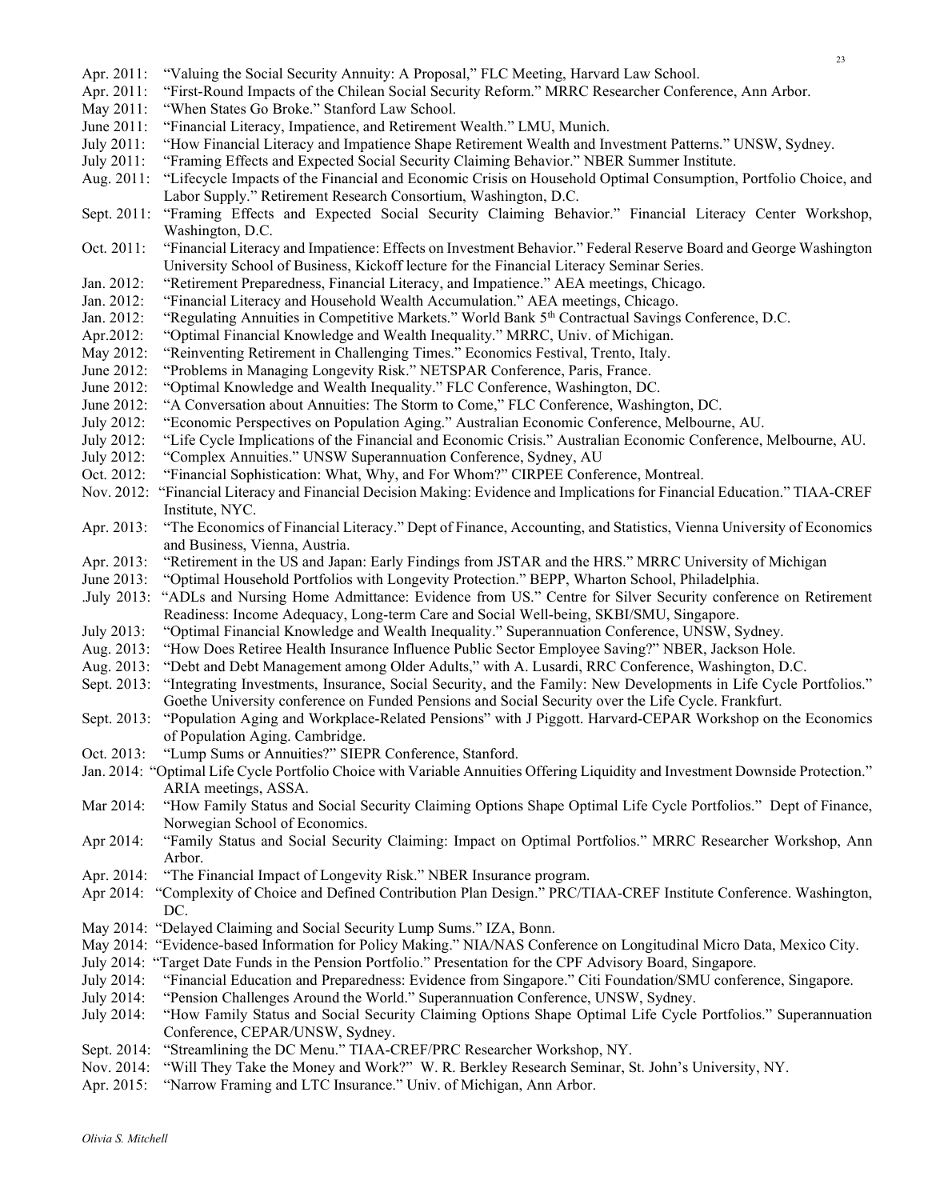Apr. 2011: "Valuing the Social Security Annuity: A Proposal," FLC Meeting, Harvard Law School.
Apr. 2011: "First-Round Impacts of the Chilean Social Security Reform." MRRC Researcher Conference, Ann Arbor.
May 2011: "When States Go Broke." Stanford Law School.
June 2011: "Financial Literacy, Impatience, and Retirement Wealth." LMU, Munich.
July 2011: "How Financial Literacy and Impatience Shape Retirement Wealth and Investment Patterns." UNSW, Sydney.
July 2011: "Framing Effects and Expected Social Security Claiming Behavior." NBER Summer Institute.
Aug. 2011: "Lifecycle Impacts of the Financial and Economic Crisis on Household Optimal Consumption, Portfolio Choice, and Labor Supply." Retirement Research Consortium, Washington, D.C.
Sept. 2011: "Framing Effects and Expected Social Security Claiming Behavior." Financial Literacy Center Workshop, Washington, D.C.
Oct. 2011: "Financial Literacy and Impatience: Effects on Investment Behavior." Federal Reserve Board and George Washington University School of Business, Kickoff lecture for the Financial Literacy Seminar Series.
Jan. 2012: "Retirement Preparedness, Financial Literacy, and Impatience." AEA meetings, Chicago.
Jan. 2012: "Financial Literacy and Household Wealth Accumulation." AEA meetings, Chicago.
Jan. 2012: "Regulating Annuities in Competitive Markets." World Bank 5th Contractual Savings Conference, D.C.
Apr.2012: "Optimal Financial Knowledge and Wealth Inequality." MRRC, Univ. of Michigan.
May 2012: "Reinventing Retirement in Challenging Times." Economics Festival, Trento, Italy.
June 2012: "Problems in Managing Longevity Risk." NETSPAR Conference, Paris, France.
June 2012: "Optimal Knowledge and Wealth Inequality." FLC Conference, Washington, DC.
June 2012: "A Conversation about Annuities: The Storm to Come," FLC Conference, Washington, DC.
July 2012: "Economic Perspectives on Population Aging." Australian Economic Conference, Melbourne, AU.
July 2012: "Life Cycle Implications of the Financial and Economic Crisis." Australian Economic Conference, Melbourne, AU.
July 2012: "Complex Annuities." UNSW Superannuation Conference, Sydney, AU
Oct. 2012: "Financial Sophistication: What, Why, and For Whom?" CIRPEE Conference, Montreal.
Nov. 2012: "Financial Literacy and Financial Decision Making: Evidence and Implications for Financial Education." TIAA-CREF Institute, NYC.
Apr. 2013: "The Economics of Financial Literacy." Dept of Finance, Accounting, and Statistics, Vienna University of Economics and Business, Vienna, Austria.
Apr. 2013: "Retirement in the US and Japan: Early Findings from JSTAR and the HRS." MRRC University of Michigan
June 2013: "Optimal Household Portfolios with Longevity Protection." BEPP, Wharton School, Philadelphia.
.July 2013: "ADLs and Nursing Home Admittance: Evidence from US." Centre for Silver Security conference on Retirement Readiness: Income Adequacy, Long-term Care and Social Well-being, SKBI/SMU, Singapore.
July 2013: "Optimal Financial Knowledge and Wealth Inequality." Superannuation Conference, UNSW, Sydney.
Aug. 2013: "How Does Retiree Health Insurance Influence Public Sector Employee Saving?" NBER, Jackson Hole.
Aug. 2013: "Debt and Debt Management among Older Adults," with A. Lusardi, RRC Conference, Washington, D.C.
Sept. 2013: "Integrating Investments, Insurance, Social Security, and the Family: New Developments in Life Cycle Portfolios." Goethe University conference on Funded Pensions and Social Security over the Life Cycle. Frankfurt.
Sept. 2013: "Population Aging and Workplace-Related Pensions" with J Piggott. Harvard-CEPAR Workshop on the Economics of Population Aging. Cambridge.
Oct. 2013: "Lump Sums or Annuities?" SIEPR Conference, Stanford.
Jan. 2014: "Optimal Life Cycle Portfolio Choice with Variable Annuities Offering Liquidity and Investment Downside Protection." ARIA meetings, ASSA.
Mar 2014: "How Family Status and Social Security Claiming Options Shape Optimal Life Cycle Portfolios." Dept of Finance, Norwegian School of Economics.
Apr 2014: "Family Status and Social Security Claiming: Impact on Optimal Portfolios." MRRC Researcher Workshop, Ann Arbor.
Apr. 2014: "The Financial Impact of Longevity Risk." NBER Insurance program.
Apr 2014: "Complexity of Choice and Defined Contribution Plan Design." PRC/TIAA-CREF Institute Conference. Washington, DC.
May 2014: "Delayed Claiming and Social Security Lump Sums." IZA, Bonn.
May 2014: "Evidence-based Information for Policy Making." NIA/NAS Conference on Longitudinal Micro Data, Mexico City.
July 2014: "Target Date Funds in the Pension Portfolio." Presentation for the CPF Advisory Board, Singapore.
July 2014: "Financial Education and Preparedness: Evidence from Singapore." Citi Foundation/SMU conference, Singapore.
July 2014: "Pension Challenges Around the World." Superannuation Conference, UNSW, Sydney.
July 2014: "How Family Status and Social Security Claiming Options Shape Optimal Life Cycle Portfolios." Superannuation Conference, CEPAR/UNSW, Sydney.
Sept. 2014: "Streamlining the DC Menu." TIAA-CREF/PRC Researcher Workshop, NY.
Nov. 2014: "Will They Take the Money and Work?" W. R. Berkley Research Seminar, St. John's University, NY.
Apr. 2015: "Narrow Framing and LTC Insurance." Univ. of Michigan, Ann Arbor.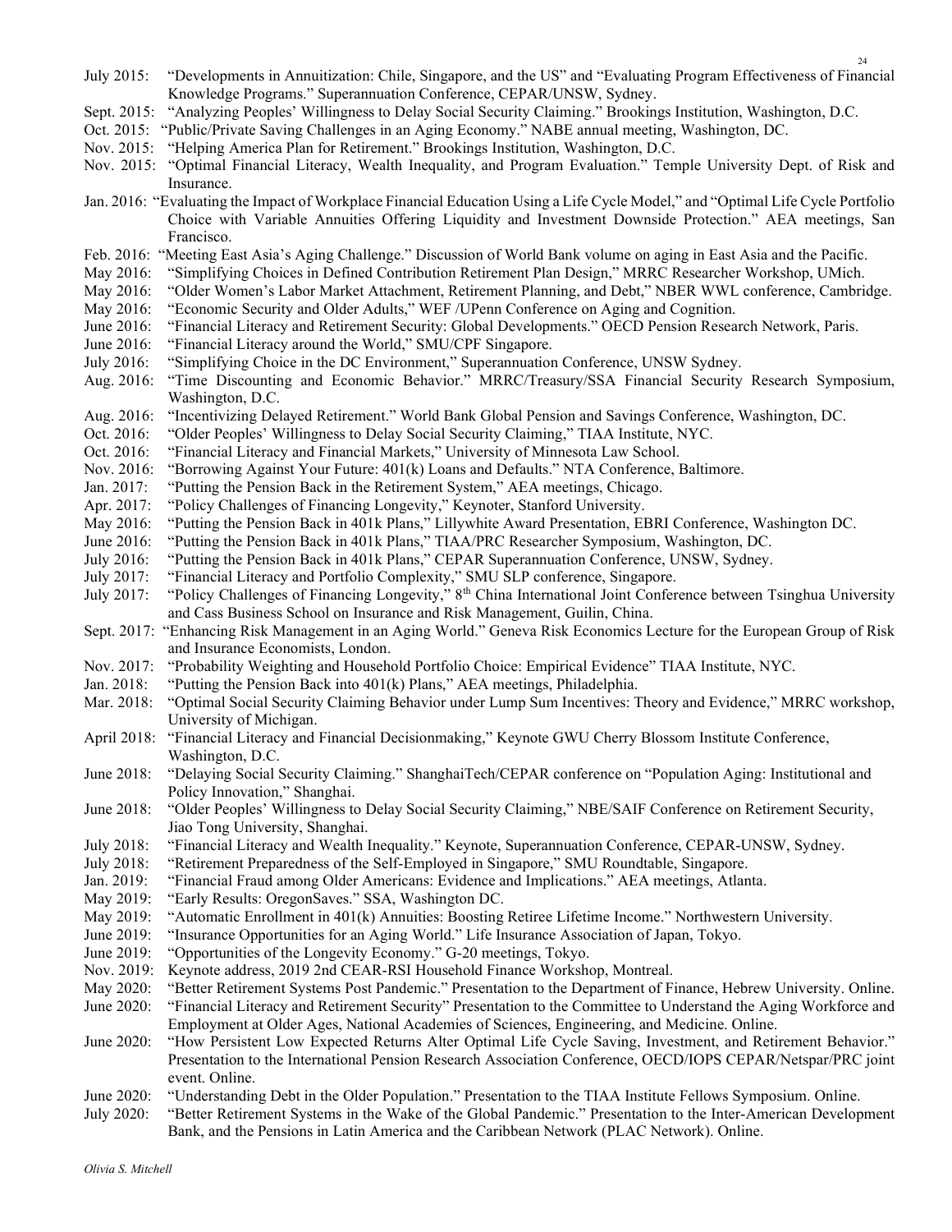July 2015: "Developments in Annuitization: Chile, Singapore, and the US" and "Evaluating Program Effectiveness of Financial Knowledge Programs." Superannuation Conference, CEPAR/UNSW, Sydney.

Sept. 2015: "Analyzing Peoples' Willingness to Delay Social Security Claiming." Brookings Institution, Washington, D.C.

Oct. 2015: "Public/Private Saving Challenges in an Aging Economy." NABE annual meeting, Washington, DC.

Nov. 2015: "Helping America Plan for Retirement." Brookings Institution, Washington, D.C.

Nov. 2015: "Optimal Financial Literacy, Wealth Inequality, and Program Evaluation." Temple University Dept. of Risk and Insurance.

Jan. 2016: "Evaluating the Impact of Workplace Financial Education Using a Life Cycle Model," and "Optimal Life Cycle Portfolio Choice with Variable Annuities Offering Liquidity and Investment Downside Protection." AEA meetings, San Francisco.

Feb. 2016: "Meeting East Asia's Aging Challenge." Discussion of World Bank volume on aging in East Asia and the Pacific.

May 2016: "Simplifying Choices in Defined Contribution Retirement Plan Design," MRRC Researcher Workshop, UMich.

May 2016: "Older Women's Labor Market Attachment, Retirement Planning, and Debt," NBER WWL conference, Cambridge.

May 2016: "Economic Security and Older Adults," WEF /UPenn Conference on Aging and Cognition.

June 2016: "Financial Literacy and Retirement Security: Global Developments." OECD Pension Research Network, Paris.

June 2016: "Financial Literacy around the World," SMU/CPF Singapore.

July 2016: "Simplifying Choice in the DC Environment," Superannuation Conference, UNSW Sydney.

Aug. 2016: "Time Discounting and Economic Behavior." MRRC/Treasury/SSA Financial Security Research Symposium, Washington, D.C.

Aug. 2016: "Incentivizing Delayed Retirement." World Bank Global Pension and Savings Conference, Washington, DC.

Oct. 2016: "Older Peoples' Willingness to Delay Social Security Claiming," TIAA Institute, NYC.

Oct. 2016: "Financial Literacy and Financial Markets," University of Minnesota Law School.

Nov. 2016: "Borrowing Against Your Future: 401(k) Loans and Defaults." NTA Conference, Baltimore.

Jan. 2017: "Putting the Pension Back in the Retirement System," AEA meetings, Chicago.

Apr. 2017: "Policy Challenges of Financing Longevity," Keynoter, Stanford University.

May 2016: "Putting the Pension Back in 401k Plans," Lillywhite Award Presentation, EBRI Conference, Washington DC.

June 2016: "Putting the Pension Back in 401k Plans," TIAA/PRC Researcher Symposium, Washington, DC.

July 2016: "Putting the Pension Back in 401k Plans," CEPAR Superannuation Conference, UNSW, Sydney.

July 2017: "Financial Literacy and Portfolio Complexity," SMU SLP conference, Singapore.

July 2017: "Policy Challenges of Financing Longevity," 8th China International Joint Conference between Tsinghua University and Cass Business School on Insurance and Risk Management, Guilin, China.

Sept. 2017: "Enhancing Risk Management in an Aging World." Geneva Risk Economics Lecture for the European Group of Risk and Insurance Economists, London.

Nov. 2017: "Probability Weighting and Household Portfolio Choice: Empirical Evidence" TIAA Institute, NYC.

Jan. 2018: "Putting the Pension Back into 401(k) Plans," AEA meetings, Philadelphia.

Mar. 2018: "Optimal Social Security Claiming Behavior under Lump Sum Incentives: Theory and Evidence," MRRC workshop, University of Michigan.

April 2018: "Financial Literacy and Financial Decisionmaking," Keynote GWU Cherry Blossom Institute Conference, Washington, D.C.

June 2018: "Delaying Social Security Claiming." ShanghaiTech/CEPAR conference on "Population Aging: Institutional and Policy Innovation," Shanghai.

June 2018: "Older Peoples' Willingness to Delay Social Security Claiming," NBE/SAIF Conference on Retirement Security, Jiao Tong University, Shanghai.

July 2018: "Financial Literacy and Wealth Inequality." Keynote, Superannuation Conference, CEPAR-UNSW, Sydney.

July 2018: "Retirement Preparedness of the Self-Employed in Singapore," SMU Roundtable, Singapore.

Jan. 2019: "Financial Fraud among Older Americans: Evidence and Implications." AEA meetings, Atlanta.

May 2019: "Early Results: OregonSaves." SSA, Washington DC.

May 2019: "Automatic Enrollment in 401(k) Annuities: Boosting Retiree Lifetime Income." Northwestern University.

June 2019: "Insurance Opportunities for an Aging World." Life Insurance Association of Japan, Tokyo.

June 2019: "Opportunities of the Longevity Economy." G-20 meetings, Tokyo.

Nov. 2019: Keynote address, 2019 2nd CEAR-RSI Household Finance Workshop, Montreal.

May 2020: "Better Retirement Systems Post Pandemic." Presentation to the Department of Finance, Hebrew University. Online.

June 2020: "Financial Literacy and Retirement Security" Presentation to the Committee to Understand the Aging Workforce and Employment at Older Ages, National Academies of Sciences, Engineering, and Medicine. Online.

June 2020: "How Persistent Low Expected Returns Alter Optimal Life Cycle Saving, Investment, and Retirement Behavior." Presentation to the International Pension Research Association Conference, OECD/IOPS CEPAR/Netspar/PRC joint event. Online.

June 2020: "Understanding Debt in the Older Population." Presentation to the TIAA Institute Fellows Symposium. Online.

July 2020: "Better Retirement Systems in the Wake of the Global Pandemic." Presentation to the Inter-American Development Bank, and the Pensions in Latin America and the Caribbean Network (PLAC Network). Online.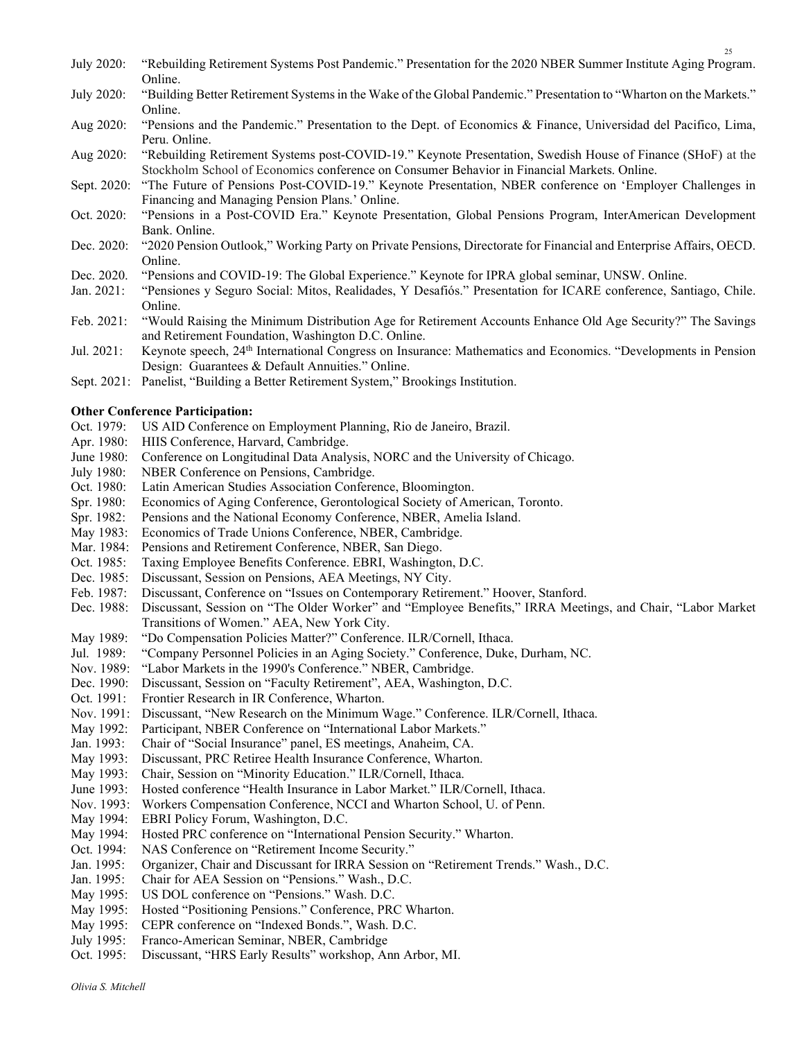July 2020: "Rebuilding Retirement Systems Post Pandemic." Presentation for the 2020 NBER Summer Institute Aging Program. Online.

July 2020: "Building Better Retirement Systems in the Wake of the Global Pandemic." Presentation to "Wharton on the Markets." Online.

Aug 2020: "Pensions and the Pandemic." Presentation to the Dept. of Economics & Finance, Universidad del Pacifico, Lima, Peru. Online.

Aug 2020: "Rebuilding Retirement Systems post-COVID-19." Keynote Presentation, Swedish House of Finance (SHoF) at the Stockholm School of Economics conference on Consumer Behavior in Financial Markets. Online.

Sept. 2020: "The Future of Pensions Post-COVID-19." Keynote Presentation, NBER conference on 'Employer Challenges in Financing and Managing Pension Plans.' Online.

Oct. 2020: "Pensions in a Post-COVID Era." Keynote Presentation, Global Pensions Program, InterAmerican Development Bank. Online.

Dec. 2020: "2020 Pension Outlook," Working Party on Private Pensions, Directorate for Financial and Enterprise Affairs, OECD. Online.

Dec. 2020. "Pensions and COVID-19: The Global Experience." Keynote for IPRA global seminar, UNSW. Online.

Jan. 2021: "Pensiones y Seguro Social: Mitos, Realidades, Y Desafiós." Presentation for ICARE conference, Santiago, Chile. Online.

Feb. 2021: "Would Raising the Minimum Distribution Age for Retirement Accounts Enhance Old Age Security?" The Savings and Retirement Foundation, Washington D.C. Online.

Jul. 2021: Keynote speech, 24th International Congress on Insurance: Mathematics and Economics. "Developments in Pension Design: Guarantees & Default Annuities." Online.

Sept. 2021: Panelist, "Building a Better Retirement System," Brookings Institution.

**Other Conference Participation:**

Oct. 1979: US AID Conference on Employment Planning, Rio de Janeiro, Brazil.

Apr. 1980: HIIS Conference, Harvard, Cambridge.

June 1980: Conference on Longitudinal Data Analysis, NORC and the University of Chicago.

July 1980: NBER Conference on Pensions, Cambridge.

Oct. 1980: Latin American Studies Association Conference, Bloomington.

Spr. 1980: Economics of Aging Conference, Gerontological Society of American, Toronto.

Spr. 1982: Pensions and the National Economy Conference, NBER, Amelia Island.

May 1983: Economics of Trade Unions Conference, NBER, Cambridge.

Mar. 1984: Pensions and Retirement Conference, NBER, San Diego.

Oct. 1985: Taxing Employee Benefits Conference. EBRI, Washington, D.C.

Dec. 1985: Discussant, Session on Pensions, AEA Meetings, NY City.

Feb. 1987: Discussant, Conference on "Issues on Contemporary Retirement." Hoover, Stanford.

Dec. 1988: Discussant, Session on "The Older Worker" and "Employee Benefits," IRRA Meetings, and Chair, "Labor Market Transitions of Women." AEA, New York City.

May 1989: "Do Compensation Policies Matter?" Conference. ILR/Cornell, Ithaca.

Jul. 1989: "Company Personnel Policies in an Aging Society." Conference, Duke, Durham, NC.

Nov. 1989: "Labor Markets in the 1990's Conference." NBER, Cambridge.

Dec. 1990: Discussant, Session on "Faculty Retirement", AEA, Washington, D.C.

Oct. 1991: Frontier Research in IR Conference, Wharton.

Nov. 1991: Discussant, "New Research on the Minimum Wage." Conference. ILR/Cornell, Ithaca.

May 1992: Participant, NBER Conference on "International Labor Markets."

Jan. 1993: Chair of "Social Insurance" panel, ES meetings, Anaheim, CA.

May 1993: Discussant, PRC Retiree Health Insurance Conference, Wharton.

May 1993: Chair, Session on "Minority Education." ILR/Cornell, Ithaca.

June 1993: Hosted conference "Health Insurance in Labor Market." ILR/Cornell, Ithaca.

Nov. 1993: Workers Compensation Conference, NCCI and Wharton School, U. of Penn.

May 1994: EBRI Policy Forum, Washington, D.C.

May 1994: Hosted PRC conference on "International Pension Security." Wharton.

Oct. 1994: NAS Conference on "Retirement Income Security."

Jan. 1995: Organizer, Chair and Discussant for IRRA Session on "Retirement Trends." Wash., D.C.

Jan. 1995: Chair for AEA Session on "Pensions." Wash., D.C.

May 1995: US DOL conference on "Pensions." Wash. D.C.

May 1995: Hosted "Positioning Pensions." Conference, PRC Wharton.

May 1995: CEPR conference on "Indexed Bonds.", Wash. D.C.

July 1995: Franco-American Seminar, NBER, Cambridge

Oct. 1995: Discussant, "HRS Early Results" workshop, Ann Arbor, MI.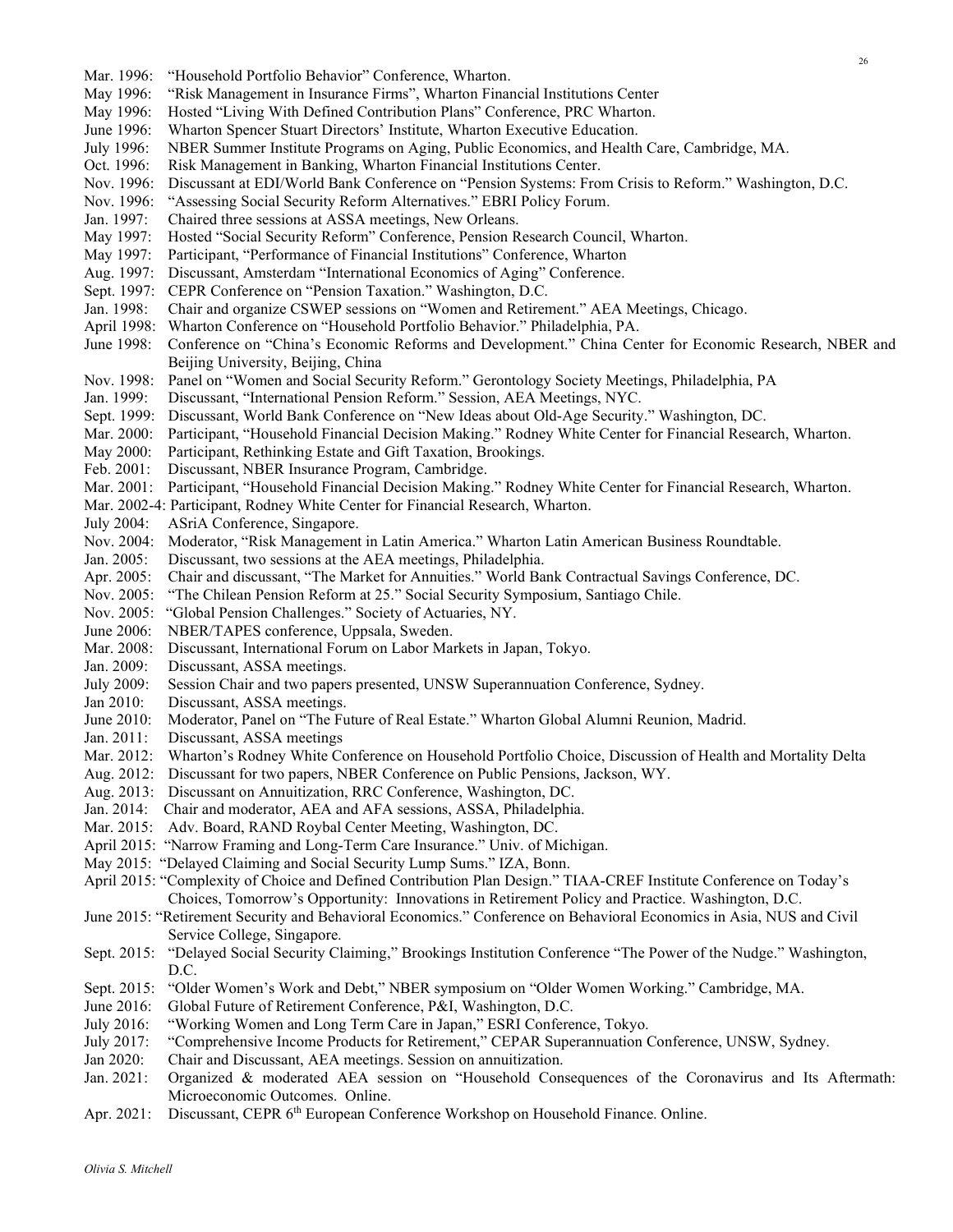Mar. 1996: "Household Portfolio Behavior" Conference, Wharton.
May 1996: "Risk Management in Insurance Firms", Wharton Financial Institutions Center
May 1996: Hosted "Living With Defined Contribution Plans" Conference, PRC Wharton.
June 1996: Wharton Spencer Stuart Directors' Institute, Wharton Executive Education.
July 1996: NBER Summer Institute Programs on Aging, Public Economics, and Health Care, Cambridge, MA.
Oct. 1996: Risk Management in Banking, Wharton Financial Institutions Center.
Nov. 1996: Discussant at EDI/World Bank Conference on "Pension Systems: From Crisis to Reform." Washington, D.C.
Nov. 1996: "Assessing Social Security Reform Alternatives." EBRI Policy Forum.
Jan. 1997: Chaired three sessions at ASSA meetings, New Orleans.
May 1997: Hosted "Social Security Reform" Conference, Pension Research Council, Wharton.
May 1997: Participant, "Performance of Financial Institutions" Conference, Wharton
Aug. 1997: Discussant, Amsterdam "International Economics of Aging" Conference.
Sept. 1997: CEPR Conference on "Pension Taxation." Washington, D.C.
Jan. 1998: Chair and organize CSWEP sessions on "Women and Retirement." AEA Meetings, Chicago.
April 1998: Wharton Conference on "Household Portfolio Behavior." Philadelphia, PA.
June 1998: Conference on "China's Economic Reforms and Development." China Center for Economic Research, NBER and Beijing University, Beijing, China
Nov. 1998: Panel on "Women and Social Security Reform." Gerontology Society Meetings, Philadelphia, PA
Jan. 1999: Discussant, "International Pension Reform." Session, AEA Meetings, NYC.
Sept. 1999: Discussant, World Bank Conference on "New Ideas about Old-Age Security." Washington, DC.
Mar. 2000: Participant, "Household Financial Decision Making." Rodney White Center for Financial Research, Wharton.
May 2000: Participant, Rethinking Estate and Gift Taxation, Brookings.
Feb. 2001: Discussant, NBER Insurance Program, Cambridge.
Mar. 2001: Participant, "Household Financial Decision Making." Rodney White Center for Financial Research, Wharton.
Mar. 2002-4: Participant, Rodney White Center for Financial Research, Wharton.
July 2004: ASriA Conference, Singapore.
Nov. 2004: Moderator, "Risk Management in Latin America." Wharton Latin American Business Roundtable.
Jan. 2005: Discussant, two sessions at the AEA meetings, Philadelphia.
Apr. 2005: Chair and discussant, "The Market for Annuities." World Bank Contractual Savings Conference, DC.
Nov. 2005: "The Chilean Pension Reform at 25." Social Security Symposium, Santiago Chile.
Nov. 2005: "Global Pension Challenges." Society of Actuaries, NY.
June 2006: NBER/TAPES conference, Uppsala, Sweden.
Mar. 2008: Discussant, International Forum on Labor Markets in Japan, Tokyo.
Jan. 2009: Discussant, ASSA meetings.
July 2009: Session Chair and two papers presented, UNSW Superannuation Conference, Sydney.
Jan 2010: Discussant, ASSA meetings.
June 2010: Moderator, Panel on "The Future of Real Estate." Wharton Global Alumni Reunion, Madrid.
Jan. 2011: Discussant, ASSA meetings
Mar. 2012: Wharton's Rodney White Conference on Household Portfolio Choice, Discussion of Health and Mortality Delta
Aug. 2012: Discussant for two papers, NBER Conference on Public Pensions, Jackson, WY.
Aug. 2013: Discussant on Annuitization, RRC Conference, Washington, DC.
Jan. 2014: Chair and moderator, AEA and AFA sessions, ASSA, Philadelphia.
Mar. 2015: Adv. Board, RAND Roybal Center Meeting, Washington, DC.
April 2015: "Narrow Framing and Long-Term Care Insurance." Univ. of Michigan.
May 2015: "Delayed Claiming and Social Security Lump Sums." IZA, Bonn.
April 2015: "Complexity of Choice and Defined Contribution Plan Design." TIAA-CREF Institute Conference on Today's Choices, Tomorrow's Opportunity: Innovations in Retirement Policy and Practice. Washington, D.C.
June 2015: "Retirement Security and Behavioral Economics." Conference on Behavioral Economics in Asia, NUS and Civil Service College, Singapore.
Sept. 2015: "Delayed Social Security Claiming," Brookings Institution Conference "The Power of the Nudge." Washington, D.C.
Sept. 2015: "Older Women's Work and Debt," NBER symposium on "Older Women Working." Cambridge, MA.
June 2016: Global Future of Retirement Conference, P&I, Washington, D.C.
July 2016: "Working Women and Long Term Care in Japan," ESRI Conference, Tokyo.
July 2017: "Comprehensive Income Products for Retirement," CEPAR Superannuation Conference, UNSW, Sydney.
Jan 2020: Chair and Discussant, AEA meetings. Session on annuitization.
Jan. 2021: Organized & moderated AEA session on "Household Consequences of the Coronavirus and Its Aftermath: Microeconomic Outcomes. Online.
Apr. 2021: Discussant, CEPR 6th European Conference Workshop on Household Finance. Online.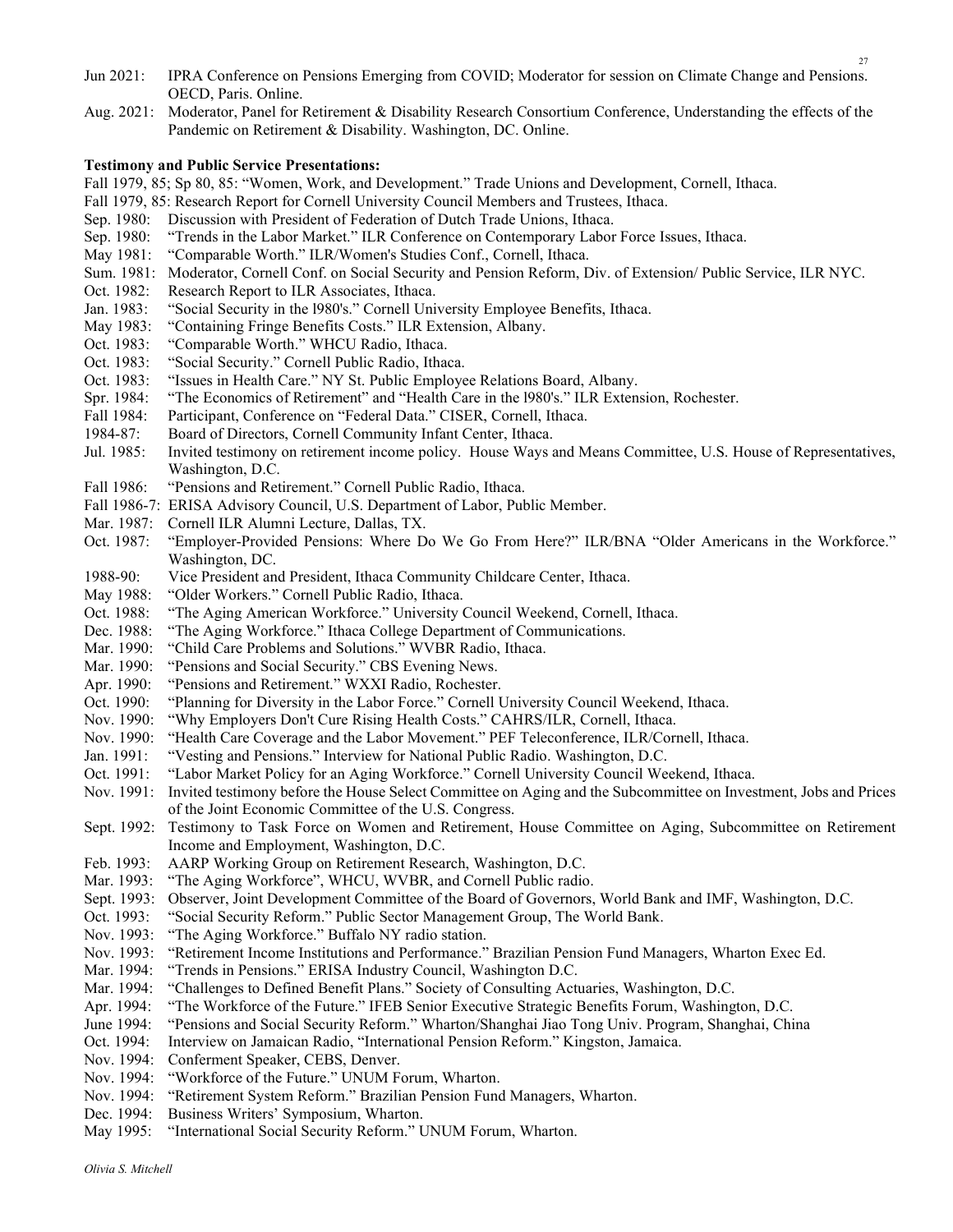Jun 2021: IPRA Conference on Pensions Emerging from COVID; Moderator for session on Climate Change and Pensions. OECD, Paris. Online.

Aug. 2021: Moderator, Panel for Retirement & Disability Research Consortium Conference, Understanding the effects of the Pandemic on Retirement & Disability. Washington, DC. Online.

**Testimony and Public Service Presentations:**

Fall 1979, 85; Sp 80, 85: "Women, Work, and Development." Trade Unions and Development, Cornell, Ithaca.

Fall 1979, 85: Research Report for Cornell University Council Members and Trustees, Ithaca.

Sep. 1980: Discussion with President of Federation of Dutch Trade Unions, Ithaca.

Sep. 1980: "Trends in the Labor Market." ILR Conference on Contemporary Labor Force Issues, Ithaca.

May 1981: "Comparable Worth." ILR/Women's Studies Conf., Cornell, Ithaca.

Sum. 1981: Moderator, Cornell Conf. on Social Security and Pension Reform, Div. of Extension/ Public Service, ILR NYC.

Oct. 1982: Research Report to ILR Associates, Ithaca.

Jan. 1983: "Social Security in the l980's." Cornell University Employee Benefits, Ithaca.

May 1983: "Containing Fringe Benefits Costs." ILR Extension, Albany.

Oct. 1983: "Comparable Worth." WHCU Radio, Ithaca.

Oct. 1983: "Social Security." Cornell Public Radio, Ithaca.

Oct. 1983: "Issues in Health Care." NY St. Public Employee Relations Board, Albany.

Spr. 1984: "The Economics of Retirement" and "Health Care in the l980's." ILR Extension, Rochester.

Fall 1984: Participant, Conference on "Federal Data." CISER, Cornell, Ithaca.

1984-87: Board of Directors, Cornell Community Infant Center, Ithaca.

Jul. 1985: Invited testimony on retirement income policy. House Ways and Means Committee, U.S. House of Representatives, Washington, D.C.

Fall 1986: "Pensions and Retirement." Cornell Public Radio, Ithaca.

Fall 1986-7: ERISA Advisory Council, U.S. Department of Labor, Public Member.

Mar. 1987: Cornell ILR Alumni Lecture, Dallas, TX.

Oct. 1987: "Employer-Provided Pensions: Where Do We Go From Here?" ILR/BNA "Older Americans in the Workforce." Washington, DC.

1988-90: Vice President and President, Ithaca Community Childcare Center, Ithaca.

May 1988: "Older Workers." Cornell Public Radio, Ithaca.

Oct. 1988: "The Aging American Workforce." University Council Weekend, Cornell, Ithaca.

Dec. 1988: "The Aging Workforce." Ithaca College Department of Communications.

Mar. 1990: "Child Care Problems and Solutions." WVBR Radio, Ithaca.

Mar. 1990: "Pensions and Social Security." CBS Evening News.

Apr. 1990: "Pensions and Retirement." WXXI Radio, Rochester.

Oct. 1990: "Planning for Diversity in the Labor Force." Cornell University Council Weekend, Ithaca.

Nov. 1990: "Why Employers Don't Cure Rising Health Costs." CAHRS/ILR, Cornell, Ithaca.

Nov. 1990: "Health Care Coverage and the Labor Movement." PEF Teleconference, ILR/Cornell, Ithaca.

Jan. 1991: "Vesting and Pensions." Interview for National Public Radio. Washington, D.C.

Oct. 1991: "Labor Market Policy for an Aging Workforce." Cornell University Council Weekend, Ithaca.

Nov. 1991: Invited testimony before the House Select Committee on Aging and the Subcommittee on Investment, Jobs and Prices of the Joint Economic Committee of the U.S. Congress.

Sept. 1992: Testimony to Task Force on Women and Retirement, House Committee on Aging, Subcommittee on Retirement Income and Employment, Washington, D.C.

Feb. 1993: AARP Working Group on Retirement Research, Washington, D.C.

Mar. 1993: "The Aging Workforce", WHCU, WVBR, and Cornell Public radio.

Sept. 1993: Observer, Joint Development Committee of the Board of Governors, World Bank and IMF, Washington, D.C.

Oct. 1993: "Social Security Reform." Public Sector Management Group, The World Bank.

Nov. 1993: "The Aging Workforce." Buffalo NY radio station.

Nov. 1993: "Retirement Income Institutions and Performance." Brazilian Pension Fund Managers, Wharton Exec Ed.

Mar. 1994: "Trends in Pensions." ERISA Industry Council, Washington D.C.

Mar. 1994: "Challenges to Defined Benefit Plans." Society of Consulting Actuaries, Washington, D.C.

Apr. 1994: "The Workforce of the Future." IFEB Senior Executive Strategic Benefits Forum, Washington, D.C.

June 1994: "Pensions and Social Security Reform." Wharton/Shanghai Jiao Tong Univ. Program, Shanghai, China

Oct. 1994: Interview on Jamaican Radio, "International Pension Reform." Kingston, Jamaica.

Nov. 1994: Conferment Speaker, CEBS, Denver.

Nov. 1994: "Workforce of the Future." UNUM Forum, Wharton.

Nov. 1994: "Retirement System Reform." Brazilian Pension Fund Managers, Wharton.

Dec. 1994: Business Writers' Symposium, Wharton.

May 1995: "International Social Security Reform." UNUM Forum, Wharton.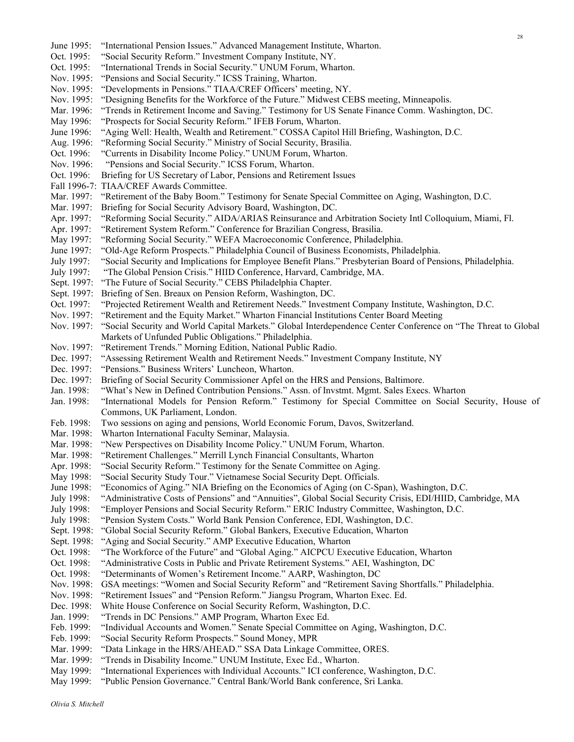June 1995: "International Pension Issues." Advanced Management Institute, Wharton.
Oct. 1995: "Social Security Reform." Investment Company Institute, NY.
Oct. 1995: "International Trends in Social Security." UNUM Forum, Wharton.
Nov. 1995: "Pensions and Social Security." ICSS Training, Wharton.
Nov. 1995: "Developments in Pensions." TIAA/CREF Officers' meeting, NY.
Nov. 1995: "Designing Benefits for the Workforce of the Future." Midwest CEBS meeting, Minneapolis.
Mar. 1996: "Trends in Retirement Income and Saving." Testimony for US Senate Finance Comm. Washington, DC.
May 1996: "Prospects for Social Security Reform." IFEB Forum, Wharton.
June 1996: "Aging Well: Health, Wealth and Retirement." COSSA Capitol Hill Briefing, Washington, D.C.
Aug. 1996: "Reforming Social Security." Ministry of Social Security, Brasilia.
Oct. 1996: "Currents in Disability Income Policy." UNUM Forum, Wharton.
Nov. 1996: "Pensions and Social Security." ICSS Forum, Wharton.
Oct. 1996: Briefing for US Secretary of Labor, Pensions and Retirement Issues
Fall 1996-7: TIAA/CREF Awards Committee.
Mar. 1997: "Retirement of the Baby Boom." Testimony for Senate Special Committee on Aging, Washington, D.C.
Mar. 1997: Briefing for Social Security Advisory Board, Washington, DC.
Apr. 1997: "Reforming Social Security." AIDA/ARIAS Reinsurance and Arbitration Society Intl Colloquium, Miami, Fl.
Apr. 1997: "Retirement System Reform." Conference for Brazilian Congress, Brasilia.
May 1997: "Reforming Social Security." WEFA Macroeconomic Conference, Philadelphia.
June 1997: "Old-Age Reform Prospects." Philadelphia Council of Business Economists, Philadelphia.
July 1997: "Social Security and Implications for Employee Benefit Plans." Presbyterian Board of Pensions, Philadelphia.
July 1997: "The Global Pension Crisis." HIID Conference, Harvard, Cambridge, MA.
Sept. 1997: "The Future of Social Security." CEBS Philadelphia Chapter.
Sept. 1997: Briefing of Sen. Breaux on Pension Reform, Washington, DC.
Oct. 1997: "Projected Retirement Wealth and Retirement Needs." Investment Company Institute, Washington, D.C.
Nov. 1997: "Retirement and the Equity Market." Wharton Financial Institutions Center Board Meeting
Nov. 1997: "Social Security and World Capital Markets." Global Interdependence Center Conference on "The Threat to Global Markets of Unfunded Public Obligations." Philadelphia.
Nov. 1997: "Retirement Trends." Morning Edition, National Public Radio.
Dec. 1997: "Assessing Retirement Wealth and Retirement Needs." Investment Company Institute, NY
Dec. 1997: "Pensions." Business Writers' Luncheon, Wharton.
Dec. 1997: Briefing of Social Security Commissioner Apfel on the HRS and Pensions, Baltimore.
Jan. 1998: "What's New in Defined Contribution Pensions." Assn. of Invstmt. Mgmt. Sales Execs. Wharton
Jan. 1998: "International Models for Pension Reform." Testimony for Special Committee on Social Security, House of Commons, UK Parliament, London.
Feb. 1998: Two sessions on aging and pensions, World Economic Forum, Davos, Switzerland.
Mar. 1998: Wharton International Faculty Seminar, Malaysia.
Mar. 1998: "New Perspectives on Disability Income Policy." UNUM Forum, Wharton.
Mar. 1998: "Retirement Challenges." Merrill Lynch Financial Consultants, Wharton
Apr. 1998: "Social Security Reform." Testimony for the Senate Committee on Aging.
May 1998: "Social Security Study Tour." Vietnamese Social Security Dept. Officials.
June 1998: "Economics of Aging." NIA Briefing on the Economics of Aging (on C-Span), Washington, D.C.
July 1998: "Administrative Costs of Pensions" and "Annuities", Global Social Security Crisis, EDI/HIID, Cambridge, MA
July 1998: "Employer Pensions and Social Security Reform." ERIC Industry Committee, Washington, D.C.
July 1998: "Pension System Costs." World Bank Pension Conference, EDI, Washington, D.C.
Sept. 1998: "Global Social Security Reform." Global Bankers, Executive Education, Wharton
Sept. 1998: "Aging and Social Security." AMP Executive Education, Wharton
Oct. 1998: "The Workforce of the Future" and "Global Aging." AICPCU Executive Education, Wharton
Oct. 1998: "Administrative Costs in Public and Private Retirement Systems." AEI, Washington, DC
Oct. 1998: "Determinants of Women's Retirement Income." AARP, Washington, DC
Nov. 1998: GSA meetings: "Women and Social Security Reform" and "Retirement Saving Shortfalls." Philadelphia.
Nov. 1998: "Retirement Issues" and "Pension Reform." Jiangsu Program, Wharton Exec. Ed.
Dec. 1998: White House Conference on Social Security Reform, Washington, D.C.
Jan. 1999: "Trends in DC Pensions." AMP Program, Wharton Exec Ed.
Feb. 1999: "Individual Accounts and Women." Senate Special Committee on Aging, Washington, D.C.
Feb. 1999: "Social Security Reform Prospects." Sound Money, MPR
Mar. 1999: "Data Linkage in the HRS/AHEAD." SSA Data Linkage Committee, ORES.
Mar. 1999: "Trends in Disability Income." UNUM Institute, Exec Ed., Wharton.
May 1999: "International Experiences with Individual Accounts." ICI conference, Washington, D.C.
May 1999: "Public Pension Governance." Central Bank/World Bank conference, Sri Lanka.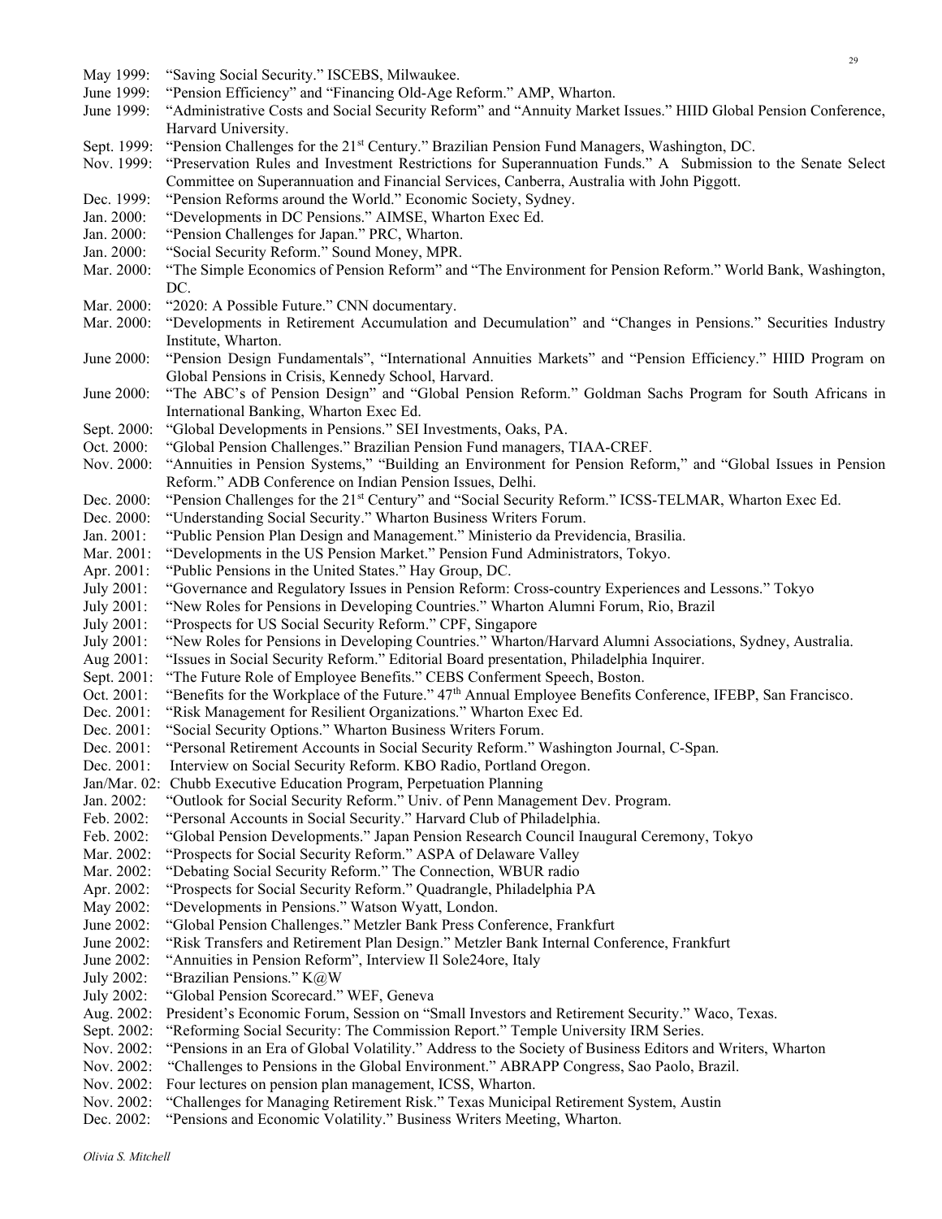May 1999: "Saving Social Security." ISCEBS, Milwaukee.

June 1999: "Pension Efficiency" and "Financing Old-Age Reform." AMP, Wharton.

June 1999: "Administrative Costs and Social Security Reform" and "Annuity Market Issues." HIID Global Pension Conference, Harvard University.

Sept. 1999: "Pension Challenges for the 21st Century." Brazilian Pension Fund Managers, Washington, DC.

Nov. 1999: "Preservation Rules and Investment Restrictions for Superannuation Funds." A Submission to the Senate Select Committee on Superannuation and Financial Services, Canberra, Australia with John Piggott.

Dec. 1999: "Pension Reforms around the World." Economic Society, Sydney.

Jan. 2000: "Developments in DC Pensions." AIMSE, Wharton Exec Ed.

Jan. 2000: "Pension Challenges for Japan." PRC, Wharton.

Jan. 2000: "Social Security Reform." Sound Money, MPR.

Mar. 2000: "The Simple Economics of Pension Reform" and "The Environment for Pension Reform." World Bank, Washington, DC.

Mar. 2000: "2020: A Possible Future." CNN documentary.

Mar. 2000: "Developments in Retirement Accumulation and Decumulation" and "Changes in Pensions." Securities Industry Institute, Wharton.

June 2000: "Pension Design Fundamentals", "International Annuities Markets" and "Pension Efficiency." HIID Program on Global Pensions in Crisis, Kennedy School, Harvard.

June 2000: "The ABC's of Pension Design" and "Global Pension Reform." Goldman Sachs Program for South Africans in International Banking, Wharton Exec Ed.

Sept. 2000: "Global Developments in Pensions." SEI Investments, Oaks, PA.

Oct. 2000: "Global Pension Challenges." Brazilian Pension Fund managers, TIAA-CREF.

Nov. 2000: "Annuities in Pension Systems," "Building an Environment for Pension Reform," and "Global Issues in Pension Reform." ADB Conference on Indian Pension Issues, Delhi.

Dec. 2000: "Pension Challenges for the 21st Century" and "Social Security Reform." ICSS-TELMAR, Wharton Exec Ed.

Dec. 2000: "Understanding Social Security." Wharton Business Writers Forum.

Jan. 2001: "Public Pension Plan Design and Management." Ministerio da Previdencia, Brasilia.

Mar. 2001: "Developments in the US Pension Market." Pension Fund Administrators, Tokyo.

Apr. 2001: "Public Pensions in the United States." Hay Group, DC.

July 2001: "Governance and Regulatory Issues in Pension Reform: Cross-country Experiences and Lessons." Tokyo

July 2001: "New Roles for Pensions in Developing Countries." Wharton Alumni Forum, Rio, Brazil

July 2001: "Prospects for US Social Security Reform." CPF, Singapore

July 2001: "New Roles for Pensions in Developing Countries." Wharton/Harvard Alumni Associations, Sydney, Australia.

Aug 2001: "Issues in Social Security Reform." Editorial Board presentation, Philadelphia Inquirer.

Sept. 2001: "The Future Role of Employee Benefits." CEBS Conferment Speech, Boston.

Oct. 2001: "Benefits for the Workplace of the Future." 47th Annual Employee Benefits Conference, IFEBP, San Francisco.

Dec. 2001: "Risk Management for Resilient Organizations." Wharton Exec Ed.

Dec. 2001: "Social Security Options." Wharton Business Writers Forum.

Dec. 2001: "Personal Retirement Accounts in Social Security Reform." Washington Journal, C-Span.

Dec. 2001: Interview on Social Security Reform. KBO Radio, Portland Oregon.

Jan/Mar. 02: Chubb Executive Education Program, Perpetuation Planning

Jan. 2002: "Outlook for Social Security Reform." Univ. of Penn Management Dev. Program.

Feb. 2002: "Personal Accounts in Social Security." Harvard Club of Philadelphia.

Feb. 2002: "Global Pension Developments." Japan Pension Research Council Inaugural Ceremony, Tokyo

Mar. 2002: "Prospects for Social Security Reform." ASPA of Delaware Valley

Mar. 2002: "Debating Social Security Reform." The Connection, WBUR radio

Apr. 2002: "Prospects for Social Security Reform." Quadrangle, Philadelphia PA

May 2002: "Developments in Pensions." Watson Wyatt, London.

June 2002: "Global Pension Challenges." Metzler Bank Press Conference, Frankfurt

June 2002: "Risk Transfers and Retirement Plan Design." Metzler Bank Internal Conference, Frankfurt

June 2002: "Annuities in Pension Reform", Interview Il Sole24ore, Italy

July 2002: "Brazilian Pensions." K@W

July 2002: "Global Pension Scorecard." WEF, Geneva

Aug. 2002: President's Economic Forum, Session on "Small Investors and Retirement Security." Waco, Texas.

Sept. 2002: "Reforming Social Security: The Commission Report." Temple University IRM Series.

Nov. 2002: "Pensions in an Era of Global Volatility." Address to the Society of Business Editors and Writers, Wharton

Nov. 2002: "Challenges to Pensions in the Global Environment." ABRAPP Congress, Sao Paolo, Brazil.

Nov. 2002: Four lectures on pension plan management, ICSS, Wharton.

Nov. 2002: "Challenges for Managing Retirement Risk." Texas Municipal Retirement System, Austin

Dec. 2002: "Pensions and Economic Volatility." Business Writers Meeting, Wharton.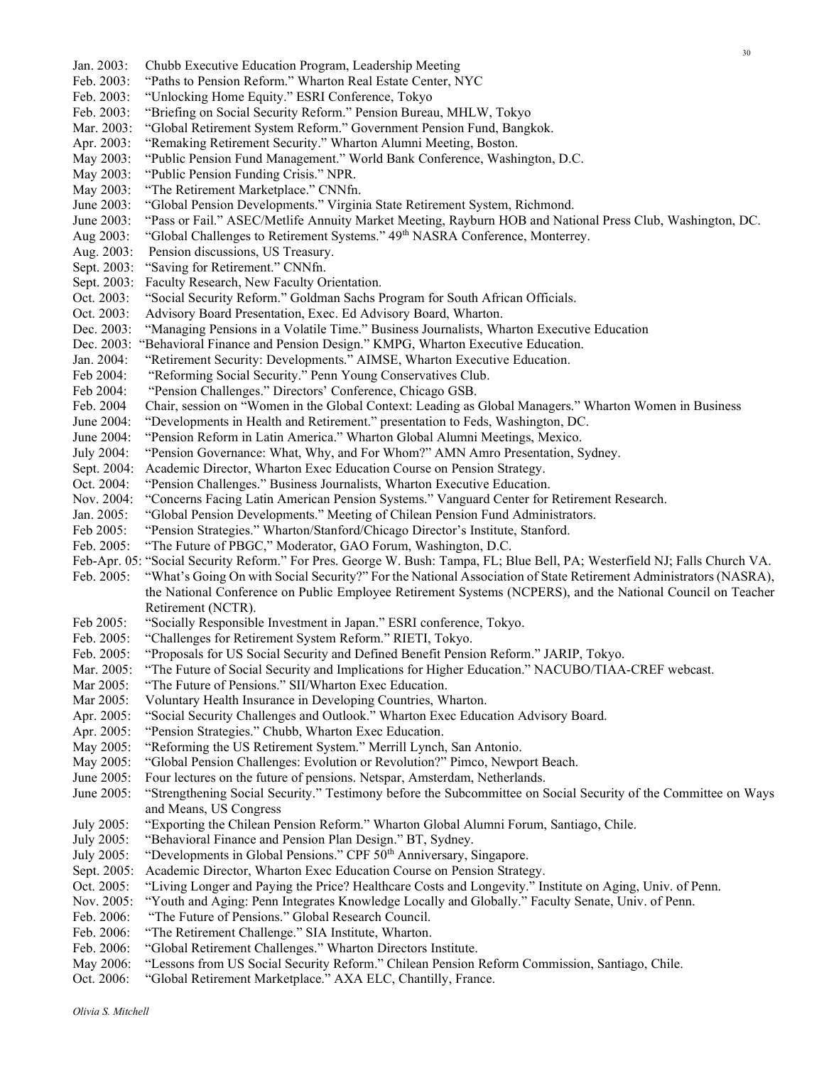Jan. 2003: Chubb Executive Education Program, Leadership Meeting
Feb. 2003: "Paths to Pension Reform." Wharton Real Estate Center, NYC
Feb. 2003: "Unlocking Home Equity." ESRI Conference, Tokyo
Feb. 2003: "Briefing on Social Security Reform." Pension Bureau, MHLW, Tokyo
Mar. 2003: "Global Retirement System Reform." Government Pension Fund, Bangkok.
Apr. 2003: "Remaking Retirement Security." Wharton Alumni Meeting, Boston.
May 2003: "Public Pension Fund Management." World Bank Conference, Washington, D.C.
May 2003: "Public Pension Funding Crisis." NPR.
May 2003: "The Retirement Marketplace." CNNfn.
June 2003: "Global Pension Developments." Virginia State Retirement System, Richmond.
June 2003: "Pass or Fail." ASEC/Metlife Annuity Market Meeting, Rayburn HOB and National Press Club, Washington, DC.
Aug 2003: "Global Challenges to Retirement Systems." 49th NASRA Conference, Monterrey.
Aug. 2003: Pension discussions, US Treasury.
Sept. 2003: "Saving for Retirement." CNNfn.
Sept. 2003: Faculty Research, New Faculty Orientation.
Oct. 2003: "Social Security Reform." Goldman Sachs Program for South African Officials.
Oct. 2003: Advisory Board Presentation, Exec. Ed Advisory Board, Wharton.
Dec. 2003: "Managing Pensions in a Volatile Time." Business Journalists, Wharton Executive Education
Dec. 2003: "Behavioral Finance and Pension Design." KMPG, Wharton Executive Education.
Jan. 2004: "Retirement Security: Developments." AIMSE, Wharton Executive Education.
Feb 2004: "Reforming Social Security." Penn Young Conservatives Club.
Feb 2004: "Pension Challenges." Directors' Conference, Chicago GSB.
Feb. 2004 Chair, session on "Women in the Global Context: Leading as Global Managers." Wharton Women in Business
June 2004: "Developments in Health and Retirement." presentation to Feds, Washington, DC.
June 2004: "Pension Reform in Latin America." Wharton Global Alumni Meetings, Mexico.
July 2004: "Pension Governance: What, Why, and For Whom?" AMN Amro Presentation, Sydney.
Sept. 2004: Academic Director, Wharton Exec Education Course on Pension Strategy.
Oct. 2004: "Pension Challenges." Business Journalists, Wharton Executive Education.
Nov. 2004: "Concerns Facing Latin American Pension Systems." Vanguard Center for Retirement Research.
Jan. 2005: "Global Pension Developments." Meeting of Chilean Pension Fund Administrators.
Feb 2005: "Pension Strategies." Wharton/Stanford/Chicago Director's Institute, Stanford.
Feb. 2005: "The Future of PBGC," Moderator, GAO Forum, Washington, D.C.
Feb-Apr. 05: "Social Security Reform." For Pres. George W. Bush: Tampa, FL; Blue Bell, PA; Westerfield NJ; Falls Church VA.
Feb. 2005: "What's Going On with Social Security?" For the National Association of State Retirement Administrators (NASRA), the National Conference on Public Employee Retirement Systems (NCPERS), and the National Council on Teacher Retirement (NCTR).
Feb 2005: "Socially Responsible Investment in Japan." ESRI conference, Tokyo.
Feb. 2005: "Challenges for Retirement System Reform." RIETI, Tokyo.
Feb. 2005: "Proposals for US Social Security and Defined Benefit Pension Reform." JARIP, Tokyo.
Mar. 2005: "The Future of Social Security and Implications for Higher Education." NACUBO/TIAA-CREF webcast.
Mar 2005: "The Future of Pensions." SII/Wharton Exec Education.
Mar 2005: Voluntary Health Insurance in Developing Countries, Wharton.
Apr. 2005: "Social Security Challenges and Outlook." Wharton Exec Education Advisory Board.
Apr. 2005: "Pension Strategies." Chubb, Wharton Exec Education.
May 2005: "Reforming the US Retirement System." Merrill Lynch, San Antonio.
May 2005: "Global Pension Challenges: Evolution or Revolution?" Pimco, Newport Beach.
June 2005: Four lectures on the future of pensions. Netspar, Amsterdam, Netherlands.
June 2005: "Strengthening Social Security." Testimony before the Subcommittee on Social Security of the Committee on Ways and Means, US Congress
July 2005: "Exporting the Chilean Pension Reform." Wharton Global Alumni Forum, Santiago, Chile.
July 2005: "Behavioral Finance and Pension Plan Design." BT, Sydney.
July 2005: "Developments in Global Pensions." CPF 50th Anniversary, Singapore.
Sept. 2005: Academic Director, Wharton Exec Education Course on Pension Strategy.
Oct. 2005: "Living Longer and Paying the Price? Healthcare Costs and Longevity." Institute on Aging, Univ. of Penn.
Nov. 2005: "Youth and Aging: Penn Integrates Knowledge Locally and Globally." Faculty Senate, Univ. of Penn.
Feb. 2006: "The Future of Pensions." Global Research Council.
Feb. 2006: "The Retirement Challenge." SIA Institute, Wharton.
Feb. 2006: "Global Retirement Challenges." Wharton Directors Institute.
May 2006: "Lessons from US Social Security Reform." Chilean Pension Reform Commission, Santiago, Chile.
Oct. 2006: "Global Retirement Marketplace." AXA ELC, Chantilly, France.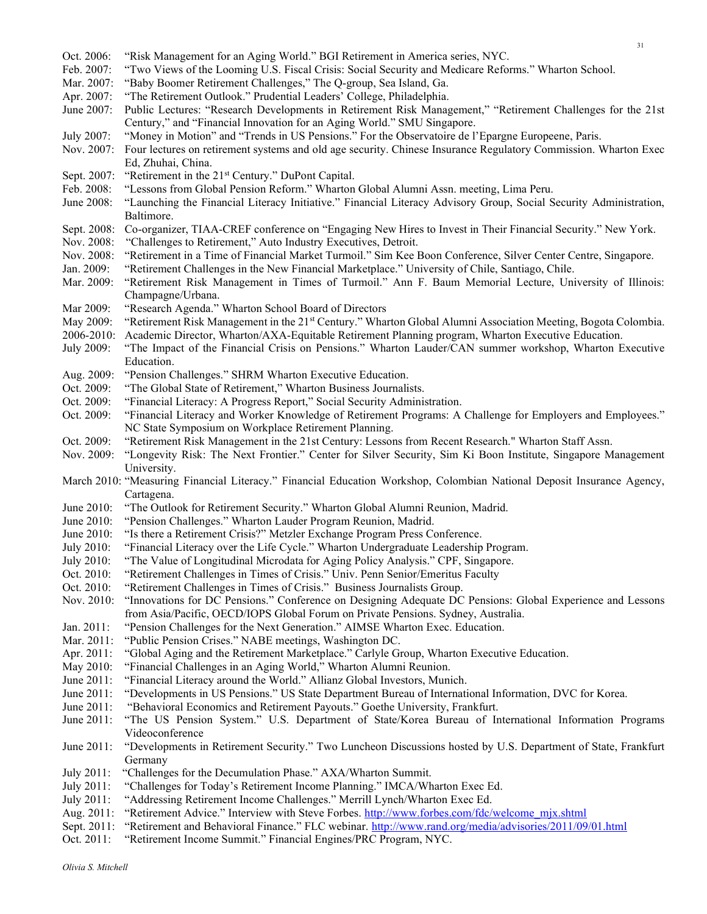Oct. 2006: "Risk Management for an Aging World." BGI Retirement in America series, NYC.

Feb. 2007: "Two Views of the Looming U.S. Fiscal Crisis: Social Security and Medicare Reforms." Wharton School.

Mar. 2007: "Baby Boomer Retirement Challenges," The Q-group, Sea Island, Ga.

Apr. 2007: "The Retirement Outlook." Prudential Leaders' College, Philadelphia.

June 2007: Public Lectures: "Research Developments in Retirement Risk Management," "Retirement Challenges for the 21st Century," and "Financial Innovation for an Aging World." SMU Singapore.

July 2007: "Money in Motion" and "Trends in US Pensions." For the Observatoire de l'Epargne Europeene, Paris.

Nov. 2007: Four lectures on retirement systems and old age security. Chinese Insurance Regulatory Commission. Wharton Exec Ed, Zhuhai, China.

Sept. 2007: "Retirement in the 21st Century." DuPont Capital.

Feb. 2008: "Lessons from Global Pension Reform." Wharton Global Alumni Assn. meeting, Lima Peru.

June 2008: "Launching the Financial Literacy Initiative." Financial Literacy Advisory Group, Social Security Administration, Baltimore.

Sept. 2008: Co-organizer, TIAA-CREF conference on "Engaging New Hires to Invest in Their Financial Security." New York.

Nov. 2008: "Challenges to Retirement," Auto Industry Executives, Detroit.

Nov. 2008: "Retirement in a Time of Financial Market Turmoil." Sim Kee Boon Conference, Silver Center Centre, Singapore.

Jan. 2009: "Retirement Challenges in the New Financial Marketplace." University of Chile, Santiago, Chile.

Mar. 2009: "Retirement Risk Management in Times of Turmoil." Ann F. Baum Memorial Lecture, University of Illinois: Champagne/Urbana.

Mar 2009: "Research Agenda." Wharton School Board of Directors

May 2009: "Retirement Risk Management in the 21st Century." Wharton Global Alumni Association Meeting, Bogota Colombia.

2006-2010: Academic Director, Wharton/AXA-Equitable Retirement Planning program, Wharton Executive Education.

July 2009: "The Impact of the Financial Crisis on Pensions." Wharton Lauder/CAN summer workshop, Wharton Executive Education.

Aug. 2009: "Pension Challenges." SHRM Wharton Executive Education.

Oct. 2009: "The Global State of Retirement," Wharton Business Journalists.

Oct. 2009: "Financial Literacy: A Progress Report," Social Security Administration.

Oct. 2009: "Financial Literacy and Worker Knowledge of Retirement Programs: A Challenge for Employers and Employees." NC State Symposium on Workplace Retirement Planning.

Oct. 2009: "Retirement Risk Management in the 21st Century: Lessons from Recent Research." Wharton Staff Assn.

Nov. 2009: "Longevity Risk: The Next Frontier." Center for Silver Security, Sim Ki Boon Institute, Singapore Management University.

March 2010: "Measuring Financial Literacy." Financial Education Workshop, Colombian National Deposit Insurance Agency, Cartagena.

June 2010: "The Outlook for Retirement Security." Wharton Global Alumni Reunion, Madrid.

June 2010: "Pension Challenges." Wharton Lauder Program Reunion, Madrid.

June 2010: "Is there a Retirement Crisis?" Metzler Exchange Program Press Conference.

July 2010: "Financial Literacy over the Life Cycle." Wharton Undergraduate Leadership Program.

July 2010: "The Value of Longitudinal Microdata for Aging Policy Analysis." CPF, Singapore.

Oct. 2010: "Retirement Challenges in Times of Crisis." Univ. Penn Senior/Emeritus Faculty

Oct. 2010: "Retirement Challenges in Times of Crisis." Business Journalists Group.

Nov. 2010: "Innovations for DC Pensions." Conference on Designing Adequate DC Pensions: Global Experience and Lessons from Asia/Pacific, OECD/IOPS Global Forum on Private Pensions. Sydney, Australia.

Jan. 2011: "Pension Challenges for the Next Generation." AIMSE Wharton Exec. Education.

Mar. 2011: "Public Pension Crises." NABE meetings, Washington DC.

Apr. 2011: "Global Aging and the Retirement Marketplace." Carlyle Group, Wharton Executive Education.

May 2010: "Financial Challenges in an Aging World," Wharton Alumni Reunion.

June 2011: "Financial Literacy around the World." Allianz Global Investors, Munich.

June 2011: "Developments in US Pensions." US State Department Bureau of International Information, DVC for Korea.

June 2011: "Behavioral Economics and Retirement Payouts." Goethe University, Frankfurt.

June 2011: "The US Pension System." U.S. Department of State/Korea Bureau of International Information Programs Videoconference

June 2011: "Developments in Retirement Security." Two Luncheon Discussions hosted by U.S. Department of State, Frankfurt Germany

July 2011: "Challenges for the Decumulation Phase." AXA/Wharton Summit.

July 2011: "Challenges for Today's Retirement Income Planning." IMCA/Wharton Exec Ed.

July 2011: "Addressing Retirement Income Challenges." Merrill Lynch/Wharton Exec Ed.

Aug. 2011: "Retirement Advice." Interview with Steve Forbes. http://www.forbes.com/fdc/welcome_mjx.shtml

Sept. 2011: "Retirement and Behavioral Finance." FLC webinar. http://www.rand.org/media/advisories/2011/09/01.html

Oct. 2011: "Retirement Income Summit." Financial Engines/PRC Program, NYC.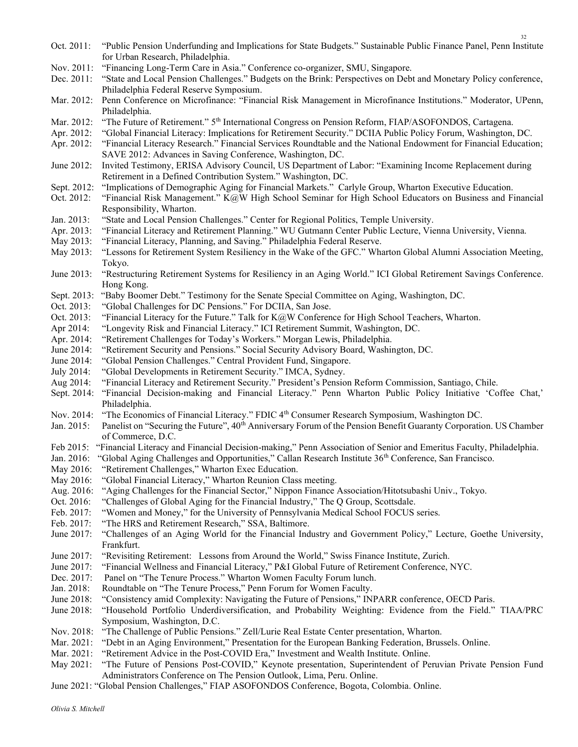Oct. 2011: "Public Pension Underfunding and Implications for State Budgets." Sustainable Public Finance Panel, Penn Institute for Urban Research, Philadelphia.

Nov. 2011: "Financing Long-Term Care in Asia." Conference co-organizer, SMU, Singapore.

Dec. 2011: "State and Local Pension Challenges." Budgets on the Brink: Perspectives on Debt and Monetary Policy conference, Philadelphia Federal Reserve Symposium.

Mar. 2012: Penn Conference on Microfinance: "Financial Risk Management in Microfinance Institutions." Moderator, UPenn, Philadelphia.

Mar. 2012: "The Future of Retirement." 5th International Congress on Pension Reform, FIAP/ASOFONDOS, Cartagena.

Apr. 2012: "Global Financial Literacy: Implications for Retirement Security." DCIIA Public Policy Forum, Washington, DC.

Apr. 2012: "Financial Literacy Research." Financial Services Roundtable and the National Endowment for Financial Education; SAVE 2012: Advances in Saving Conference, Washington, DC.

June 2012: Invited Testimony, ERISA Advisory Council, US Department of Labor: "Examining Income Replacement during Retirement in a Defined Contribution System." Washington, DC.

Sept. 2012: "Implications of Demographic Aging for Financial Markets." Carlyle Group, Wharton Executive Education.

Oct. 2012: "Financial Risk Management." K@W High School Seminar for High School Educators on Business and Financial Responsibility, Wharton.

Jan. 2013: "State and Local Pension Challenges." Center for Regional Politics, Temple University.

Apr. 2013: "Financial Literacy and Retirement Planning." WU Gutmann Center Public Lecture, Vienna University, Vienna.

May 2013: "Financial Literacy, Planning, and Saving." Philadelphia Federal Reserve.

May 2013: "Lessons for Retirement System Resiliency in the Wake of the GFC." Wharton Global Alumni Association Meeting, Tokyo.

June 2013: "Restructuring Retirement Systems for Resiliency in an Aging World." ICI Global Retirement Savings Conference. Hong Kong.

Sept. 2013: "Baby Boomer Debt." Testimony for the Senate Special Committee on Aging, Washington, DC.

Oct. 2013: "Global Challenges for DC Pensions." For DCIIA, San Jose.

Oct. 2013: "Financial Literacy for the Future." Talk for K@W Conference for High School Teachers, Wharton.

Apr 2014: "Longevity Risk and Financial Literacy." ICI Retirement Summit, Washington, DC.

Apr. 2014: "Retirement Challenges for Today's Workers." Morgan Lewis, Philadelphia.

June 2014: "Retirement Security and Pensions." Social Security Advisory Board, Washington, DC.

June 2014: "Global Pension Challenges." Central Provident Fund, Singapore.

July 2014: "Global Developments in Retirement Security." IMCA, Sydney.

Aug 2014: "Financial Literacy and Retirement Security." President's Pension Reform Commission, Santiago, Chile.

Sept. 2014: "Financial Decision-making and Financial Literacy." Penn Wharton Public Policy Initiative 'Coffee Chat,' Philadelphia.

Nov. 2014: "The Economics of Financial Literacy." FDIC 4th Consumer Research Symposium, Washington DC.

Jan. 2015: Panelist on "Securing the Future", 40th Anniversary Forum of the Pension Benefit Guaranty Corporation. US Chamber of Commerce, D.C.

Feb 2015: "Financial Literacy and Financial Decision-making," Penn Association of Senior and Emeritus Faculty, Philadelphia.

Jan. 2016: "Global Aging Challenges and Opportunities," Callan Research Institute 36th Conference, San Francisco.

May 2016: "Retirement Challenges," Wharton Exec Education.

May 2016: "Global Financial Literacy," Wharton Reunion Class meeting.

Aug. 2016: "Aging Challenges for the Financial Sector," Nippon Finance Association/Hitotsubashi Univ., Tokyo.

Oct. 2016: "Challenges of Global Aging for the Financial Industry," The Q Group, Scottsdale.

Feb. 2017: "Women and Money," for the University of Pennsylvania Medical School FOCUS series.

Feb. 2017: "The HRS and Retirement Research," SSA, Baltimore.

June 2017: "Challenges of an Aging World for the Financial Industry and Government Policy," Lecture, Goethe University, Frankfurt.

June 2017: "Revisiting Retirement: Lessons from Around the World," Swiss Finance Institute, Zurich.

June 2017: "Financial Wellness and Financial Literacy," P&I Global Future of Retirement Conference, NYC.

Dec. 2017: Panel on "The Tenure Process." Wharton Women Faculty Forum lunch.

Jan. 2018: Roundtable on "The Tenure Process," Penn Forum for Women Faculty.

June 2018: "Consistency amid Complexity: Navigating the Future of Pensions," INPARR conference, OECD Paris.

June 2018: "Household Portfolio Underdiversification, and Probability Weighting: Evidence from the Field." TIAA/PRC Symposium, Washington, D.C.

Nov. 2018: "The Challenge of Public Pensions." Zell/Lurie Real Estate Center presentation, Wharton.

Mar. 2021: "Debt in an Aging Environment," Presentation for the European Banking Federation, Brussels. Online.

Mar. 2021: "Retirement Advice in the Post-COVID Era," Investment and Wealth Institute. Online.

May 2021: "The Future of Pensions Post-COVID," Keynote presentation, Superintendent of Peruvian Private Pension Fund Administrators Conference on The Pension Outlook, Lima, Peru. Online.

June 2021: "Global Pension Challenges," FIAP ASOFONDOS Conference, Bogota, Colombia. Online.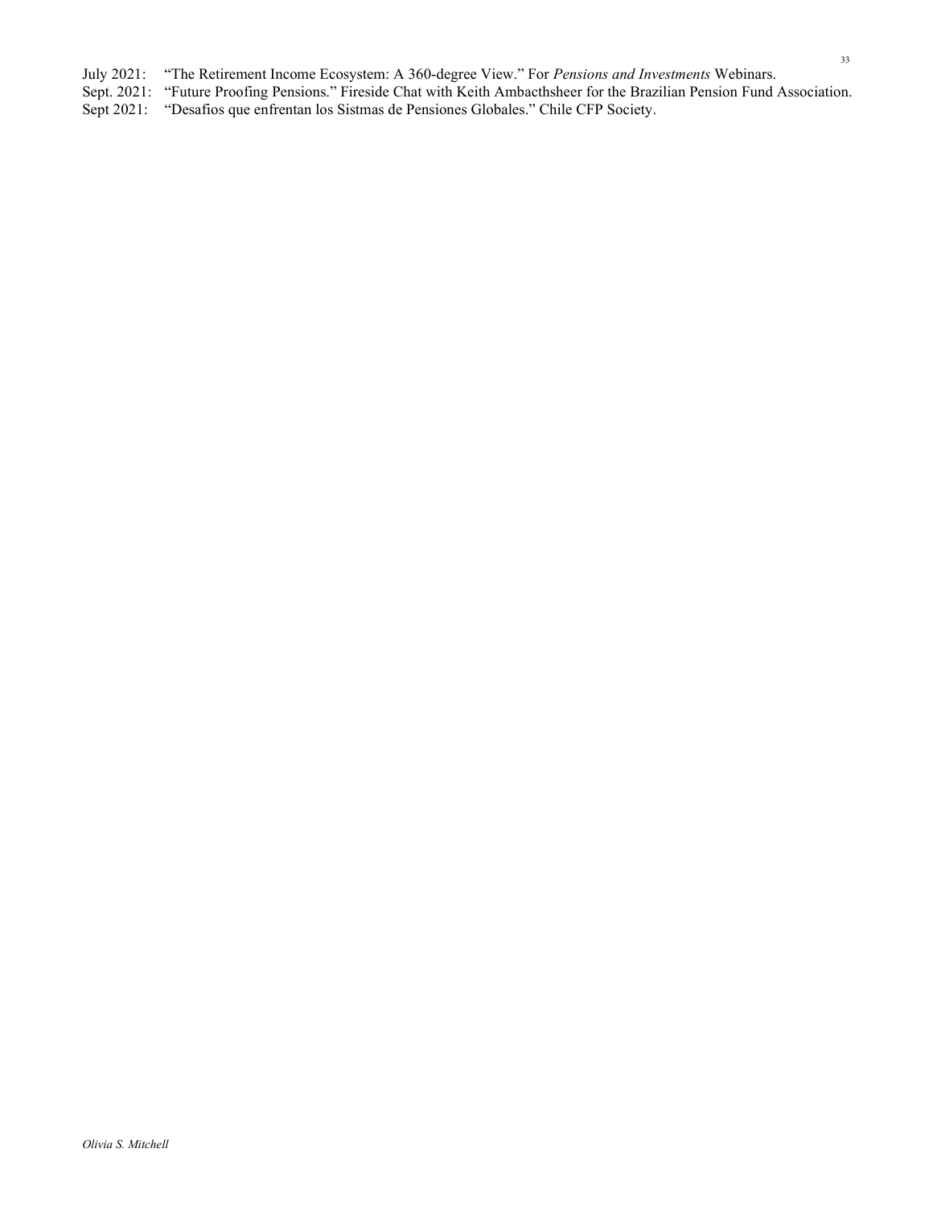July 2021: "The Retirement Income Ecosystem: A 360-degree View." For *Pensions and Investments* Webinars.
Sept. 2021: "Future Proofing Pensions." Fireside Chat with Keith Ambacthsheer for the Brazilian Pension Fund Association.
Sept 2021: "Desafios que enfrentan los Sistmas de Pensiones Globales." Chile CFP Society.